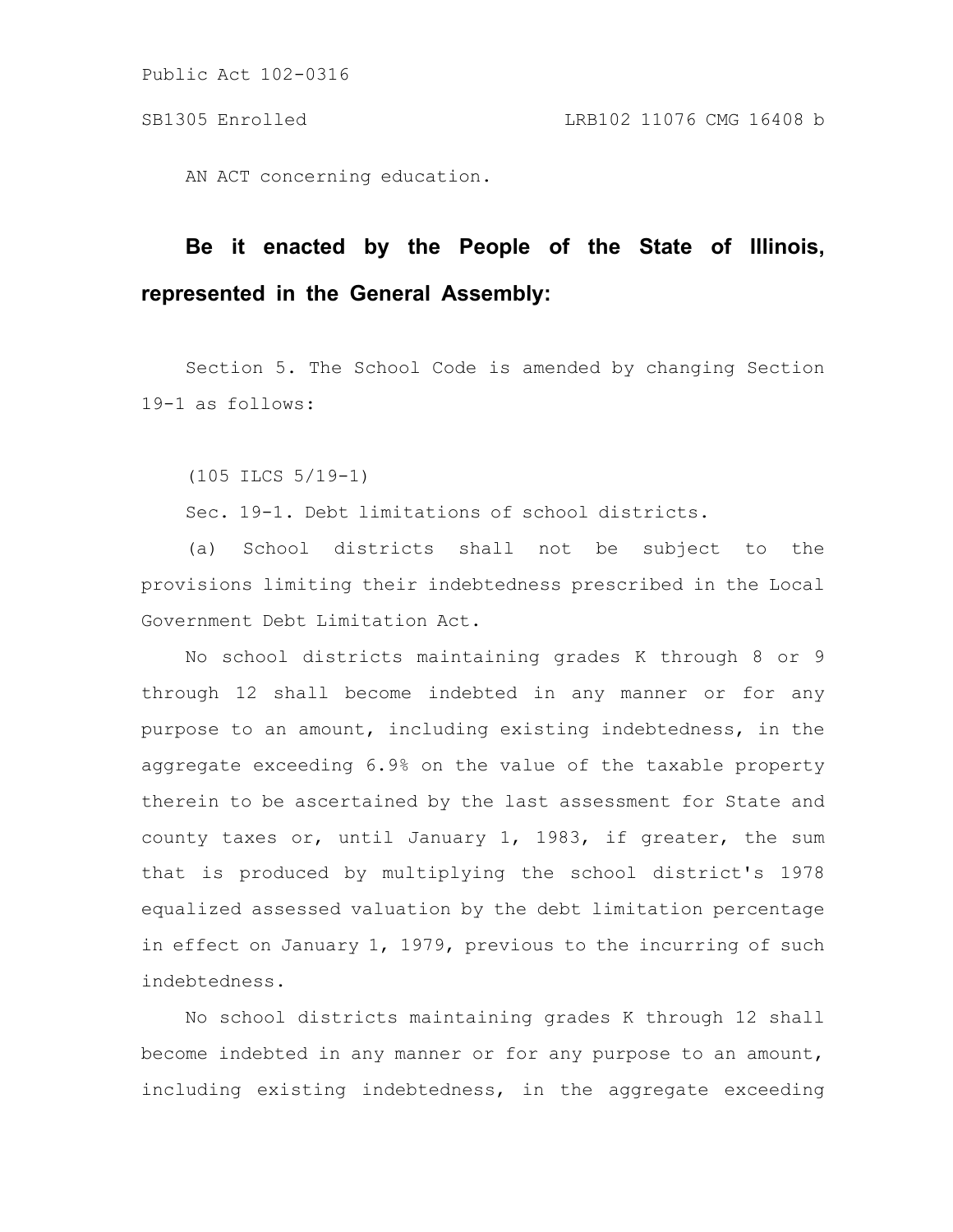Public Act 102-0316

SB1305 Enrolled LRB102 11076 CMG 16408 b

AN ACT concerning education.

**Be it enacted by the People of the State of Illinois, represented in the General Assembly:**

Section 5. The School Code is amended by changing Section 19-1 as follows:

(105 ILCS 5/19-1)

Sec. 19-1. Debt limitations of school districts.

(a) School districts shall not be subject to the provisions limiting their indebtedness prescribed in the Local Government Debt Limitation Act.

No school districts maintaining grades K through 8 or 9 through 12 shall become indebted in any manner or for any purpose to an amount, including existing indebtedness, in the aggregate exceeding 6.9% on the value of the taxable property therein to be ascertained by the last assessment for State and county taxes or, until January 1, 1983, if greater, the sum that is produced by multiplying the school district's 1978 equalized assessed valuation by the debt limitation percentage in effect on January 1, 1979, previous to the incurring of such indebtedness.

No school districts maintaining grades K through 12 shall become indebted in any manner or for any purpose to an amount, including existing indebtedness, in the aggregate exceeding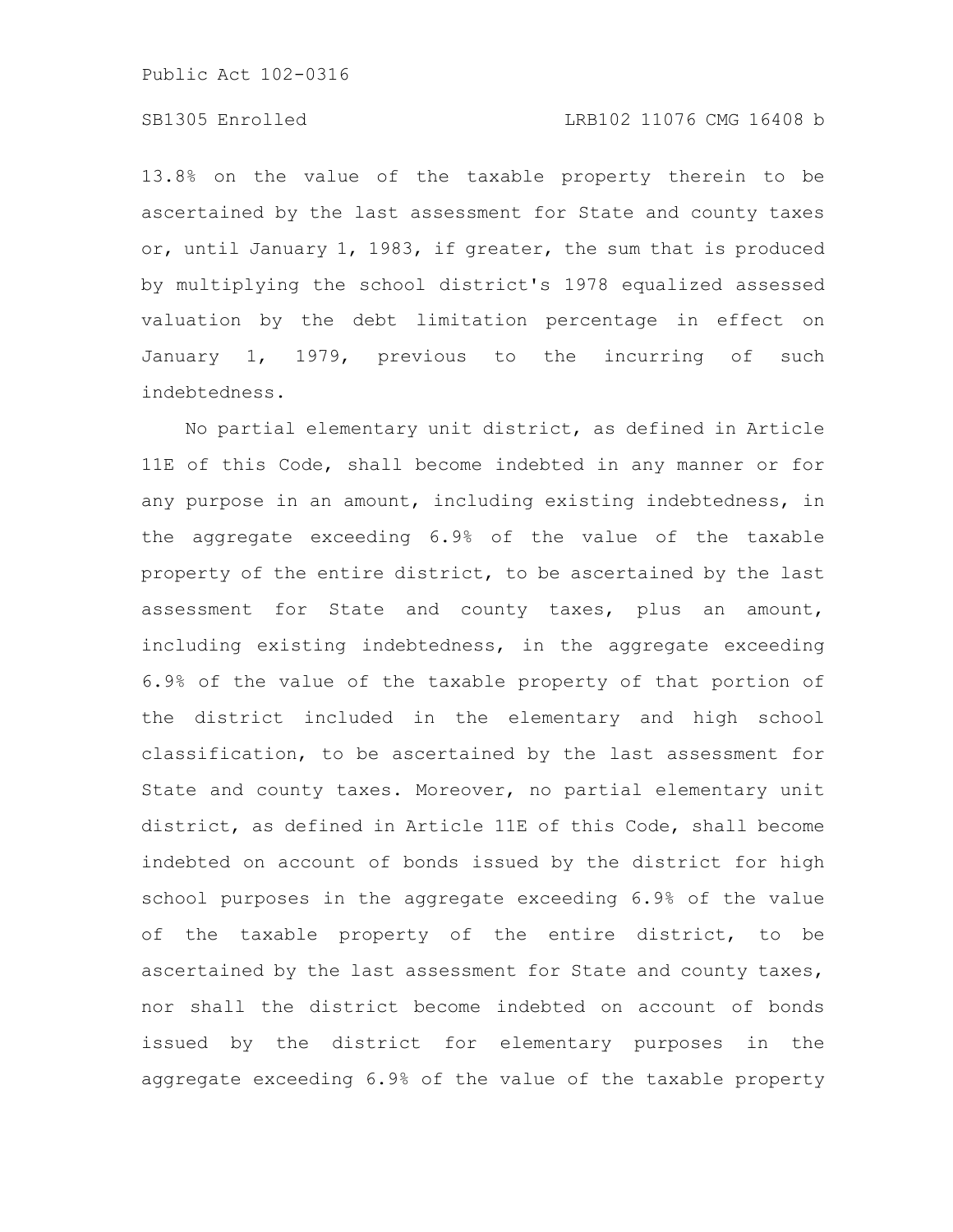13.8% on the value of the taxable property therein to be ascertained by the last assessment for State and county taxes or, until January 1, 1983, if greater, the sum that is produced by multiplying the school district's 1978 equalized assessed valuation by the debt limitation percentage in effect on January 1, 1979, previous to the incurring of such indebtedness.

No partial elementary unit district, as defined in Article 11E of this Code, shall become indebted in any manner or for any purpose in an amount, including existing indebtedness, in the aggregate exceeding 6.9% of the value of the taxable property of the entire district, to be ascertained by the last assessment for State and county taxes, plus an amount, including existing indebtedness, in the aggregate exceeding 6.9% of the value of the taxable property of that portion of the district included in the elementary and high school classification, to be ascertained by the last assessment for State and county taxes. Moreover, no partial elementary unit district, as defined in Article 11E of this Code, shall become indebted on account of bonds issued by the district for high school purposes in the aggregate exceeding 6.9% of the value of the taxable property of the entire district, to be ascertained by the last assessment for State and county taxes, nor shall the district become indebted on account of bonds issued by the district for elementary purposes in the aggregate exceeding 6.9% of the value of the taxable property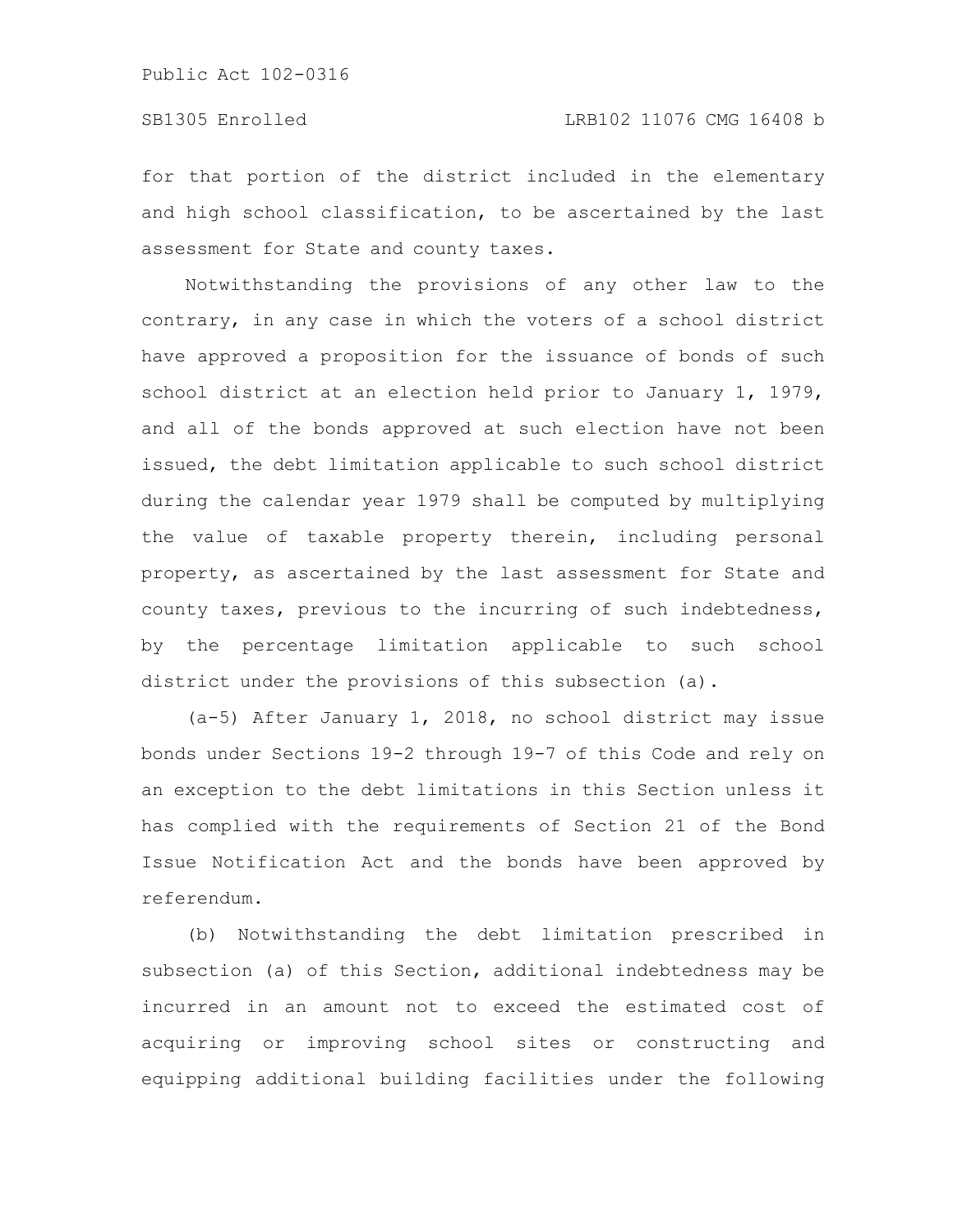for that portion of the district included in the elementary and high school classification, to be ascertained by the last assessment for State and county taxes.

Notwithstanding the provisions of any other law to the contrary, in any case in which the voters of a school district have approved a proposition for the issuance of bonds of such school district at an election held prior to January 1, 1979, and all of the bonds approved at such election have not been issued, the debt limitation applicable to such school district during the calendar year 1979 shall be computed by multiplying the value of taxable property therein, including personal property, as ascertained by the last assessment for State and county taxes, previous to the incurring of such indebtedness, by the percentage limitation applicable to such school district under the provisions of this subsection (a).

(a-5) After January 1, 2018, no school district may issue bonds under Sections 19-2 through 19-7 of this Code and rely on an exception to the debt limitations in this Section unless it has complied with the requirements of Section 21 of the Bond Issue Notification Act and the bonds have been approved by referendum.

(b) Notwithstanding the debt limitation prescribed in subsection (a) of this Section, additional indebtedness may be incurred in an amount not to exceed the estimated cost of acquiring or improving school sites or constructing and equipping additional building facilities under the following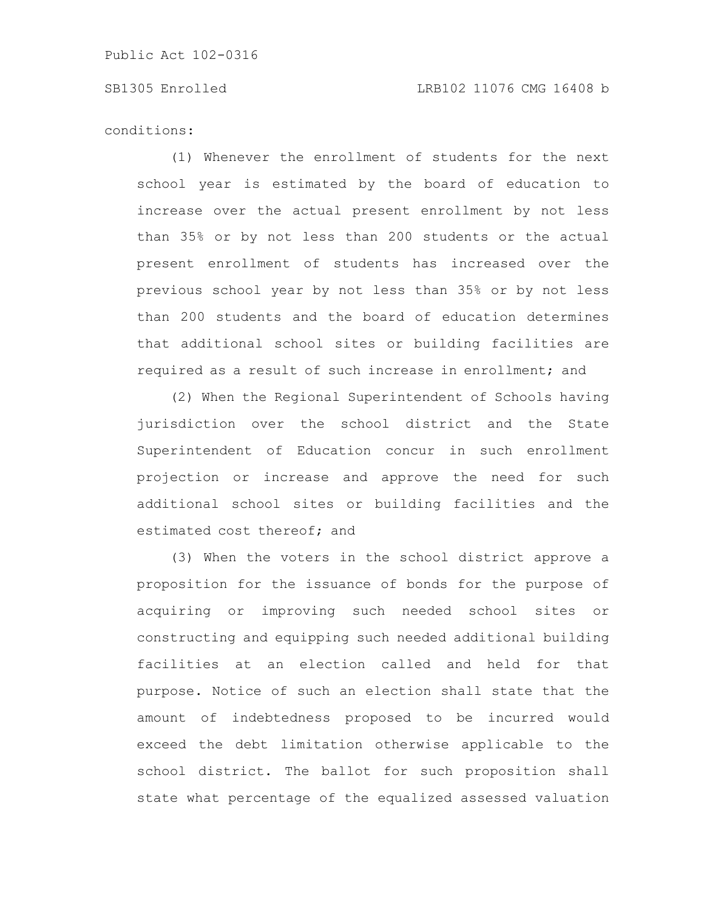conditions:

(1) Whenever the enrollment of students for the next school year is estimated by the board of education to increase over the actual present enrollment by not less than 35% or by not less than 200 students or the actual present enrollment of students has increased over the previous school year by not less than 35% or by not less than 200 students and the board of education determines that additional school sites or building facilities are required as a result of such increase in enrollment; and

(2) When the Regional Superintendent of Schools having jurisdiction over the school district and the State Superintendent of Education concur in such enrollment projection or increase and approve the need for such additional school sites or building facilities and the estimated cost thereof; and

(3) When the voters in the school district approve a proposition for the issuance of bonds for the purpose of acquiring or improving such needed school sites or constructing and equipping such needed additional building facilities at an election called and held for that purpose. Notice of such an election shall state that the amount of indebtedness proposed to be incurred would exceed the debt limitation otherwise applicable to the school district. The ballot for such proposition shall state what percentage of the equalized assessed valuation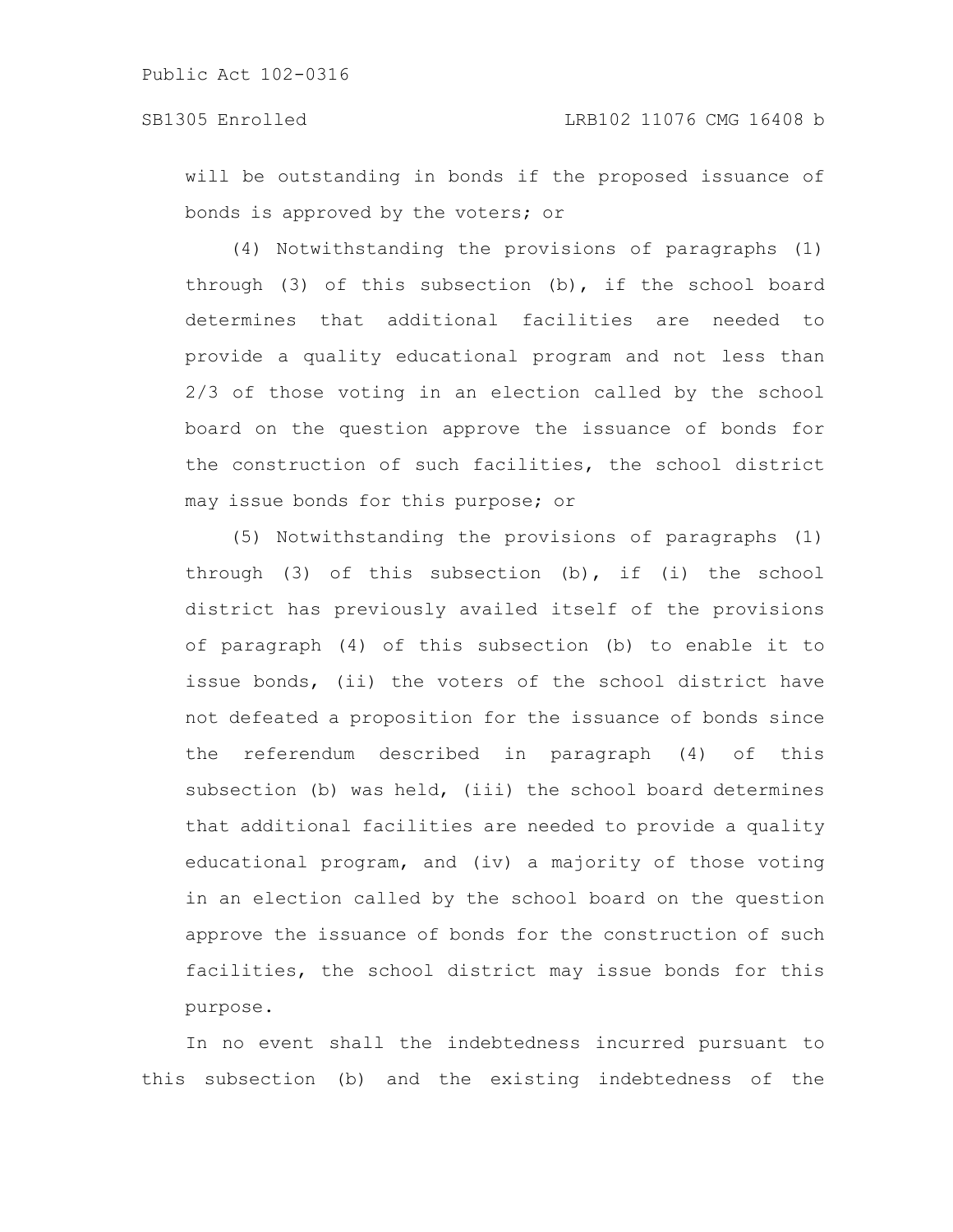will be outstanding in bonds if the proposed issuance of bonds is approved by the voters; or

(4) Notwithstanding the provisions of paragraphs (1) through (3) of this subsection (b), if the school board determines that additional facilities are needed to provide a quality educational program and not less than 2/3 of those voting in an election called by the school board on the question approve the issuance of bonds for the construction of such facilities, the school district may issue bonds for this purpose; or

(5) Notwithstanding the provisions of paragraphs (1) through (3) of this subsection (b), if (i) the school district has previously availed itself of the provisions of paragraph (4) of this subsection (b) to enable it to issue bonds, (ii) the voters of the school district have not defeated a proposition for the issuance of bonds since the referendum described in paragraph (4) of this subsection (b) was held, (iii) the school board determines that additional facilities are needed to provide a quality educational program, and (iv) a majority of those voting in an election called by the school board on the question approve the issuance of bonds for the construction of such facilities, the school district may issue bonds for this purpose.

In no event shall the indebtedness incurred pursuant to this subsection (b) and the existing indebtedness of the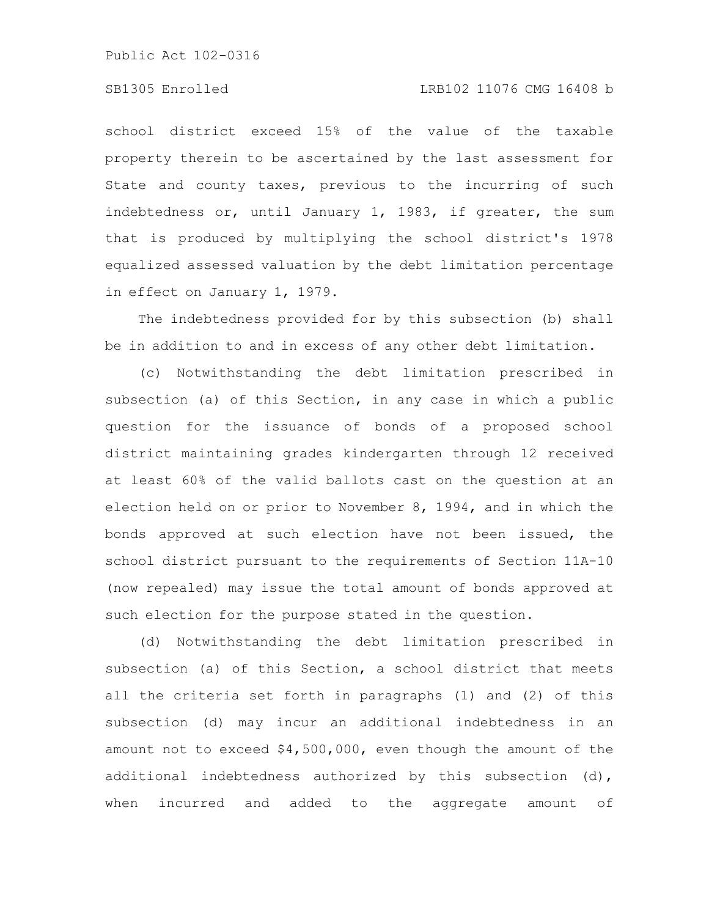school district exceed 15% of the value of the taxable property therein to be ascertained by the last assessment for State and county taxes, previous to the incurring of such indebtedness or, until January 1, 1983, if greater, the sum that is produced by multiplying the school district's 1978 equalized assessed valuation by the debt limitation percentage in effect on January 1, 1979.

The indebtedness provided for by this subsection (b) shall be in addition to and in excess of any other debt limitation.

(c) Notwithstanding the debt limitation prescribed in subsection (a) of this Section, in any case in which a public question for the issuance of bonds of a proposed school district maintaining grades kindergarten through 12 received at least 60% of the valid ballots cast on the question at an election held on or prior to November 8, 1994, and in which the bonds approved at such election have not been issued, the school district pursuant to the requirements of Section 11A-10 (now repealed) may issue the total amount of bonds approved at such election for the purpose stated in the question.

(d) Notwithstanding the debt limitation prescribed in subsection (a) of this Section, a school district that meets all the criteria set forth in paragraphs (1) and (2) of this subsection (d) may incur an additional indebtedness in an amount not to exceed $4,500,000, even though the amount of the additional indebtedness authorized by this subsection (d), when incurred and added to the aggregate amount of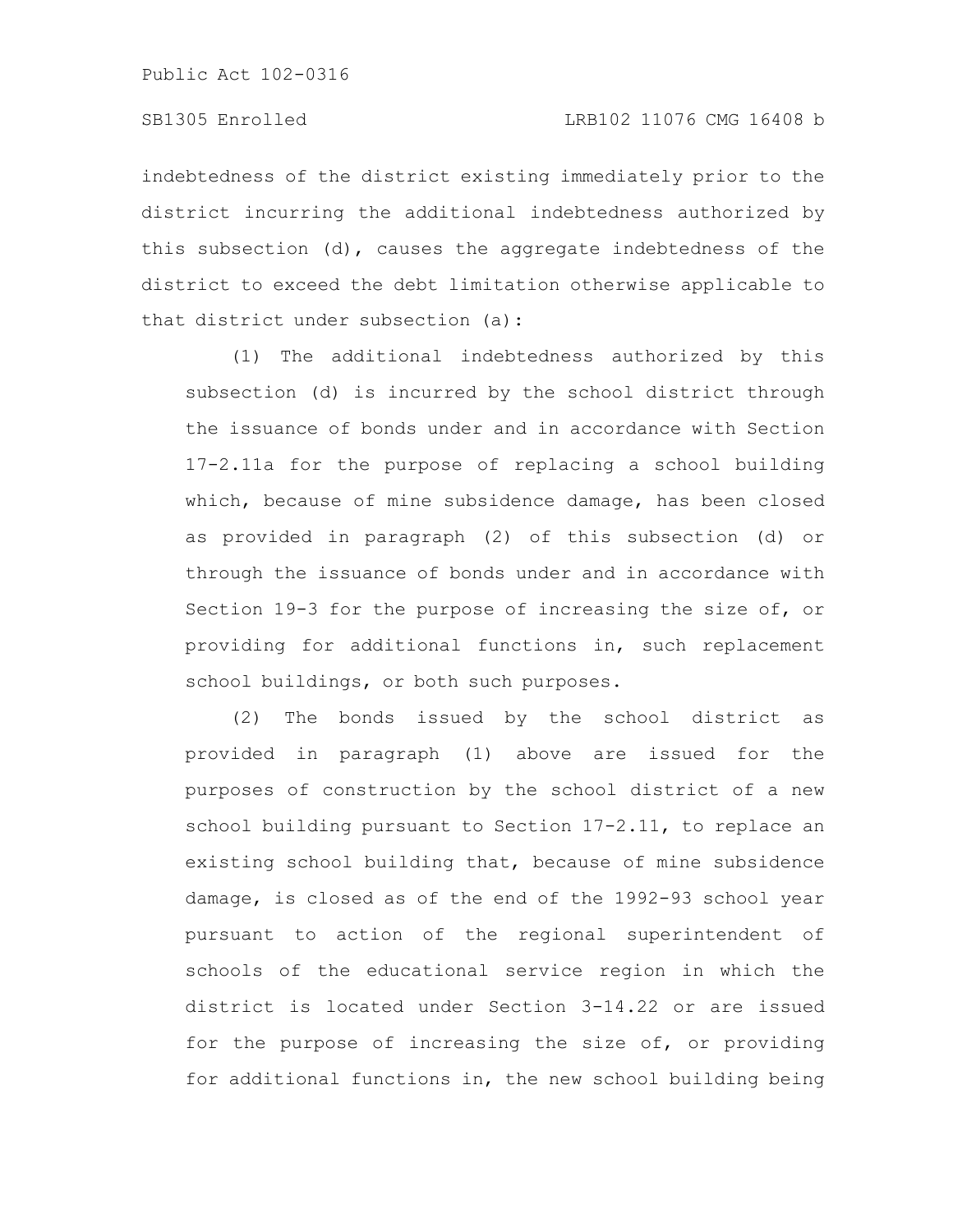indebtedness of the district existing immediately prior to the district incurring the additional indebtedness authorized by this subsection (d), causes the aggregate indebtedness of the district to exceed the debt limitation otherwise applicable to that district under subsection (a):

(1) The additional indebtedness authorized by this subsection (d) is incurred by the school district through the issuance of bonds under and in accordance with Section 17-2.11a for the purpose of replacing a school building which, because of mine subsidence damage, has been closed as provided in paragraph (2) of this subsection (d) or through the issuance of bonds under and in accordance with Section 19-3 for the purpose of increasing the size of, or providing for additional functions in, such replacement school buildings, or both such purposes.

(2) The bonds issued by the school district as provided in paragraph (1) above are issued for the purposes of construction by the school district of a new school building pursuant to Section 17-2.11, to replace an existing school building that, because of mine subsidence damage, is closed as of the end of the 1992-93 school year pursuant to action of the regional superintendent of schools of the educational service region in which the district is located under Section 3-14.22 or are issued for the purpose of increasing the size of, or providing for additional functions in, the new school building being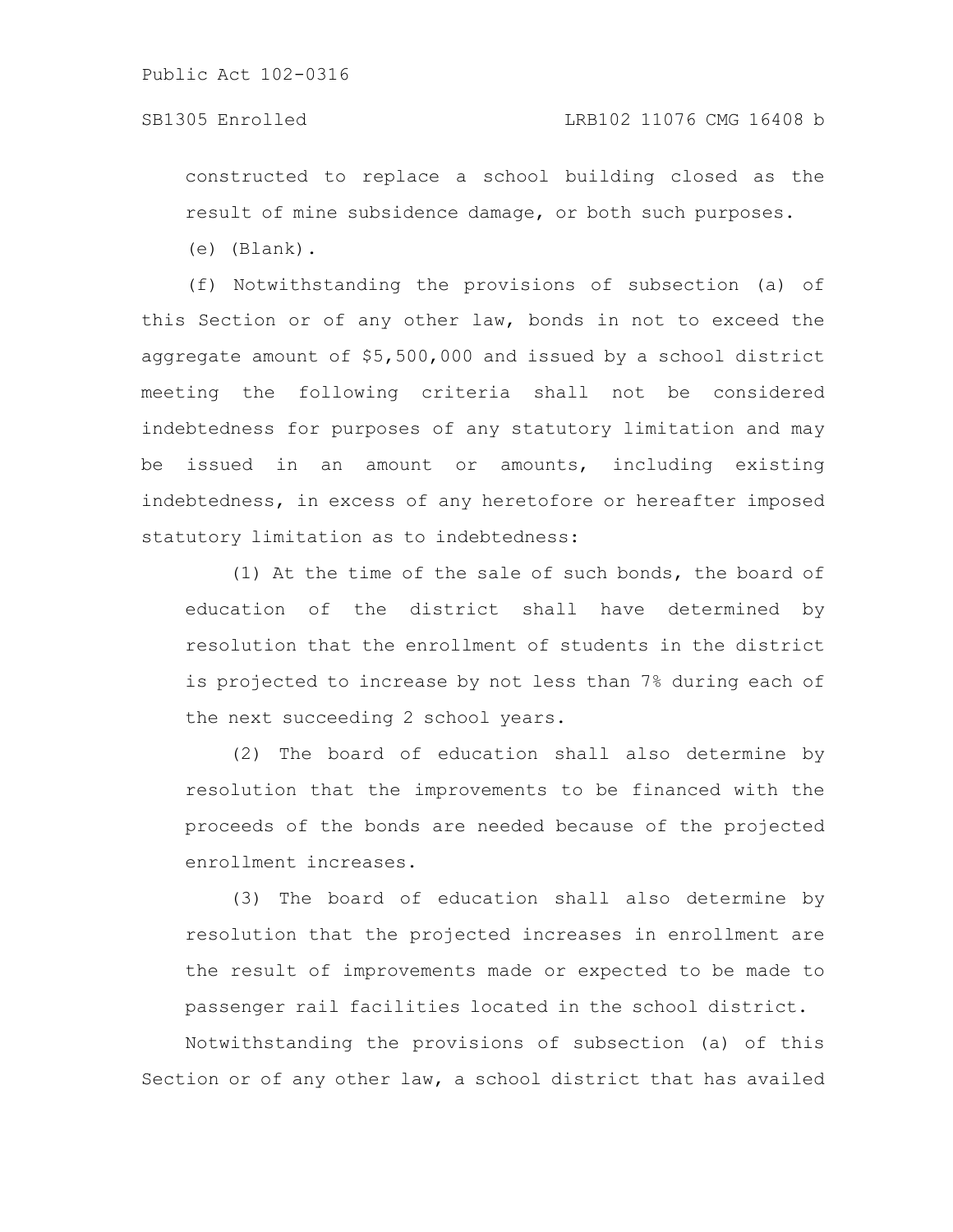constructed to replace a school building closed as the result of mine subsidence damage, or both such purposes.

(e) (Blank).

(f) Notwithstanding the provisions of subsection (a) of this Section or of any other law, bonds in not to exceed the aggregate amount of $5,500,000 and issued by a school district meeting the following criteria shall not be considered indebtedness for purposes of any statutory limitation and may be issued in an amount or amounts, including existing indebtedness, in excess of any heretofore or hereafter imposed statutory limitation as to indebtedness:

(1) At the time of the sale of such bonds, the board of education of the district shall have determined by resolution that the enrollment of students in the district is projected to increase by not less than 7% during each of the next succeeding 2 school years.

(2) The board of education shall also determine by resolution that the improvements to be financed with the proceeds of the bonds are needed because of the projected enrollment increases.

(3) The board of education shall also determine by resolution that the projected increases in enrollment are the result of improvements made or expected to be made to passenger rail facilities located in the school district.

Notwithstanding the provisions of subsection (a) of this Section or of any other law, a school district that has availed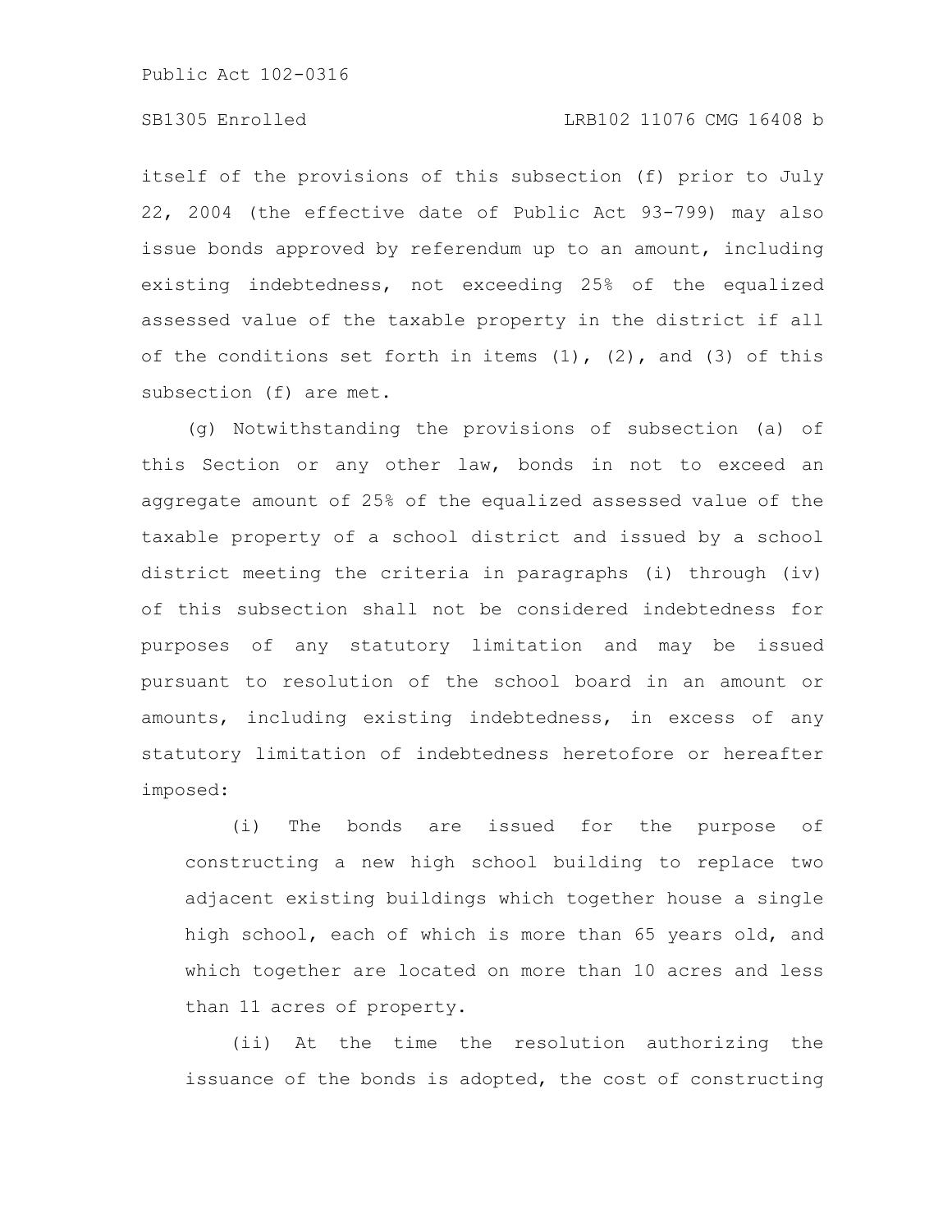itself of the provisions of this subsection (f) prior to July 22, 2004 (the effective date of Public Act 93-799) may also issue bonds approved by referendum up to an amount, including existing indebtedness, not exceeding 25% of the equalized assessed value of the taxable property in the district if all of the conditions set forth in items (1), (2), and (3) of this subsection (f) are met.

(g) Notwithstanding the provisions of subsection (a) of this Section or any other law, bonds in not to exceed an aggregate amount of 25% of the equalized assessed value of the taxable property of a school district and issued by a school district meeting the criteria in paragraphs (i) through (iv) of this subsection shall not be considered indebtedness for purposes of any statutory limitation and may be issued pursuant to resolution of the school board in an amount or amounts, including existing indebtedness, in excess of any statutory limitation of indebtedness heretofore or hereafter imposed:

(i) The bonds are issued for the purpose of constructing a new high school building to replace two adjacent existing buildings which together house a single high school, each of which is more than 65 years old, and which together are located on more than 10 acres and less than 11 acres of property.

(ii) At the time the resolution authorizing the issuance of the bonds is adopted, the cost of constructing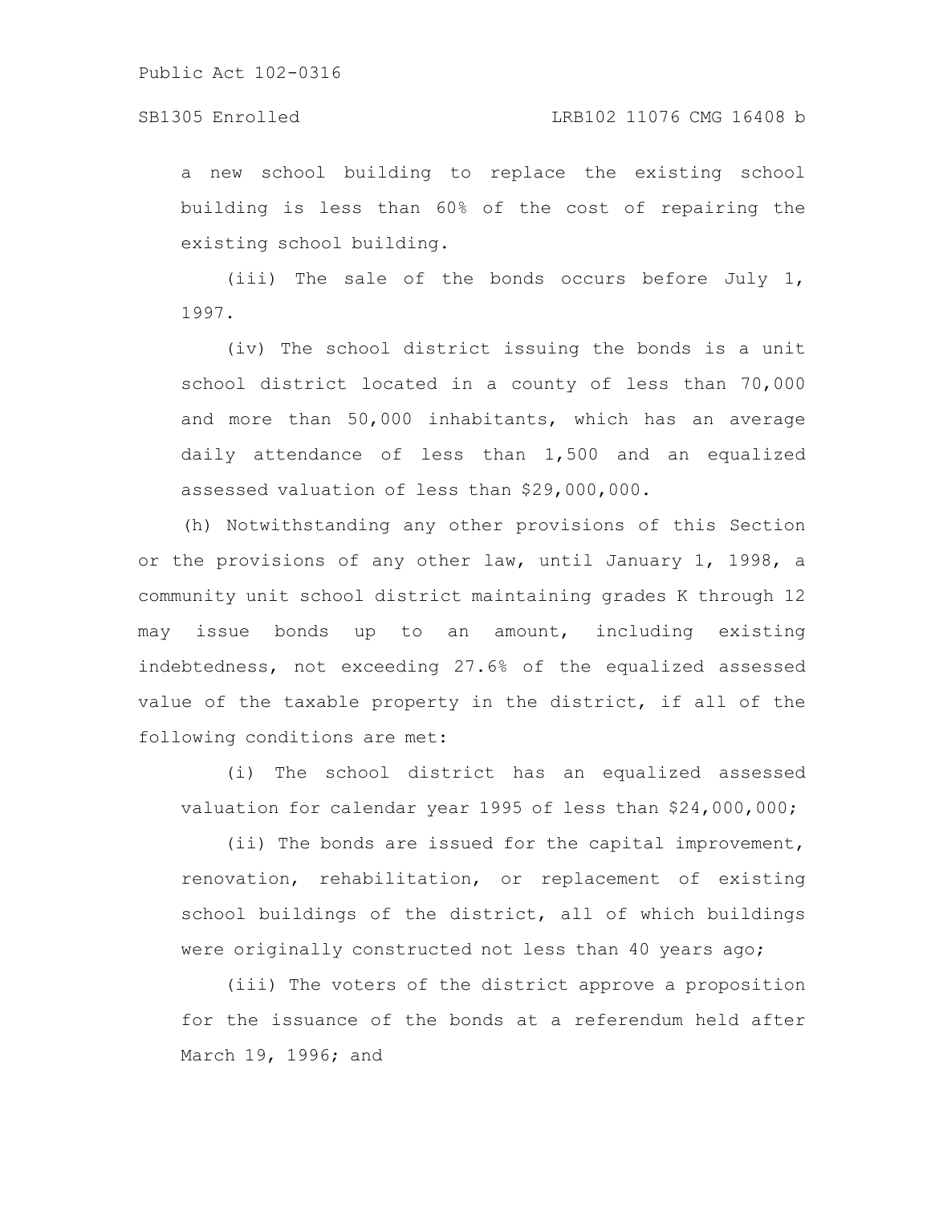a new school building to replace the existing school building is less than 60% of the cost of repairing the existing school building.

(iii) The sale of the bonds occurs before July 1, 1997.

(iv) The school district issuing the bonds is a unit school district located in a county of less than 70,000 and more than 50,000 inhabitants, which has an average daily attendance of less than 1,500 and an equalized assessed valuation of less than $29,000,000.

(h) Notwithstanding any other provisions of this Section or the provisions of any other law, until January 1, 1998, a community unit school district maintaining grades K through 12 may issue bonds up to an amount, including existing indebtedness, not exceeding 27.6% of the equalized assessed value of the taxable property in the district, if all of the following conditions are met:

(i) The school district has an equalized assessed valuation for calendar year 1995 of less than $24,000,000;

(ii) The bonds are issued for the capital improvement, renovation, rehabilitation, or replacement of existing school buildings of the district, all of which buildings were originally constructed not less than 40 years ago;

(iii) The voters of the district approve a proposition for the issuance of the bonds at a referendum held after March 19, 1996; and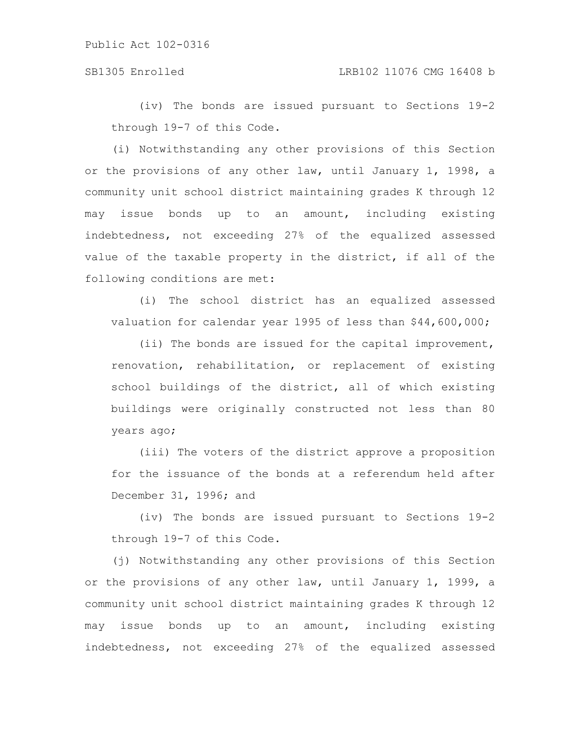(iv) The bonds are issued pursuant to Sections 19-2 through 19-7 of this Code.

(i) Notwithstanding any other provisions of this Section or the provisions of any other law, until January 1, 1998, a community unit school district maintaining grades K through 12 may issue bonds up to an amount, including existing indebtedness, not exceeding 27% of the equalized assessed value of the taxable property in the district, if all of the following conditions are met:

(i) The school district has an equalized assessed valuation for calendar year 1995 of less than $44,600,000;

(ii) The bonds are issued for the capital improvement, renovation, rehabilitation, or replacement of existing school buildings of the district, all of which existing buildings were originally constructed not less than 80 years ago;

(iii) The voters of the district approve a proposition for the issuance of the bonds at a referendum held after December 31, 1996; and

(iv) The bonds are issued pursuant to Sections 19-2 through 19-7 of this Code.

(j) Notwithstanding any other provisions of this Section or the provisions of any other law, until January 1, 1999, a community unit school district maintaining grades K through 12 may issue bonds up to an amount, including existing indebtedness, not exceeding 27% of the equalized assessed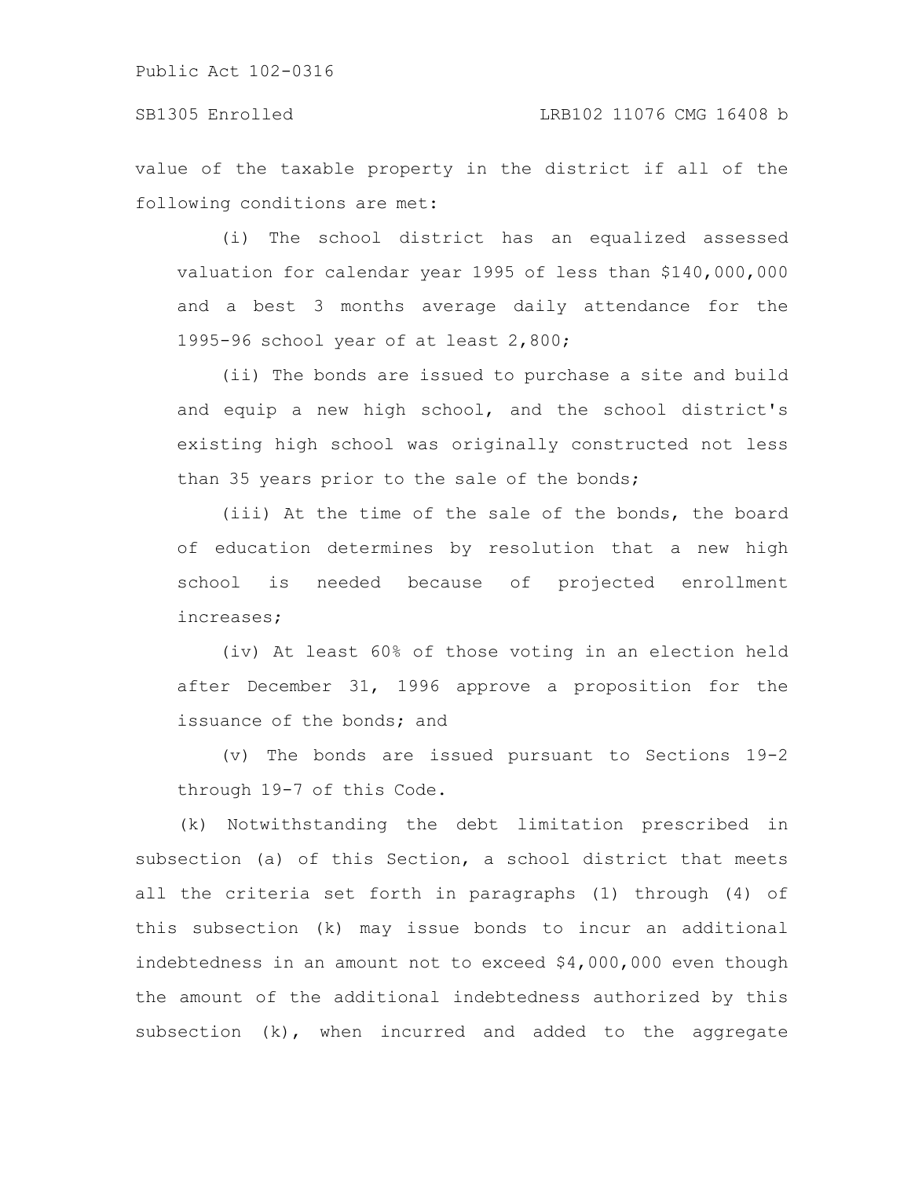value of the taxable property in the district if all of the following conditions are met:

(i) The school district has an equalized assessed valuation for calendar year 1995 of less than $140,000,000 and a best 3 months average daily attendance for the 1995-96 school year of at least 2,800;

(ii) The bonds are issued to purchase a site and build and equip a new high school, and the school district's existing high school was originally constructed not less than 35 years prior to the sale of the bonds;

(iii) At the time of the sale of the bonds, the board of education determines by resolution that a new high school is needed because of projected enrollment increases;

(iv) At least 60% of those voting in an election held after December 31, 1996 approve a proposition for the issuance of the bonds; and

(v) The bonds are issued pursuant to Sections 19-2 through 19-7 of this Code.

(k) Notwithstanding the debt limitation prescribed in subsection (a) of this Section, a school district that meets all the criteria set forth in paragraphs (1) through (4) of this subsection (k) may issue bonds to incur an additional indebtedness in an amount not to exceed $4,000,000 even though the amount of the additional indebtedness authorized by this subsection (k), when incurred and added to the aggregate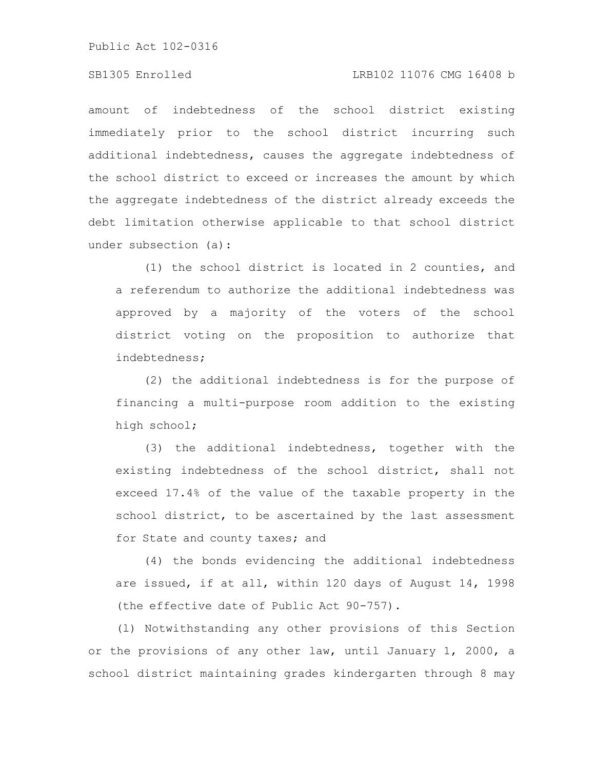amount of indebtedness of the school district existing immediately prior to the school district incurring such additional indebtedness, causes the aggregate indebtedness of the school district to exceed or increases the amount by which the aggregate indebtedness of the district already exceeds the debt limitation otherwise applicable to that school district under subsection (a):

(1) the school district is located in 2 counties, and a referendum to authorize the additional indebtedness was approved by a majority of the voters of the school district voting on the proposition to authorize that indebtedness;

(2) the additional indebtedness is for the purpose of financing a multi-purpose room addition to the existing high school;

(3) the additional indebtedness, together with the existing indebtedness of the school district, shall not exceed 17.4% of the value of the taxable property in the school district, to be ascertained by the last assessment for State and county taxes; and

(4) the bonds evidencing the additional indebtedness are issued, if at all, within 120 days of August 14, 1998 (the effective date of Public Act 90-757).

(l) Notwithstanding any other provisions of this Section or the provisions of any other law, until January 1, 2000, a school district maintaining grades kindergarten through 8 may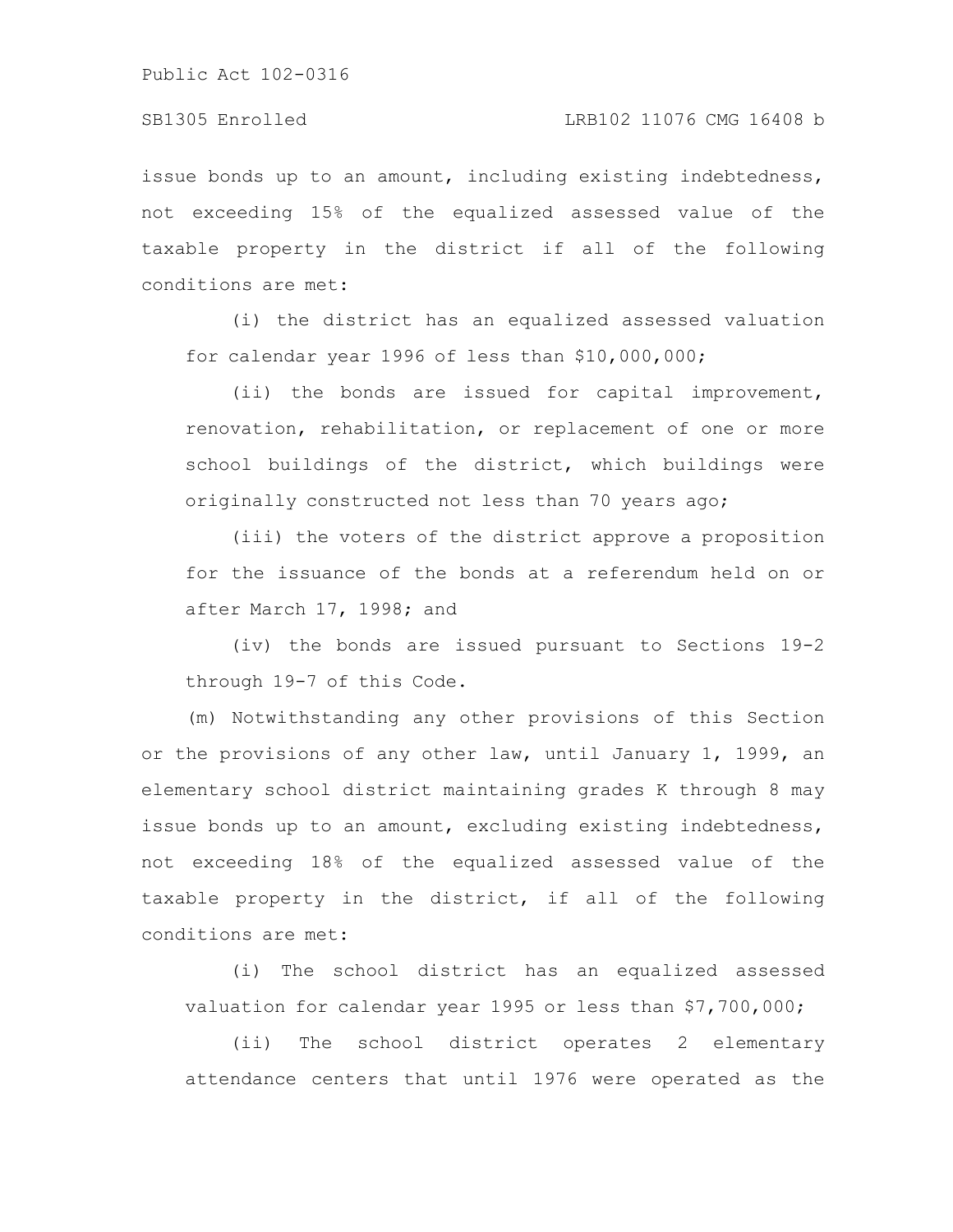issue bonds up to an amount, including existing indebtedness, not exceeding 15% of the equalized assessed value of the taxable property in the district if all of the following conditions are met:

(i) the district has an equalized assessed valuation for calendar year 1996 of less than $10,000,000;

(ii) the bonds are issued for capital improvement, renovation, rehabilitation, or replacement of one or more school buildings of the district, which buildings were originally constructed not less than 70 years ago;

(iii) the voters of the district approve a proposition for the issuance of the bonds at a referendum held on or after March 17, 1998; and

(iv) the bonds are issued pursuant to Sections 19-2 through 19-7 of this Code.

(m) Notwithstanding any other provisions of this Section or the provisions of any other law, until January 1, 1999, an elementary school district maintaining grades K through 8 may issue bonds up to an amount, excluding existing indebtedness, not exceeding 18% of the equalized assessed value of the taxable property in the district, if all of the following conditions are met:

(i) The school district has an equalized assessed valuation for calendar year 1995 or less than $7,700,000;

(ii) The school district operates 2 elementary attendance centers that until 1976 were operated as the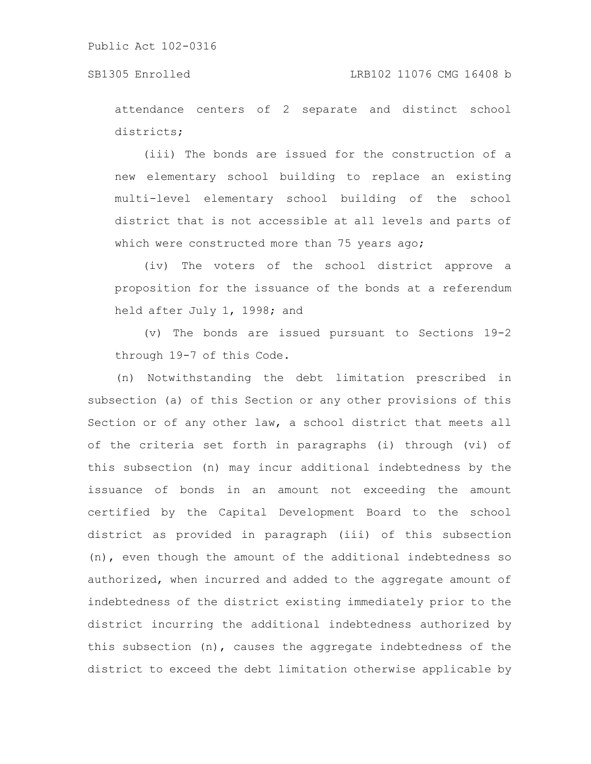attendance centers of 2 separate and distinct school districts;

(iii) The bonds are issued for the construction of a new elementary school building to replace an existing multi-level elementary school building of the school district that is not accessible at all levels and parts of which were constructed more than 75 years ago;

(iv) The voters of the school district approve a proposition for the issuance of the bonds at a referendum held after July 1, 1998; and

(v) The bonds are issued pursuant to Sections 19-2 through 19-7 of this Code.

(n) Notwithstanding the debt limitation prescribed in subsection (a) of this Section or any other provisions of this Section or of any other law, a school district that meets all of the criteria set forth in paragraphs (i) through (vi) of this subsection (n) may incur additional indebtedness by the issuance of bonds in an amount not exceeding the amount certified by the Capital Development Board to the school district as provided in paragraph (iii) of this subsection (n), even though the amount of the additional indebtedness so authorized, when incurred and added to the aggregate amount of indebtedness of the district existing immediately prior to the district incurring the additional indebtedness authorized by this subsection (n), causes the aggregate indebtedness of the district to exceed the debt limitation otherwise applicable by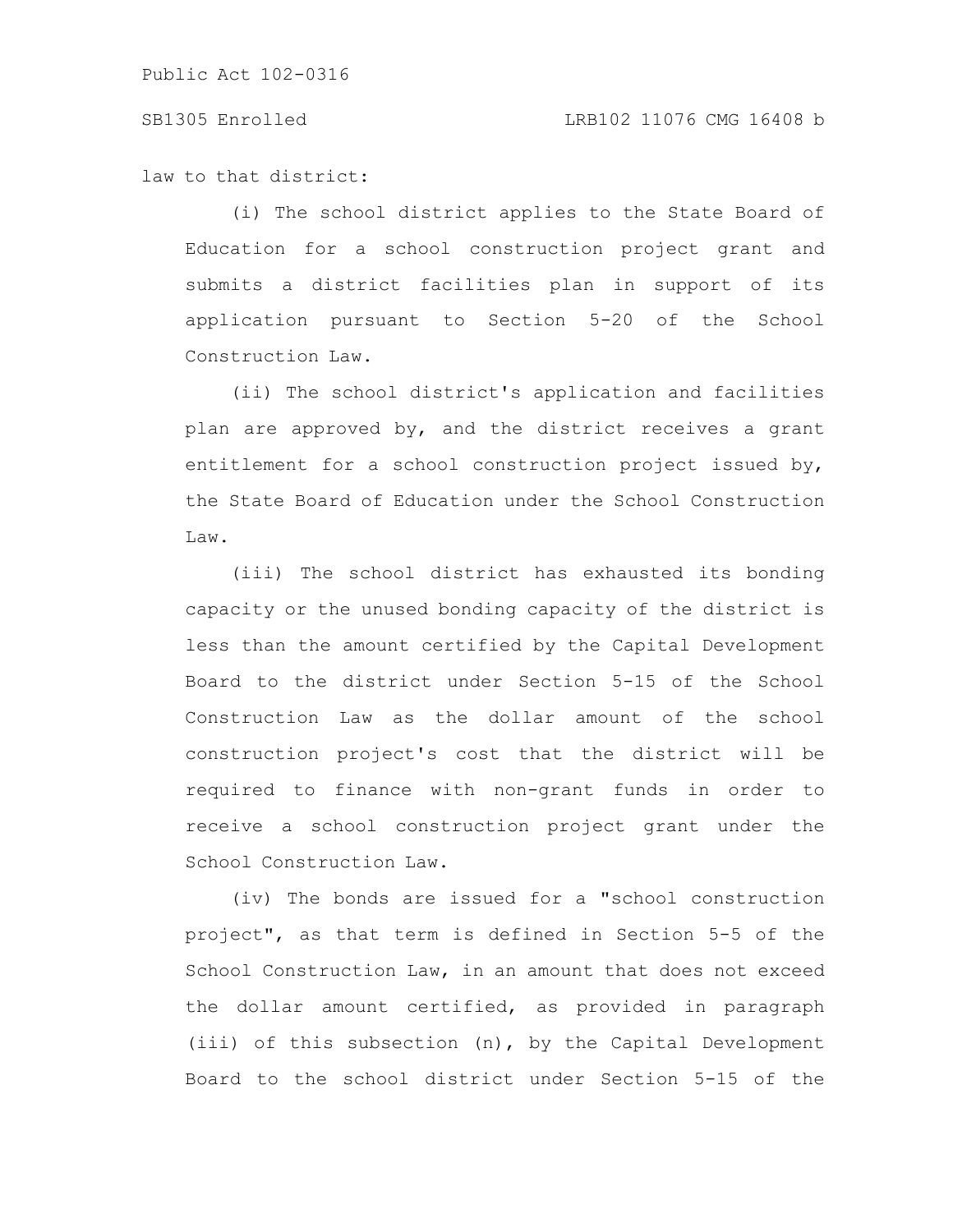law to that district:

(i) The school district applies to the State Board of Education for a school construction project grant and submits a district facilities plan in support of its application pursuant to Section 5-20 of the School Construction Law.

(ii) The school district's application and facilities plan are approved by, and the district receives a grant entitlement for a school construction project issued by, the State Board of Education under the School Construction Law.

(iii) The school district has exhausted its bonding capacity or the unused bonding capacity of the district is less than the amount certified by the Capital Development Board to the district under Section 5-15 of the School Construction Law as the dollar amount of the school construction project's cost that the district will be required to finance with non-grant funds in order to receive a school construction project grant under the School Construction Law.

(iv) The bonds are issued for a "school construction project", as that term is defined in Section 5-5 of the School Construction Law, in an amount that does not exceed the dollar amount certified, as provided in paragraph (iii) of this subsection (n), by the Capital Development Board to the school district under Section 5-15 of the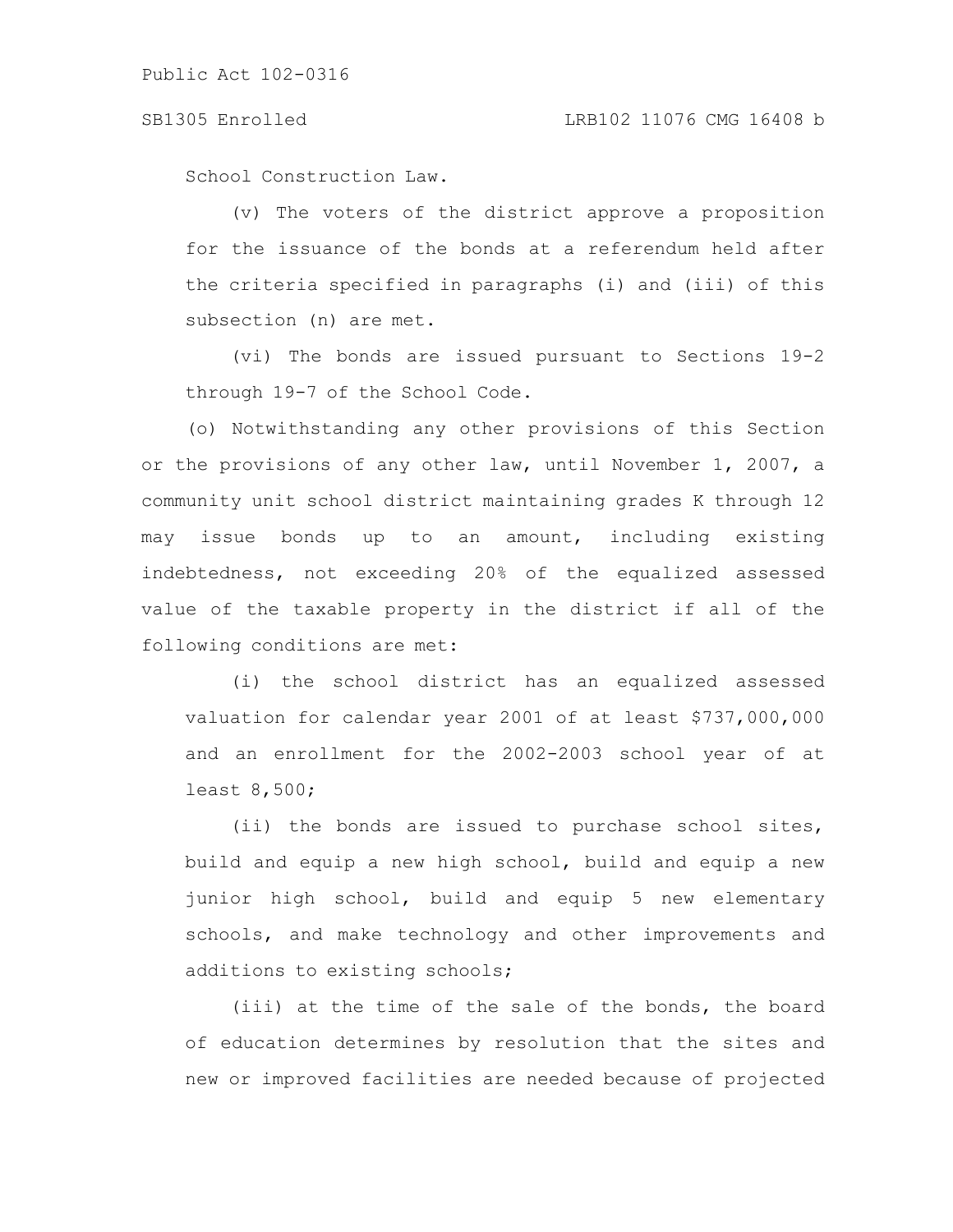School Construction Law.

(v) The voters of the district approve a proposition for the issuance of the bonds at a referendum held after the criteria specified in paragraphs (i) and (iii) of this subsection (n) are met.

(vi) The bonds are issued pursuant to Sections 19-2 through 19-7 of the School Code.

(o) Notwithstanding any other provisions of this Section or the provisions of any other law, until November 1, 2007, a community unit school district maintaining grades K through 12 may issue bonds up to an amount, including existing indebtedness, not exceeding 20% of the equalized assessed value of the taxable property in the district if all of the following conditions are met:

(i) the school district has an equalized assessed valuation for calendar year 2001 of at least $737,000,000 and an enrollment for the 2002-2003 school year of at least 8,500;

(ii) the bonds are issued to purchase school sites, build and equip a new high school, build and equip a new junior high school, build and equip 5 new elementary schools, and make technology and other improvements and additions to existing schools;

(iii) at the time of the sale of the bonds, the board of education determines by resolution that the sites and new or improved facilities are needed because of projected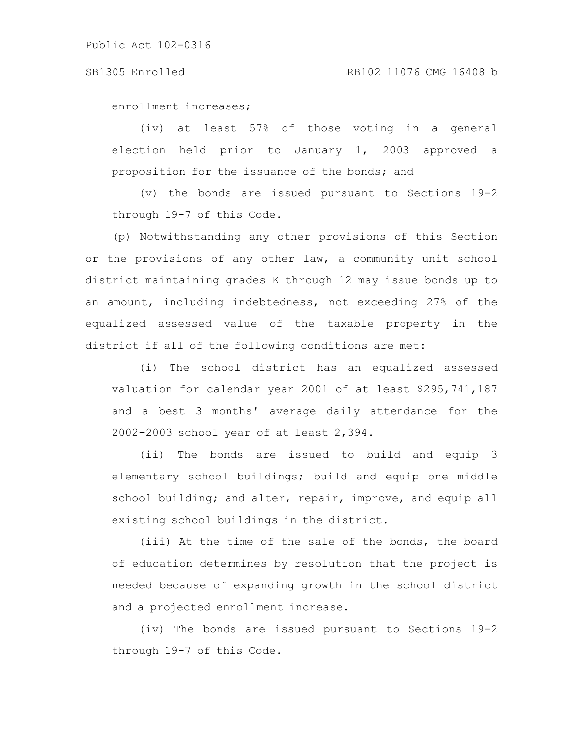enrollment increases;

(iv) at least 57% of those voting in a general election held prior to January 1, 2003 approved a proposition for the issuance of the bonds; and

(v) the bonds are issued pursuant to Sections 19-2 through 19-7 of this Code.

(p) Notwithstanding any other provisions of this Section or the provisions of any other law, a community unit school district maintaining grades K through 12 may issue bonds up to an amount, including indebtedness, not exceeding 27% of the equalized assessed value of the taxable property in the district if all of the following conditions are met:

(i) The school district has an equalized assessed valuation for calendar year 2001 of at least $295,741,187 and a best 3 months' average daily attendance for the 2002-2003 school year of at least 2,394.

(ii) The bonds are issued to build and equip 3 elementary school buildings; build and equip one middle school building; and alter, repair, improve, and equip all existing school buildings in the district.

(iii) At the time of the sale of the bonds, the board of education determines by resolution that the project is needed because of expanding growth in the school district and a projected enrollment increase.

(iv) The bonds are issued pursuant to Sections 19-2 through 19-7 of this Code.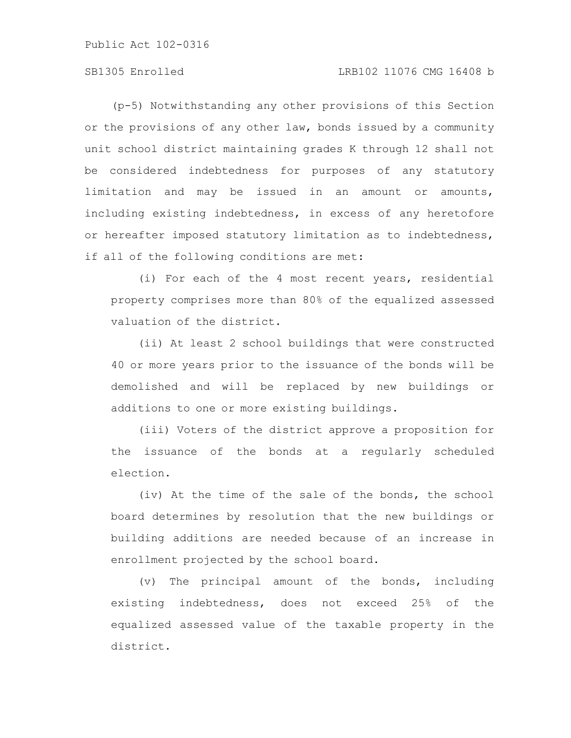(p-5) Notwithstanding any other provisions of this Section or the provisions of any other law, bonds issued by a community unit school district maintaining grades K through 12 shall not be considered indebtedness for purposes of any statutory limitation and may be issued in an amount or amounts, including existing indebtedness, in excess of any heretofore or hereafter imposed statutory limitation as to indebtedness, if all of the following conditions are met:

(i) For each of the 4 most recent years, residential property comprises more than 80% of the equalized assessed valuation of the district.

(ii) At least 2 school buildings that were constructed 40 or more years prior to the issuance of the bonds will be demolished and will be replaced by new buildings or additions to one or more existing buildings.

(iii) Voters of the district approve a proposition for the issuance of the bonds at a regularly scheduled election.

(iv) At the time of the sale of the bonds, the school board determines by resolution that the new buildings or building additions are needed because of an increase in enrollment projected by the school board.

(v) The principal amount of the bonds, including existing indebtedness, does not exceed 25% of the equalized assessed value of the taxable property in the district.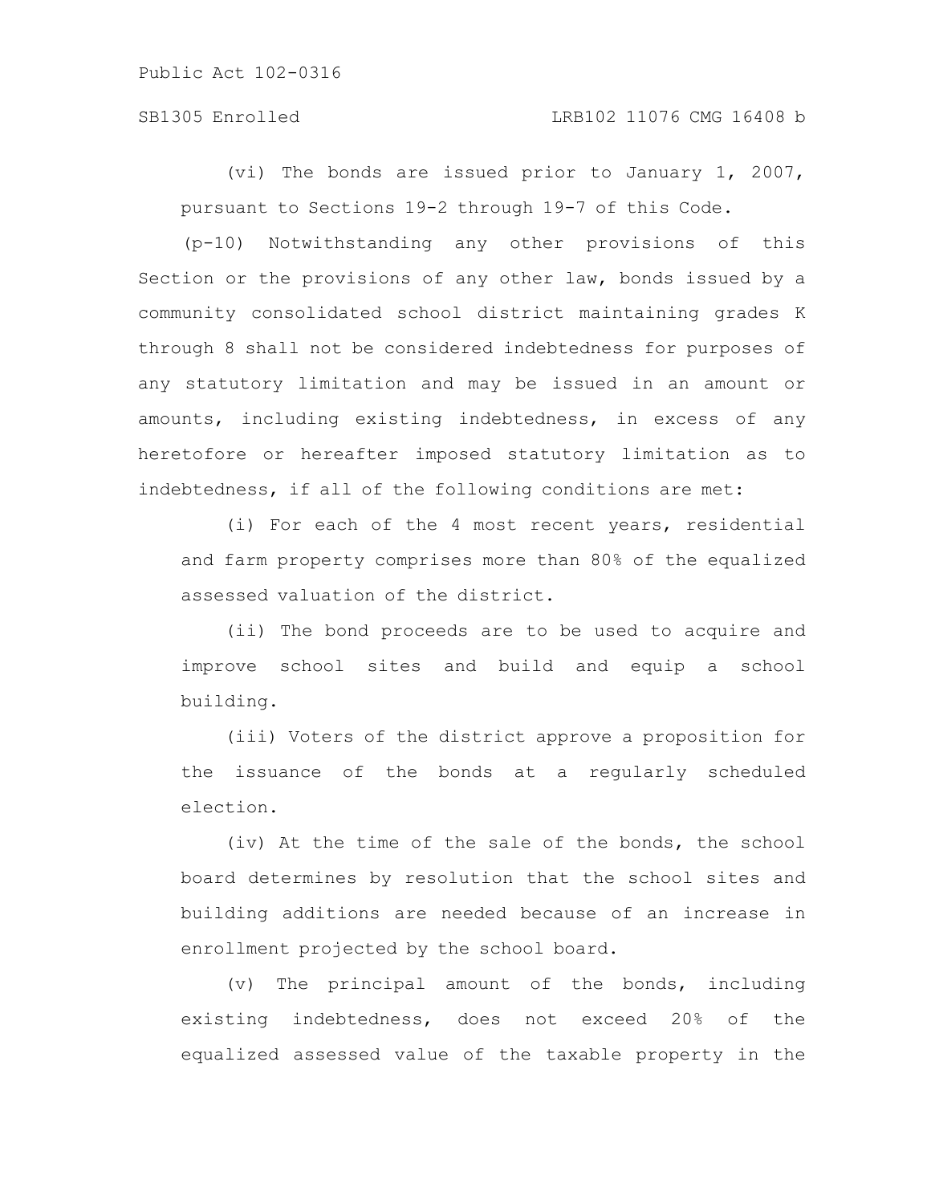(vi) The bonds are issued prior to January 1, 2007, pursuant to Sections 19-2 through 19-7 of this Code.

(p-10) Notwithstanding any other provisions of this Section or the provisions of any other law, bonds issued by a community consolidated school district maintaining grades K through 8 shall not be considered indebtedness for purposes of any statutory limitation and may be issued in an amount or amounts, including existing indebtedness, in excess of any heretofore or hereafter imposed statutory limitation as to indebtedness, if all of the following conditions are met:

(i) For each of the 4 most recent years, residential and farm property comprises more than 80% of the equalized assessed valuation of the district.

(ii) The bond proceeds are to be used to acquire and improve school sites and build and equip a school building.

(iii) Voters of the district approve a proposition for the issuance of the bonds at a regularly scheduled election.

(iv) At the time of the sale of the bonds, the school board determines by resolution that the school sites and building additions are needed because of an increase in enrollment projected by the school board.

(v) The principal amount of the bonds, including existing indebtedness, does not exceed 20% of the equalized assessed value of the taxable property in the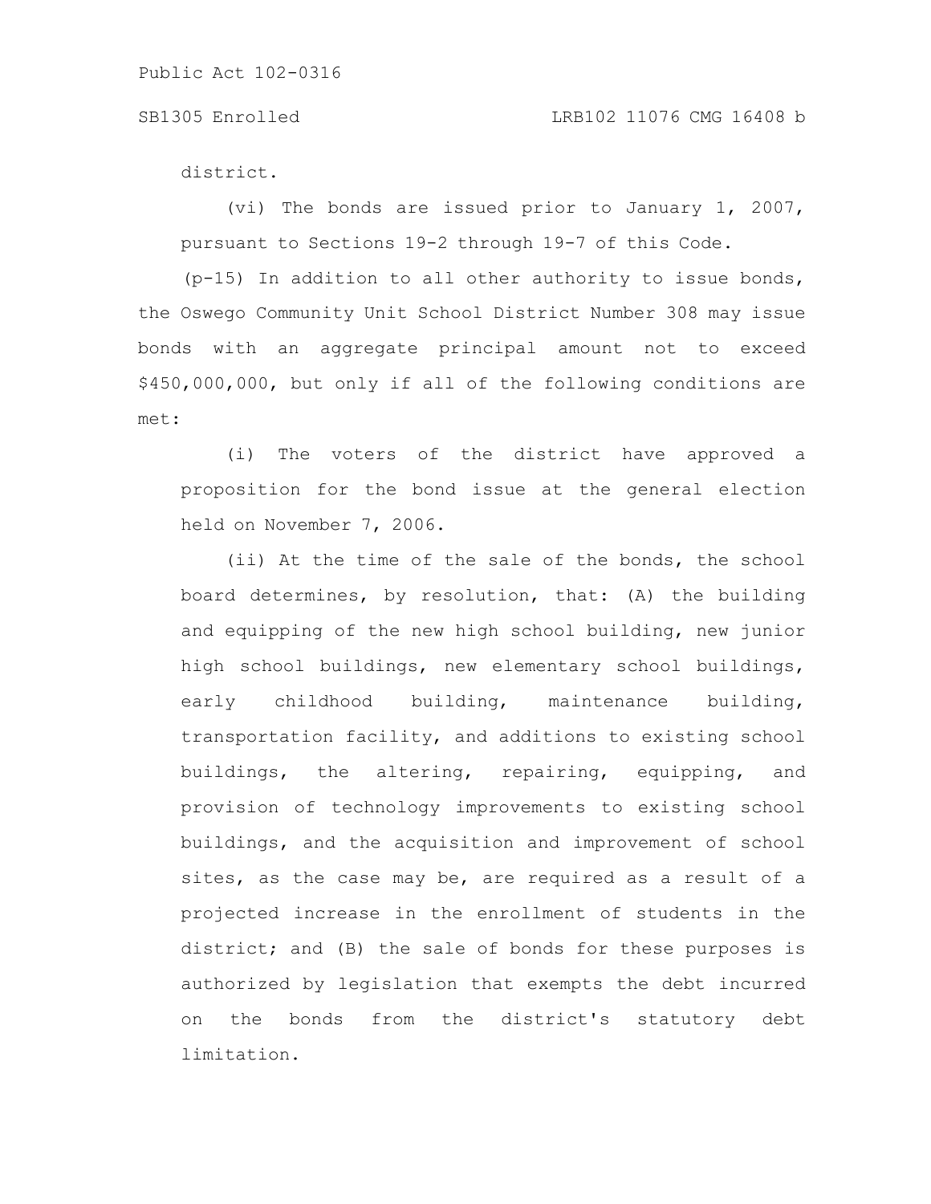district.

(vi) The bonds are issued prior to January 1, 2007, pursuant to Sections 19-2 through 19-7 of this Code.

(p-15) In addition to all other authority to issue bonds, the Oswego Community Unit School District Number 308 may issue bonds with an aggregate principal amount not to exceed $450,000,000, but only if all of the following conditions are met:

(i) The voters of the district have approved a proposition for the bond issue at the general election held on November 7, 2006.

(ii) At the time of the sale of the bonds, the school board determines, by resolution, that: (A) the building and equipping of the new high school building, new junior high school buildings, new elementary school buildings, early childhood building, maintenance building, transportation facility, and additions to existing school buildings, the altering, repairing, equipping, and provision of technology improvements to existing school buildings, and the acquisition and improvement of school sites, as the case may be, are required as a result of a projected increase in the enrollment of students in the district; and (B) the sale of bonds for these purposes is authorized by legislation that exempts the debt incurred on the bonds from the district's statutory debt limitation.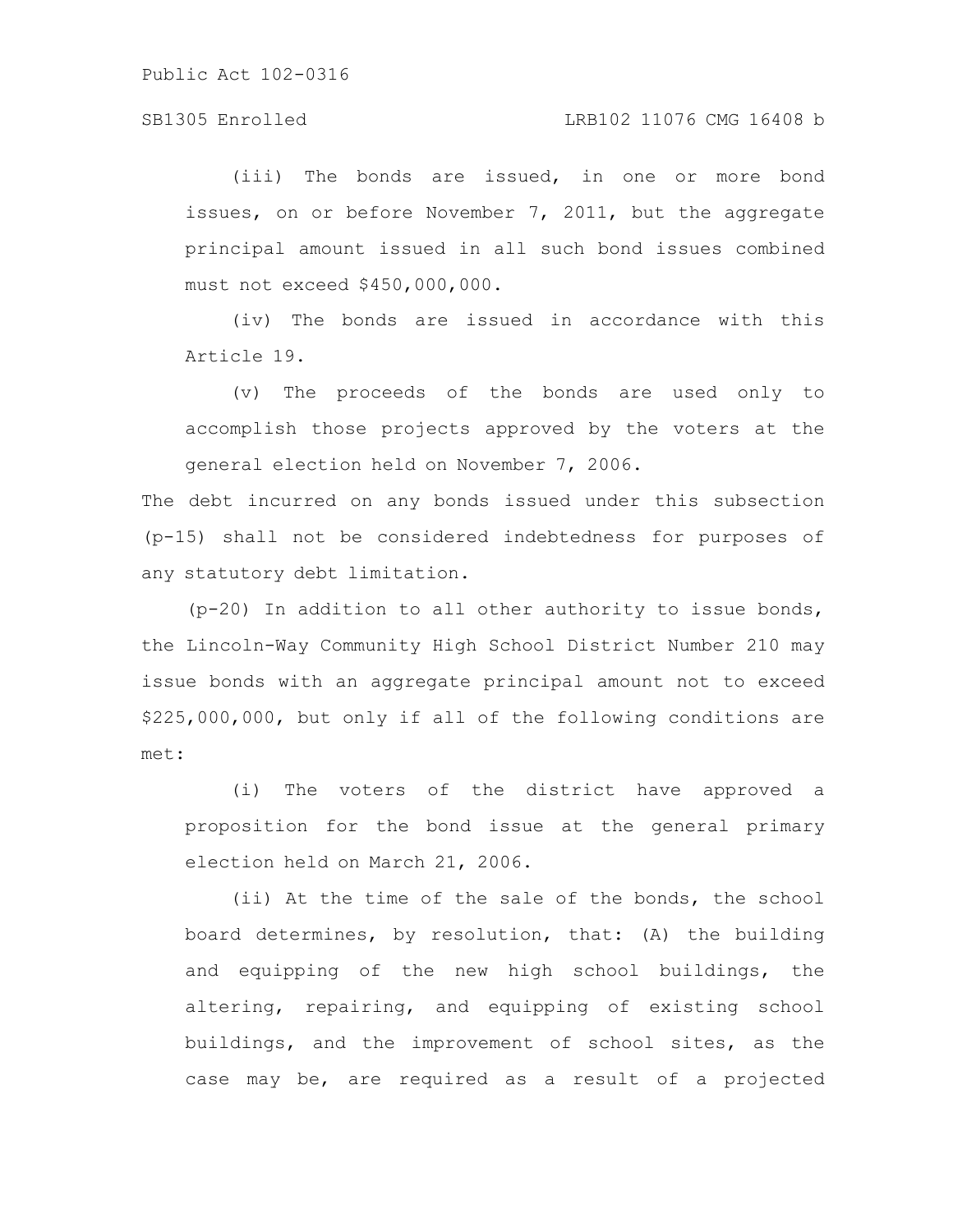(iii) The bonds are issued, in one or more bond issues, on or before November 7, 2011, but the aggregate principal amount issued in all such bond issues combined must not exceed $450,000,000.

(iv) The bonds are issued in accordance with this Article 19.

(v) The proceeds of the bonds are used only to accomplish those projects approved by the voters at the general election held on November 7, 2006.

The debt incurred on any bonds issued under this subsection (p-15) shall not be considered indebtedness for purposes of any statutory debt limitation.

(p-20) In addition to all other authority to issue bonds, the Lincoln-Way Community High School District Number 210 may issue bonds with an aggregate principal amount not to exceed $225,000,000, but only if all of the following conditions are met:

(i) The voters of the district have approved a proposition for the bond issue at the general primary election held on March 21, 2006.

(ii) At the time of the sale of the bonds, the school board determines, by resolution, that: (A) the building and equipping of the new high school buildings, the altering, repairing, and equipping of existing school buildings, and the improvement of school sites, as the case may be, are required as a result of a projected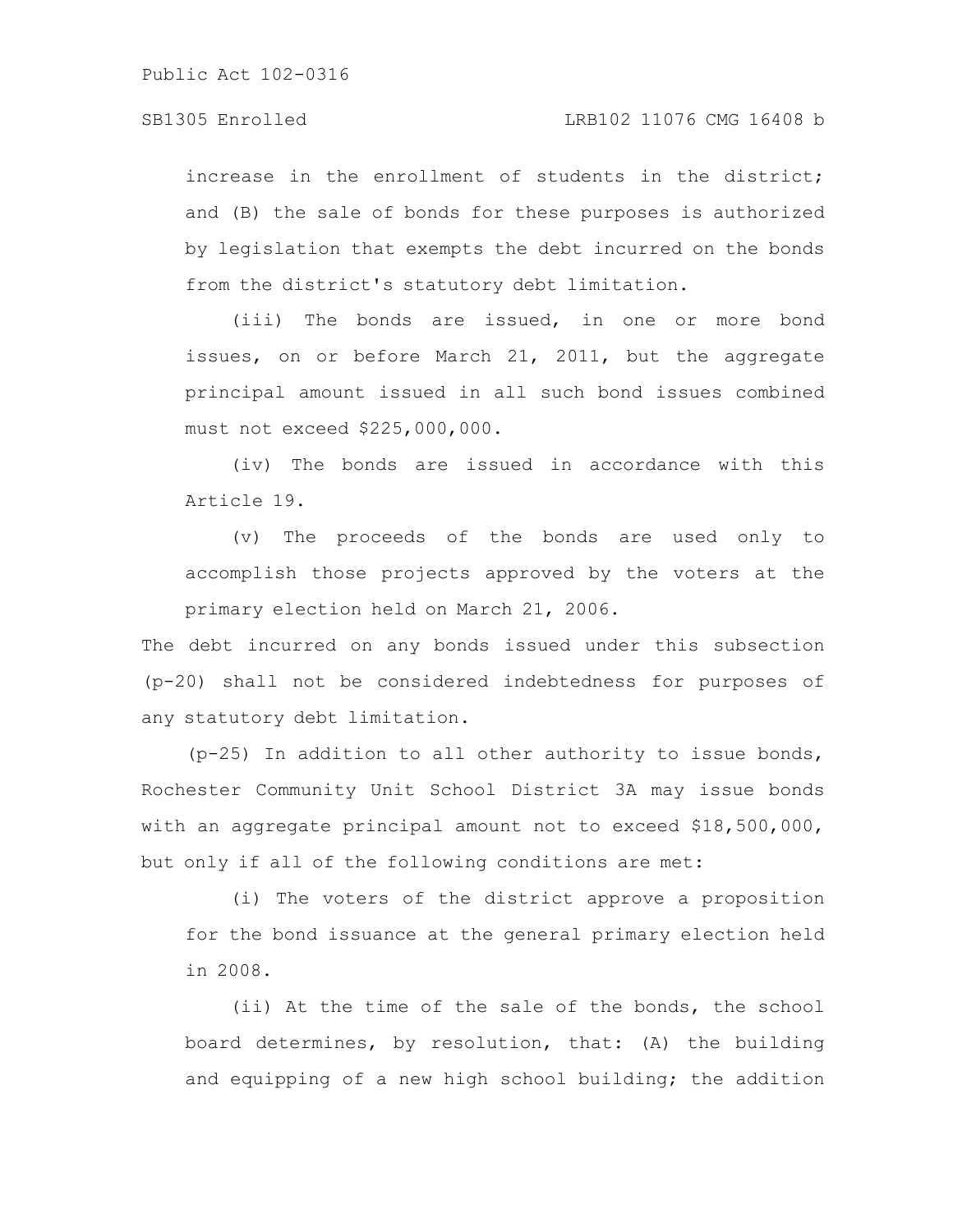increase in the enrollment of students in the district; and (B) the sale of bonds for these purposes is authorized by legislation that exempts the debt incurred on the bonds from the district's statutory debt limitation.

(iii) The bonds are issued, in one or more bond issues, on or before March 21, 2011, but the aggregate principal amount issued in all such bond issues combined must not exceed $225,000,000.

(iv) The bonds are issued in accordance with this Article 19.

(v) The proceeds of the bonds are used only to accomplish those projects approved by the voters at the primary election held on March 21, 2006.

The debt incurred on any bonds issued under this subsection (p-20) shall not be considered indebtedness for purposes of any statutory debt limitation.

(p-25) In addition to all other authority to issue bonds, Rochester Community Unit School District 3A may issue bonds with an aggregate principal amount not to exceed $18,500,000, but only if all of the following conditions are met:

(i) The voters of the district approve a proposition for the bond issuance at the general primary election held in 2008.

(ii) At the time of the sale of the bonds, the school board determines, by resolution, that: (A) the building and equipping of a new high school building; the addition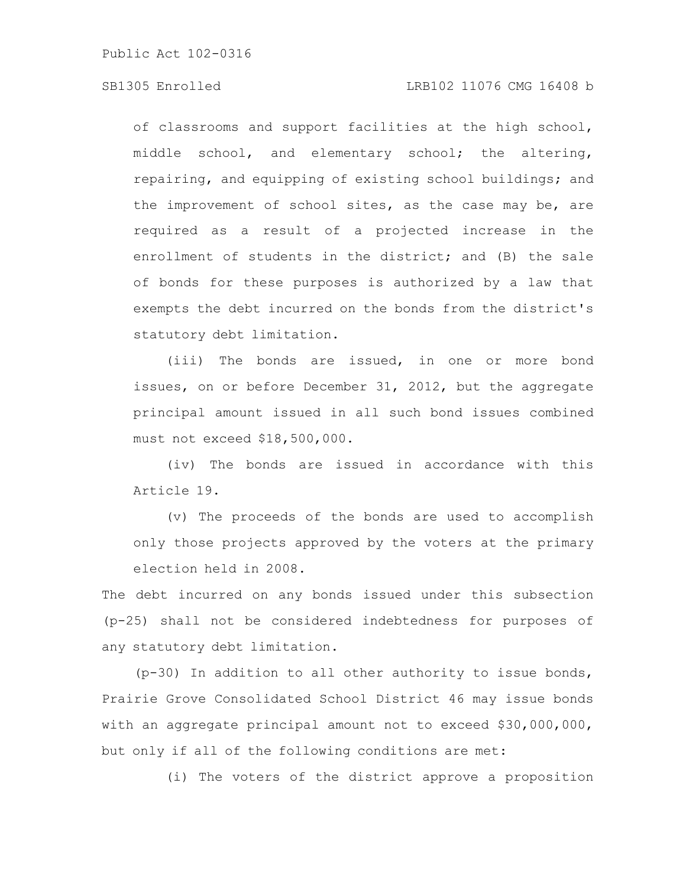of classrooms and support facilities at the high school, middle school, and elementary school; the altering, repairing, and equipping of existing school buildings; and the improvement of school sites, as the case may be, are required as a result of a projected increase in the enrollment of students in the district; and (B) the sale of bonds for these purposes is authorized by a law that exempts the debt incurred on the bonds from the district's statutory debt limitation.

(iii) The bonds are issued, in one or more bond issues, on or before December 31, 2012, but the aggregate principal amount issued in all such bond issues combined must not exceed $18,500,000.

(iv) The bonds are issued in accordance with this Article 19.

(v) The proceeds of the bonds are used to accomplish only those projects approved by the voters at the primary election held in 2008.

The debt incurred on any bonds issued under this subsection (p-25) shall not be considered indebtedness for purposes of any statutory debt limitation.

(p-30) In addition to all other authority to issue bonds, Prairie Grove Consolidated School District 46 may issue bonds with an aggregate principal amount not to exceed $30,000,000, but only if all of the following conditions are met:

(i) The voters of the district approve a proposition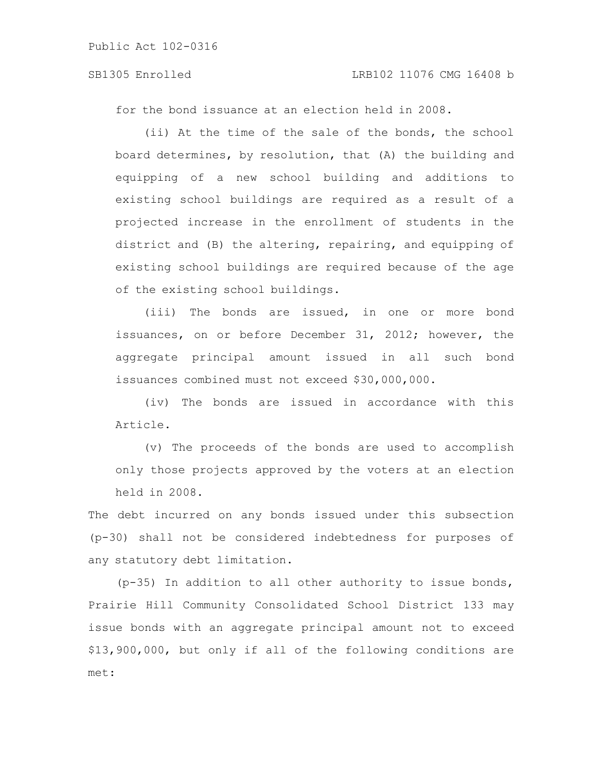for the bond issuance at an election held in 2008.

(ii) At the time of the sale of the bonds, the school board determines, by resolution, that (A) the building and equipping of a new school building and additions to existing school buildings are required as a result of a projected increase in the enrollment of students in the district and (B) the altering, repairing, and equipping of existing school buildings are required because of the age of the existing school buildings.

(iii) The bonds are issued, in one or more bond issuances, on or before December 31, 2012; however, the aggregate principal amount issued in all such bond issuances combined must not exceed $30,000,000.

(iv) The bonds are issued in accordance with this Article.

(v) The proceeds of the bonds are used to accomplish only those projects approved by the voters at an election held in 2008.

The debt incurred on any bonds issued under this subsection (p-30) shall not be considered indebtedness for purposes of any statutory debt limitation.

(p-35) In addition to all other authority to issue bonds, Prairie Hill Community Consolidated School District 133 may issue bonds with an aggregate principal amount not to exceed $13,900,000, but only if all of the following conditions are met: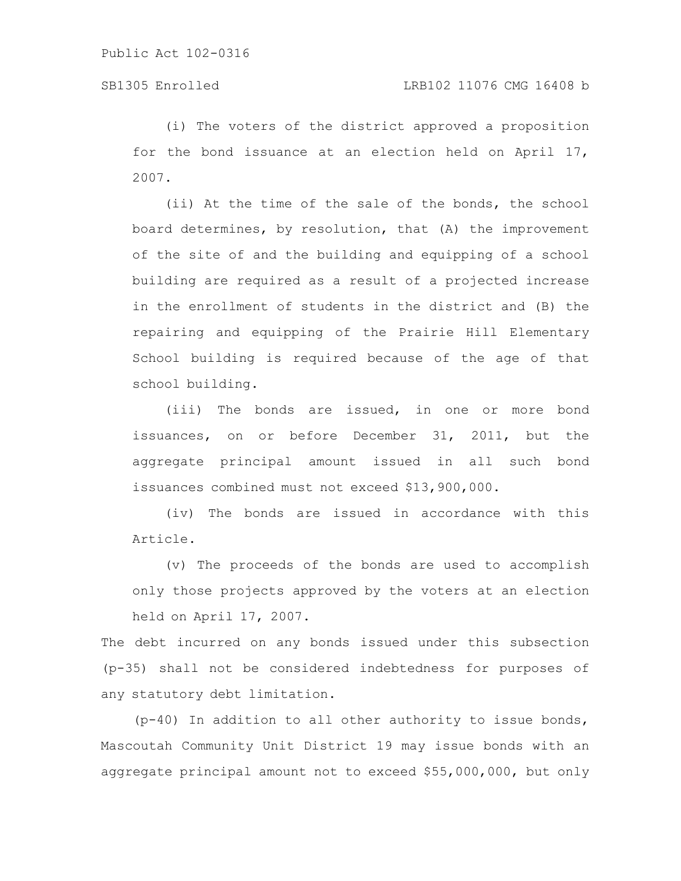(i) The voters of the district approved a proposition for the bond issuance at an election held on April 17, 2007.

(ii) At the time of the sale of the bonds, the school board determines, by resolution, that (A) the improvement of the site of and the building and equipping of a school building are required as a result of a projected increase in the enrollment of students in the district and (B) the repairing and equipping of the Prairie Hill Elementary School building is required because of the age of that school building.

(iii) The bonds are issued, in one or more bond issuances, on or before December 31, 2011, but the aggregate principal amount issued in all such bond issuances combined must not exceed $13,900,000.

(iv) The bonds are issued in accordance with this Article.

(v) The proceeds of the bonds are used to accomplish only those projects approved by the voters at an election held on April 17, 2007.

The debt incurred on any bonds issued under this subsection (p-35) shall not be considered indebtedness for purposes of any statutory debt limitation.

(p-40) In addition to all other authority to issue bonds, Mascoutah Community Unit District 19 may issue bonds with an aggregate principal amount not to exceed $55,000,000, but only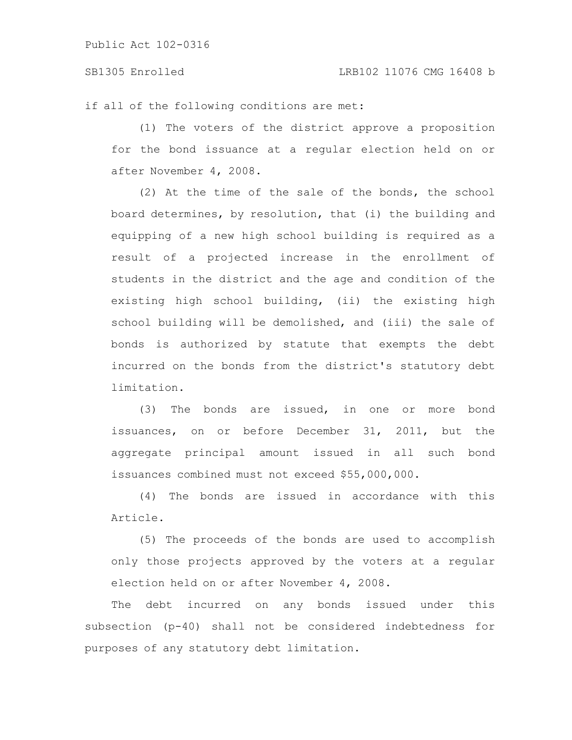if all of the following conditions are met:

(1) The voters of the district approve a proposition for the bond issuance at a regular election held on or after November 4, 2008.

(2) At the time of the sale of the bonds, the school board determines, by resolution, that (i) the building and equipping of a new high school building is required as a result of a projected increase in the enrollment of students in the district and the age and condition of the existing high school building, (ii) the existing high school building will be demolished, and (iii) the sale of bonds is authorized by statute that exempts the debt incurred on the bonds from the district's statutory debt limitation.

(3) The bonds are issued, in one or more bond issuances, on or before December 31, 2011, but the aggregate principal amount issued in all such bond issuances combined must not exceed $55,000,000.

(4) The bonds are issued in accordance with this Article.

(5) The proceeds of the bonds are used to accomplish only those projects approved by the voters at a regular election held on or after November 4, 2008.

The debt incurred on any bonds issued under this subsection (p-40) shall not be considered indebtedness for purposes of any statutory debt limitation.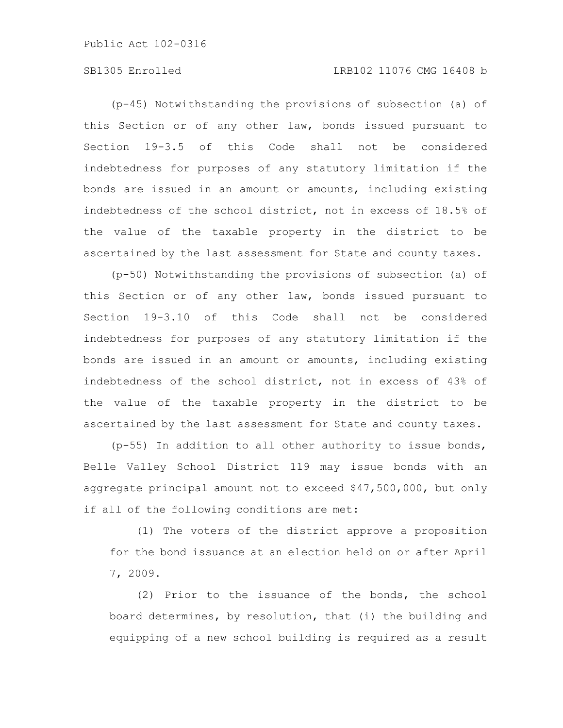(p-45) Notwithstanding the provisions of subsection (a) of this Section or of any other law, bonds issued pursuant to Section 19-3.5 of this Code shall not be considered indebtedness for purposes of any statutory limitation if the bonds are issued in an amount or amounts, including existing indebtedness of the school district, not in excess of 18.5% of the value of the taxable property in the district to be ascertained by the last assessment for State and county taxes.

(p-50) Notwithstanding the provisions of subsection (a) of this Section or of any other law, bonds issued pursuant to Section 19-3.10 of this Code shall not be considered indebtedness for purposes of any statutory limitation if the bonds are issued in an amount or amounts, including existing indebtedness of the school district, not in excess of 43% of the value of the taxable property in the district to be ascertained by the last assessment for State and county taxes.

(p-55) In addition to all other authority to issue bonds, Belle Valley School District 119 may issue bonds with an aggregate principal amount not to exceed $47,500,000, but only if all of the following conditions are met:

(1) The voters of the district approve a proposition for the bond issuance at an election held on or after April 7, 2009.

(2) Prior to the issuance of the bonds, the school board determines, by resolution, that (i) the building and equipping of a new school building is required as a result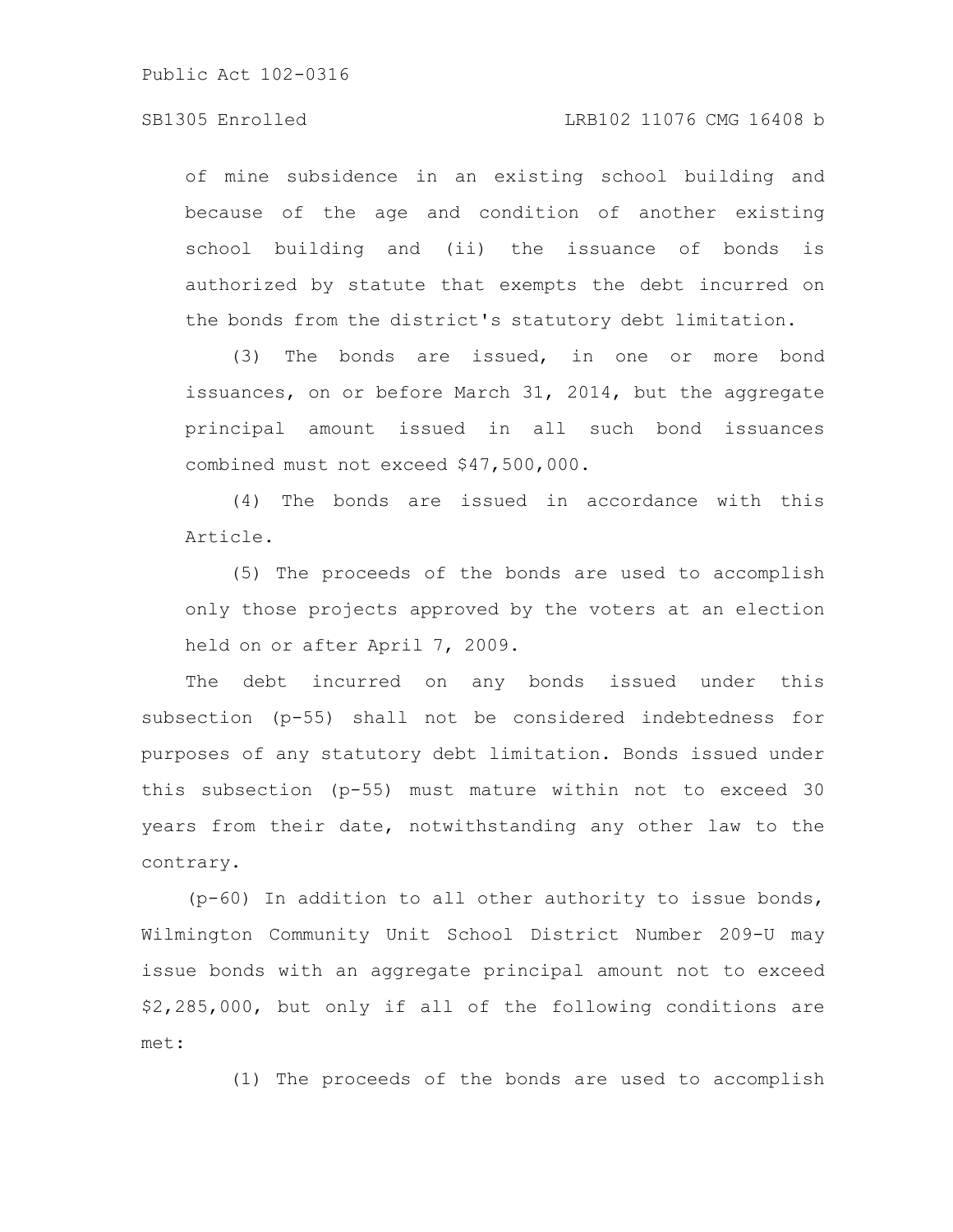of mine subsidence in an existing school building and because of the age and condition of another existing school building and (ii) the issuance of bonds is authorized by statute that exempts the debt incurred on the bonds from the district's statutory debt limitation.

(3) The bonds are issued, in one or more bond issuances, on or before March 31, 2014, but the aggregate principal amount issued in all such bond issuances combined must not exceed $47,500,000.

(4) The bonds are issued in accordance with this Article.

(5) The proceeds of the bonds are used to accomplish only those projects approved by the voters at an election held on or after April 7, 2009.

The debt incurred on any bonds issued under this subsection (p-55) shall not be considered indebtedness for purposes of any statutory debt limitation. Bonds issued under this subsection (p-55) must mature within not to exceed 30 years from their date, notwithstanding any other law to the contrary.

(p-60) In addition to all other authority to issue bonds, Wilmington Community Unit School District Number 209-U may issue bonds with an aggregate principal amount not to exceed $2,285,000, but only if all of the following conditions are met:

(1) The proceeds of the bonds are used to accomplish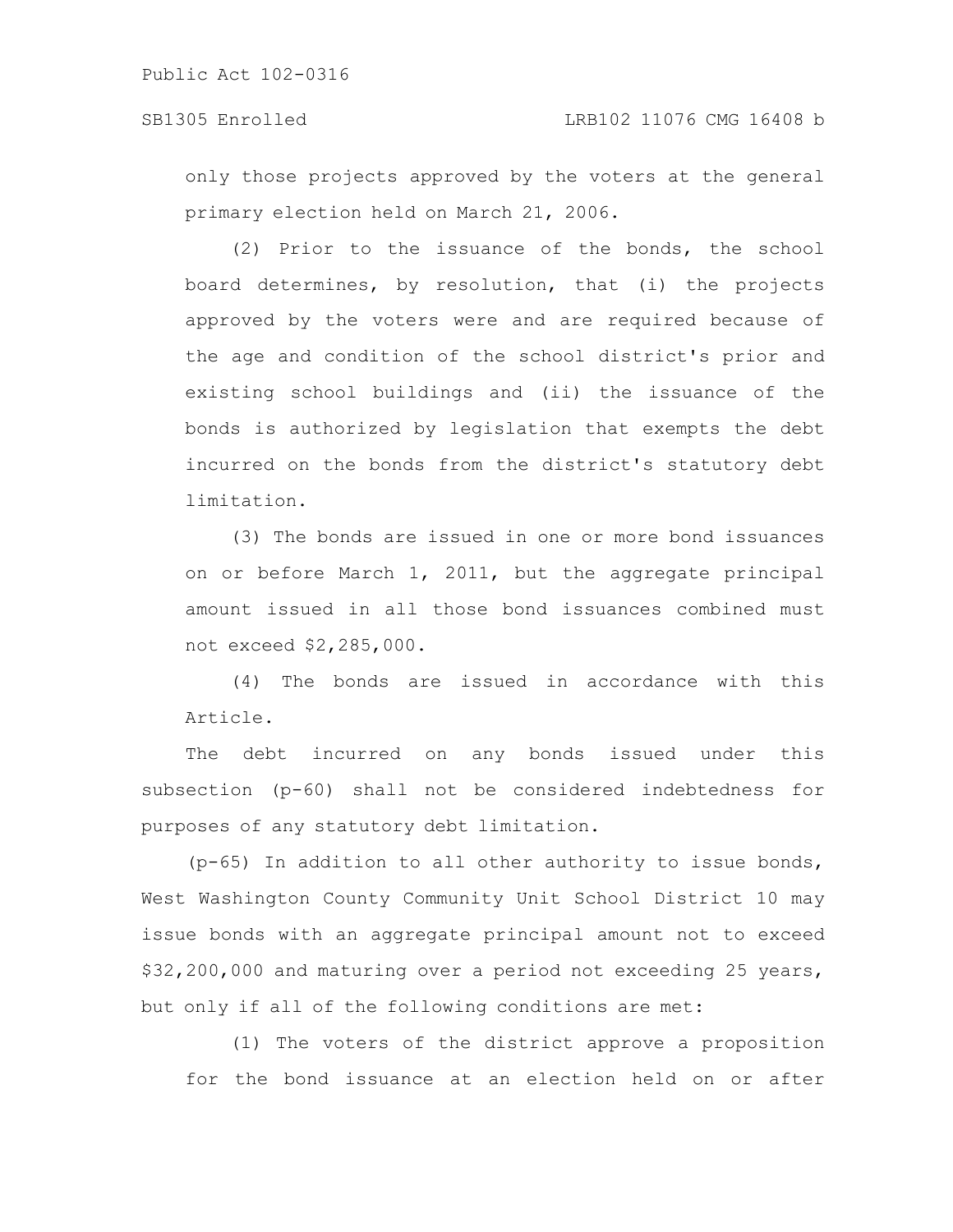only those projects approved by the voters at the general primary election held on March 21, 2006.

(2) Prior to the issuance of the bonds, the school board determines, by resolution, that (i) the projects approved by the voters were and are required because of the age and condition of the school district's prior and existing school buildings and (ii) the issuance of the bonds is authorized by legislation that exempts the debt incurred on the bonds from the district's statutory debt limitation.

(3) The bonds are issued in one or more bond issuances on or before March 1, 2011, but the aggregate principal amount issued in all those bond issuances combined must not exceed $2,285,000.

(4) The bonds are issued in accordance with this Article.

The debt incurred on any bonds issued under this subsection (p-60) shall not be considered indebtedness for purposes of any statutory debt limitation.

(p-65) In addition to all other authority to issue bonds, West Washington County Community Unit School District 10 may issue bonds with an aggregate principal amount not to exceed $32,200,000 and maturing over a period not exceeding 25 years, but only if all of the following conditions are met:

(1) The voters of the district approve a proposition for the bond issuance at an election held on or after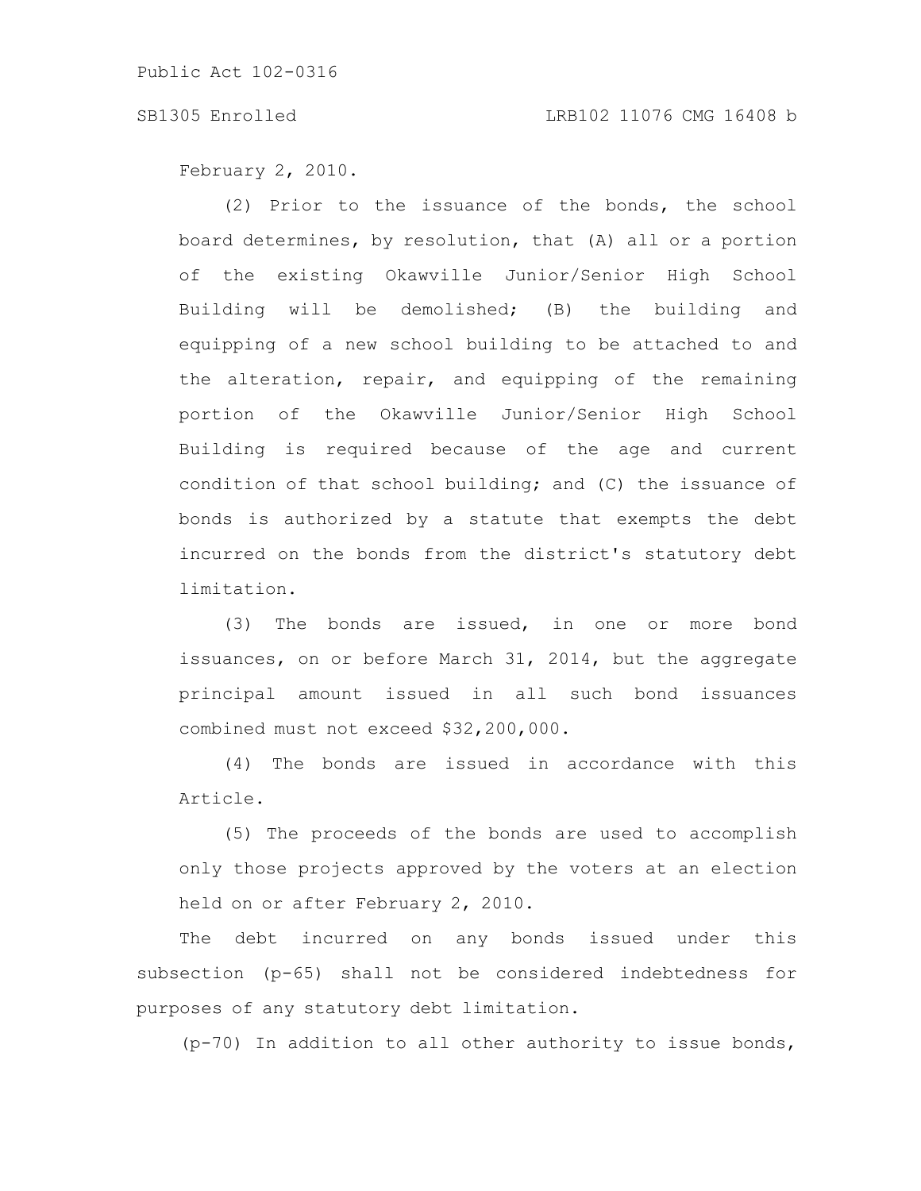February 2, 2010.

(2) Prior to the issuance of the bonds, the school board determines, by resolution, that (A) all or a portion of the existing Okawville Junior/Senior High School Building will be demolished; (B) the building and equipping of a new school building to be attached to and the alteration, repair, and equipping of the remaining portion of the Okawville Junior/Senior High School Building is required because of the age and current condition of that school building; and (C) the issuance of bonds is authorized by a statute that exempts the debt incurred on the bonds from the district's statutory debt limitation.

(3) The bonds are issued, in one or more bond issuances, on or before March 31, 2014, but the aggregate principal amount issued in all such bond issuances combined must not exceed $32,200,000.

(4) The bonds are issued in accordance with this Article.

(5) The proceeds of the bonds are used to accomplish only those projects approved by the voters at an election held on or after February 2, 2010.

The debt incurred on any bonds issued under this subsection (p-65) shall not be considered indebtedness for purposes of any statutory debt limitation.

(p-70) In addition to all other authority to issue bonds,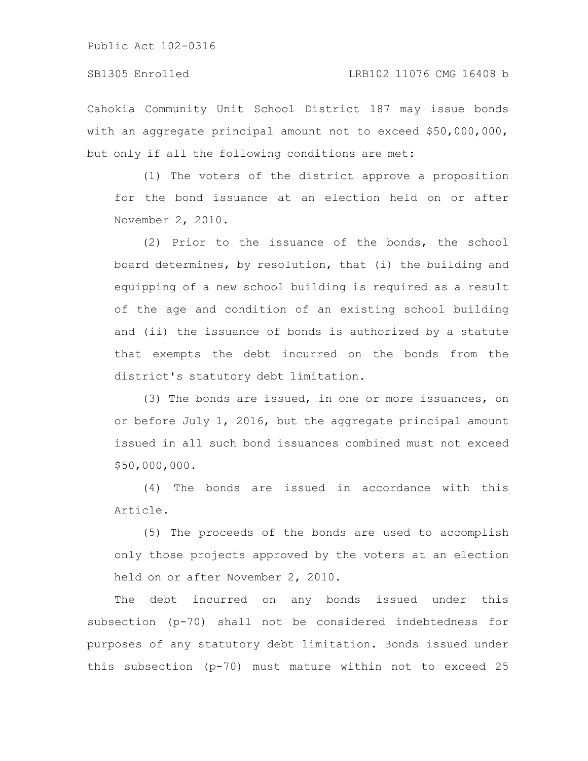Cahokia Community Unit School District 187 may issue bonds with an aggregate principal amount not to exceed $50,000,000, but only if all the following conditions are met:

(1) The voters of the district approve a proposition for the bond issuance at an election held on or after November 2, 2010.

(2) Prior to the issuance of the bonds, the school board determines, by resolution, that (i) the building and equipping of a new school building is required as a result of the age and condition of an existing school building and (ii) the issuance of bonds is authorized by a statute that exempts the debt incurred on the bonds from the district's statutory debt limitation.

(3) The bonds are issued, in one or more issuances, on or before July 1, 2016, but the aggregate principal amount issued in all such bond issuances combined must not exceed $50,000,000.

(4) The bonds are issued in accordance with this Article.

(5) The proceeds of the bonds are used to accomplish only those projects approved by the voters at an election held on or after November 2, 2010.

The debt incurred on any bonds issued under this subsection (p-70) shall not be considered indebtedness for purposes of any statutory debt limitation. Bonds issued under this subsection (p-70) must mature within not to exceed 25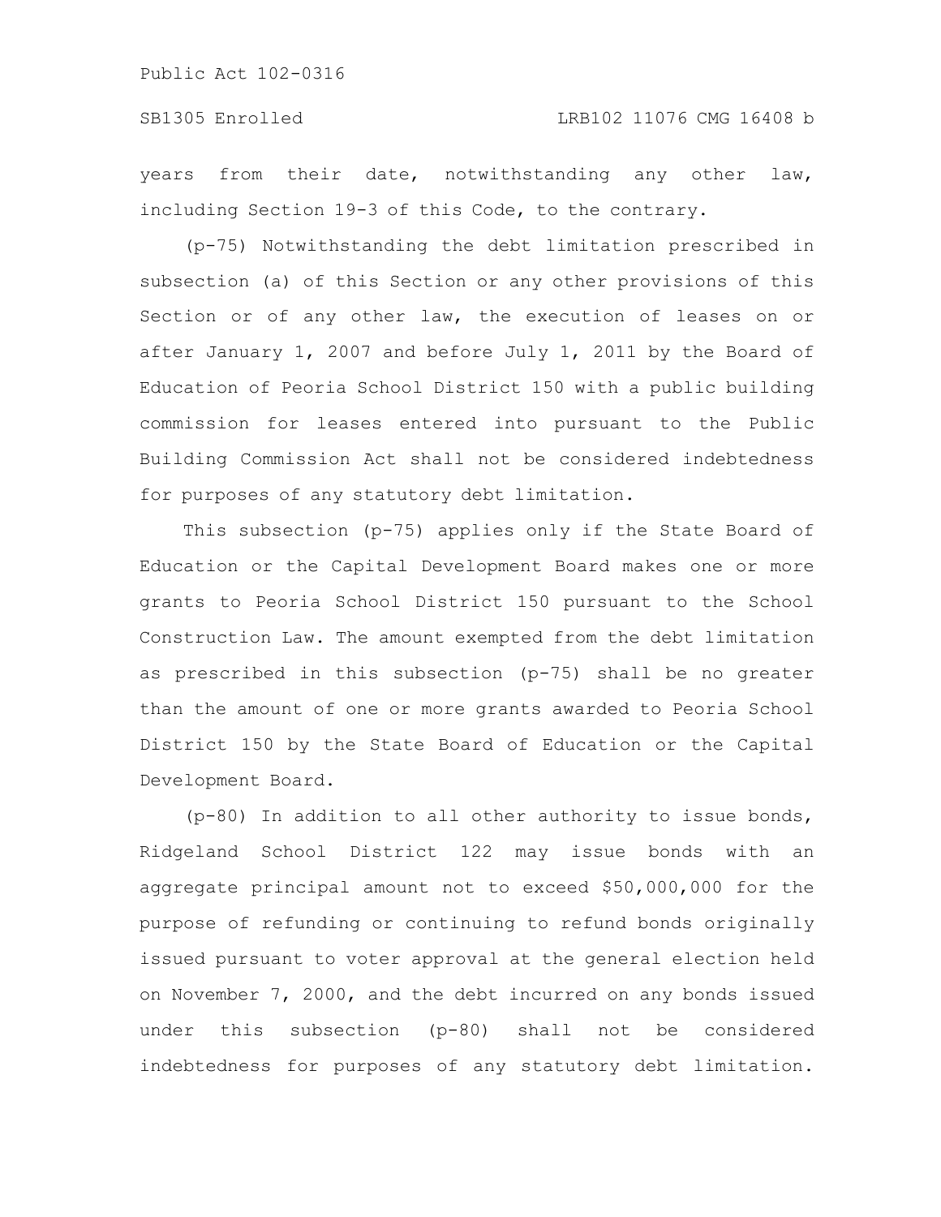years from their date, notwithstanding any other law, including Section 19-3 of this Code, to the contrary.

(p-75) Notwithstanding the debt limitation prescribed in subsection (a) of this Section or any other provisions of this Section or of any other law, the execution of leases on or after January 1, 2007 and before July 1, 2011 by the Board of Education of Peoria School District 150 with a public building commission for leases entered into pursuant to the Public Building Commission Act shall not be considered indebtedness for purposes of any statutory debt limitation.

This subsection (p-75) applies only if the State Board of Education or the Capital Development Board makes one or more grants to Peoria School District 150 pursuant to the School Construction Law. The amount exempted from the debt limitation as prescribed in this subsection (p-75) shall be no greater than the amount of one or more grants awarded to Peoria School District 150 by the State Board of Education or the Capital Development Board.

(p-80) In addition to all other authority to issue bonds, Ridgeland School District 122 may issue bonds with an aggregate principal amount not to exceed $50,000,000 for the purpose of refunding or continuing to refund bonds originally issued pursuant to voter approval at the general election held on November 7, 2000, and the debt incurred on any bonds issued under this subsection (p-80) shall not be considered indebtedness for purposes of any statutory debt limitation.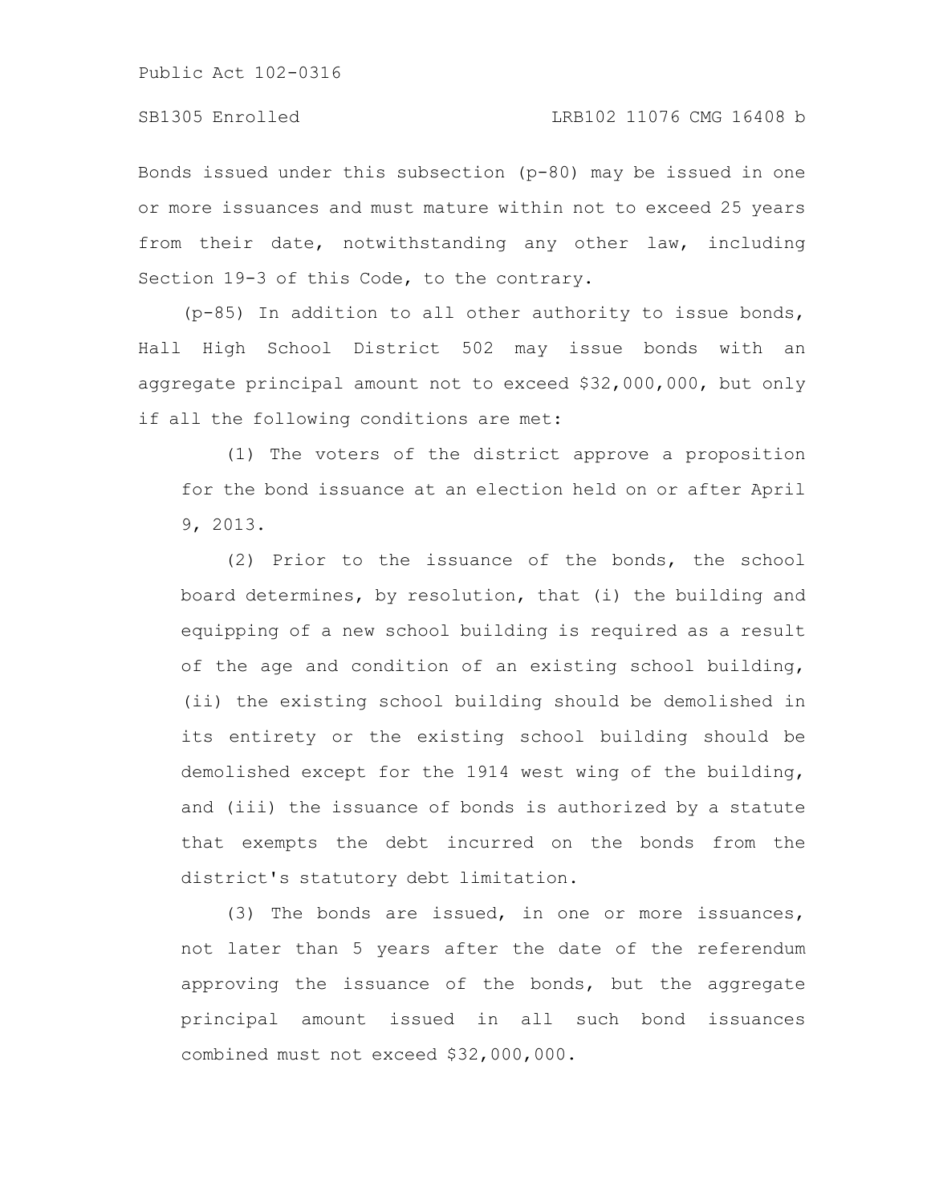Bonds issued under this subsection (p-80) may be issued in one or more issuances and must mature within not to exceed 25 years from their date, notwithstanding any other law, including Section 19-3 of this Code, to the contrary.

(p-85) In addition to all other authority to issue bonds, Hall High School District 502 may issue bonds with an aggregate principal amount not to exceed $32,000,000, but only if all the following conditions are met:

(1) The voters of the district approve a proposition for the bond issuance at an election held on or after April 9, 2013.

(2) Prior to the issuance of the bonds, the school board determines, by resolution, that (i) the building and equipping of a new school building is required as a result of the age and condition of an existing school building, (ii) the existing school building should be demolished in its entirety or the existing school building should be demolished except for the 1914 west wing of the building, and (iii) the issuance of bonds is authorized by a statute that exempts the debt incurred on the bonds from the district's statutory debt limitation.

(3) The bonds are issued, in one or more issuances, not later than 5 years after the date of the referendum approving the issuance of the bonds, but the aggregate principal amount issued in all such bond issuances combined must not exceed $32,000,000.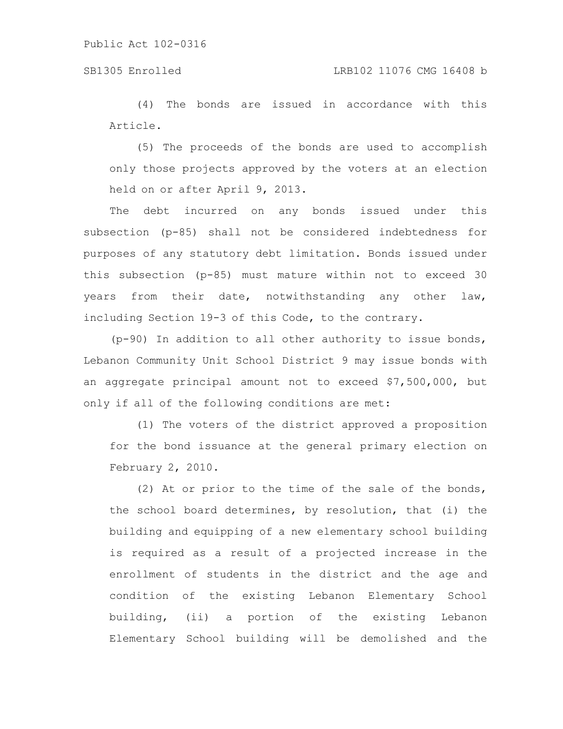(4) The bonds are issued in accordance with this Article.

(5) The proceeds of the bonds are used to accomplish only those projects approved by the voters at an election held on or after April 9, 2013.

The debt incurred on any bonds issued under this subsection (p-85) shall not be considered indebtedness for purposes of any statutory debt limitation. Bonds issued under this subsection (p-85) must mature within not to exceed 30 years from their date, notwithstanding any other law, including Section 19-3 of this Code, to the contrary.

(p-90) In addition to all other authority to issue bonds, Lebanon Community Unit School District 9 may issue bonds with an aggregate principal amount not to exceed $7,500,000, but only if all of the following conditions are met:

(1) The voters of the district approved a proposition for the bond issuance at the general primary election on February 2, 2010.

(2) At or prior to the time of the sale of the bonds, the school board determines, by resolution, that (i) the building and equipping of a new elementary school building is required as a result of a projected increase in the enrollment of students in the district and the age and condition of the existing Lebanon Elementary School building, (ii) a portion of the existing Lebanon Elementary School building will be demolished and the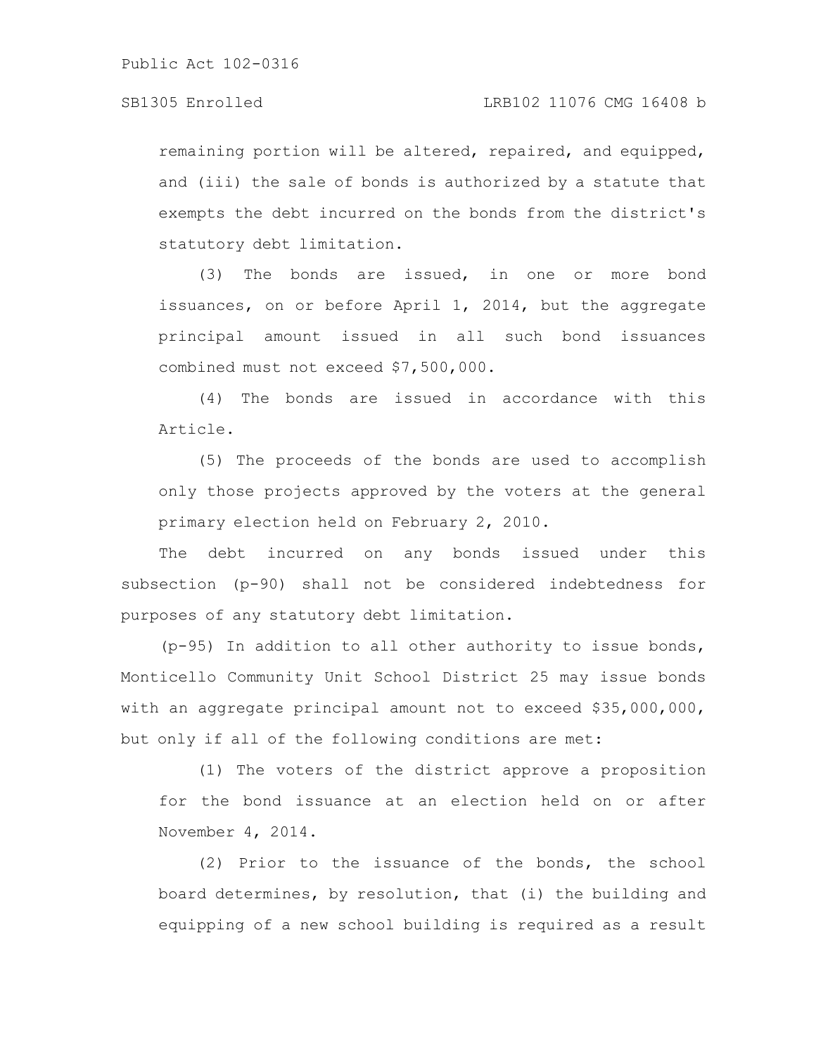remaining portion will be altered, repaired, and equipped, and (iii) the sale of bonds is authorized by a statute that exempts the debt incurred on the bonds from the district's statutory debt limitation.

(3) The bonds are issued, in one or more bond issuances, on or before April 1, 2014, but the aggregate principal amount issued in all such bond issuances combined must not exceed $7,500,000.

(4) The bonds are issued in accordance with this Article.

(5) The proceeds of the bonds are used to accomplish only those projects approved by the voters at the general primary election held on February 2, 2010.

The debt incurred on any bonds issued under this subsection (p-90) shall not be considered indebtedness for purposes of any statutory debt limitation.

(p-95) In addition to all other authority to issue bonds, Monticello Community Unit School District 25 may issue bonds with an aggregate principal amount not to exceed $35,000,000, but only if all of the following conditions are met:

(1) The voters of the district approve a proposition for the bond issuance at an election held on or after November 4, 2014.

(2) Prior to the issuance of the bonds, the school board determines, by resolution, that (i) the building and equipping of a new school building is required as a result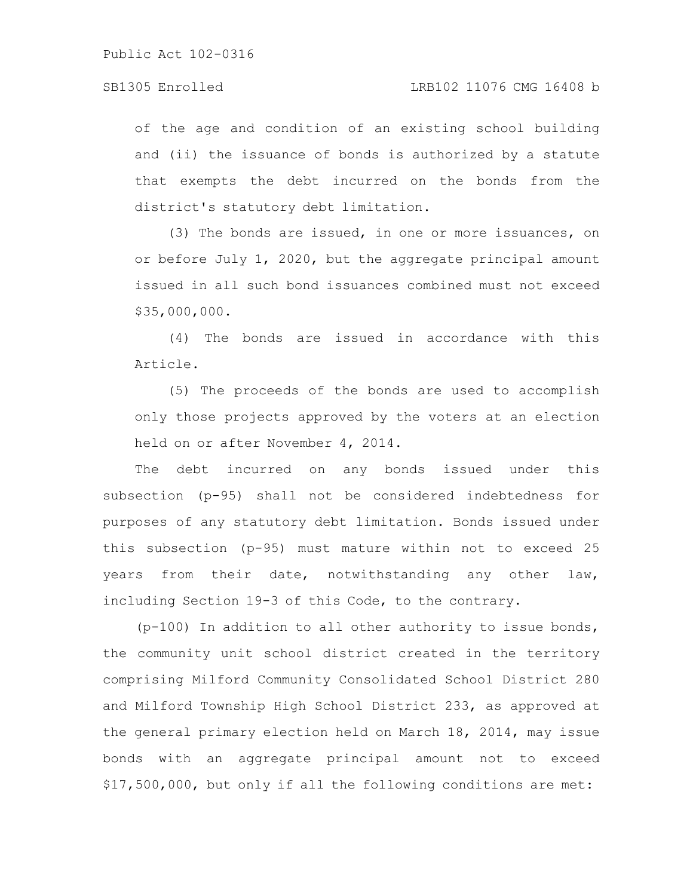of the age and condition of an existing school building and (ii) the issuance of bonds is authorized by a statute that exempts the debt incurred on the bonds from the district's statutory debt limitation.

(3) The bonds are issued, in one or more issuances, on or before July 1, 2020, but the aggregate principal amount issued in all such bond issuances combined must not exceed $35,000,000.

(4) The bonds are issued in accordance with this Article.

(5) The proceeds of the bonds are used to accomplish only those projects approved by the voters at an election held on or after November 4, 2014.

The debt incurred on any bonds issued under this subsection (p-95) shall not be considered indebtedness for purposes of any statutory debt limitation. Bonds issued under this subsection (p-95) must mature within not to exceed 25 years from their date, notwithstanding any other law, including Section 19-3 of this Code, to the contrary.

(p-100) In addition to all other authority to issue bonds, the community unit school district created in the territory comprising Milford Community Consolidated School District 280 and Milford Township High School District 233, as approved at the general primary election held on March 18, 2014, may issue bonds with an aggregate principal amount not to exceed $17,500,000, but only if all the following conditions are met: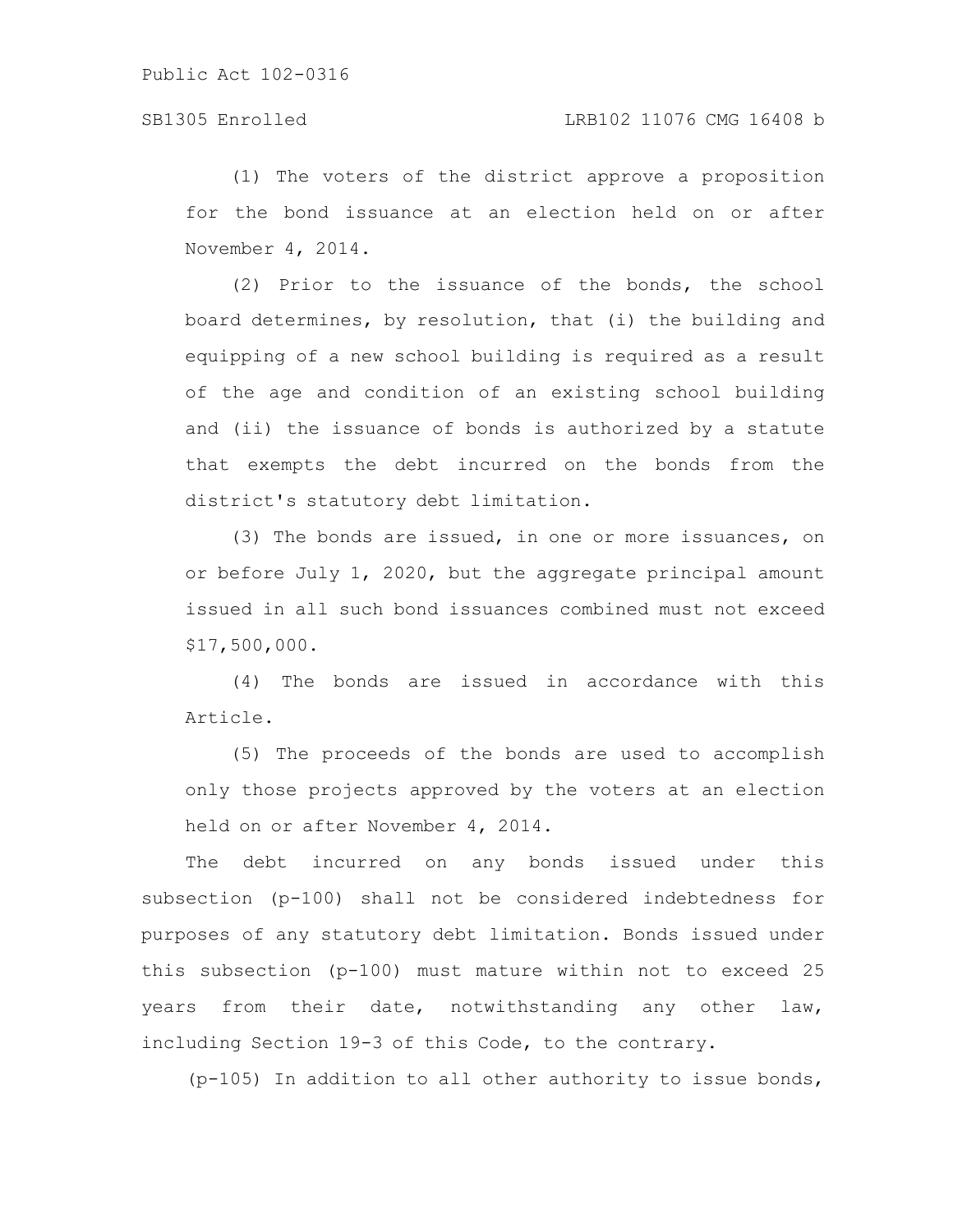(1) The voters of the district approve a proposition for the bond issuance at an election held on or after November 4, 2014.

(2) Prior to the issuance of the bonds, the school board determines, by resolution, that (i) the building and equipping of a new school building is required as a result of the age and condition of an existing school building and (ii) the issuance of bonds is authorized by a statute that exempts the debt incurred on the bonds from the district's statutory debt limitation.

(3) The bonds are issued, in one or more issuances, on or before July 1, 2020, but the aggregate principal amount issued in all such bond issuances combined must not exceed $17,500,000.

(4) The bonds are issued in accordance with this Article.

(5) The proceeds of the bonds are used to accomplish only those projects approved by the voters at an election held on or after November 4, 2014.

The debt incurred on any bonds issued under this subsection (p-100) shall not be considered indebtedness for purposes of any statutory debt limitation. Bonds issued under this subsection (p-100) must mature within not to exceed 25 years from their date, notwithstanding any other law, including Section 19-3 of this Code, to the contrary.

(p-105) In addition to all other authority to issue bonds,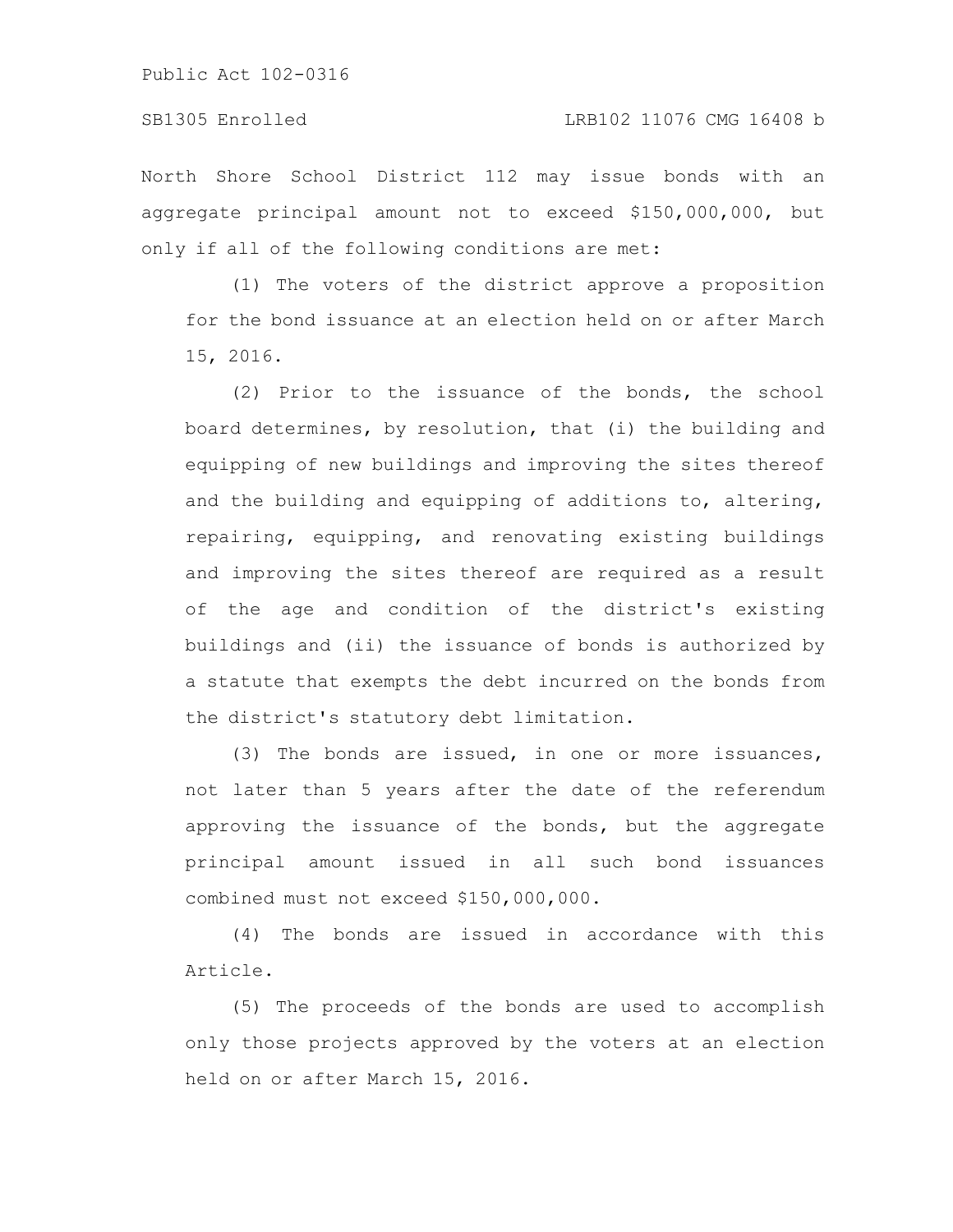North Shore School District 112 may issue bonds with an aggregate principal amount not to exceed $150,000,000, but only if all of the following conditions are met:

(1) The voters of the district approve a proposition for the bond issuance at an election held on or after March 15, 2016.

(2) Prior to the issuance of the bonds, the school board determines, by resolution, that (i) the building and equipping of new buildings and improving the sites thereof and the building and equipping of additions to, altering, repairing, equipping, and renovating existing buildings and improving the sites thereof are required as a result of the age and condition of the district's existing buildings and (ii) the issuance of bonds is authorized by a statute that exempts the debt incurred on the bonds from the district's statutory debt limitation.

(3) The bonds are issued, in one or more issuances, not later than 5 years after the date of the referendum approving the issuance of the bonds, but the aggregate principal amount issued in all such bond issuances combined must not exceed $150,000,000.

(4) The bonds are issued in accordance with this Article.

(5) The proceeds of the bonds are used to accomplish only those projects approved by the voters at an election held on or after March 15, 2016.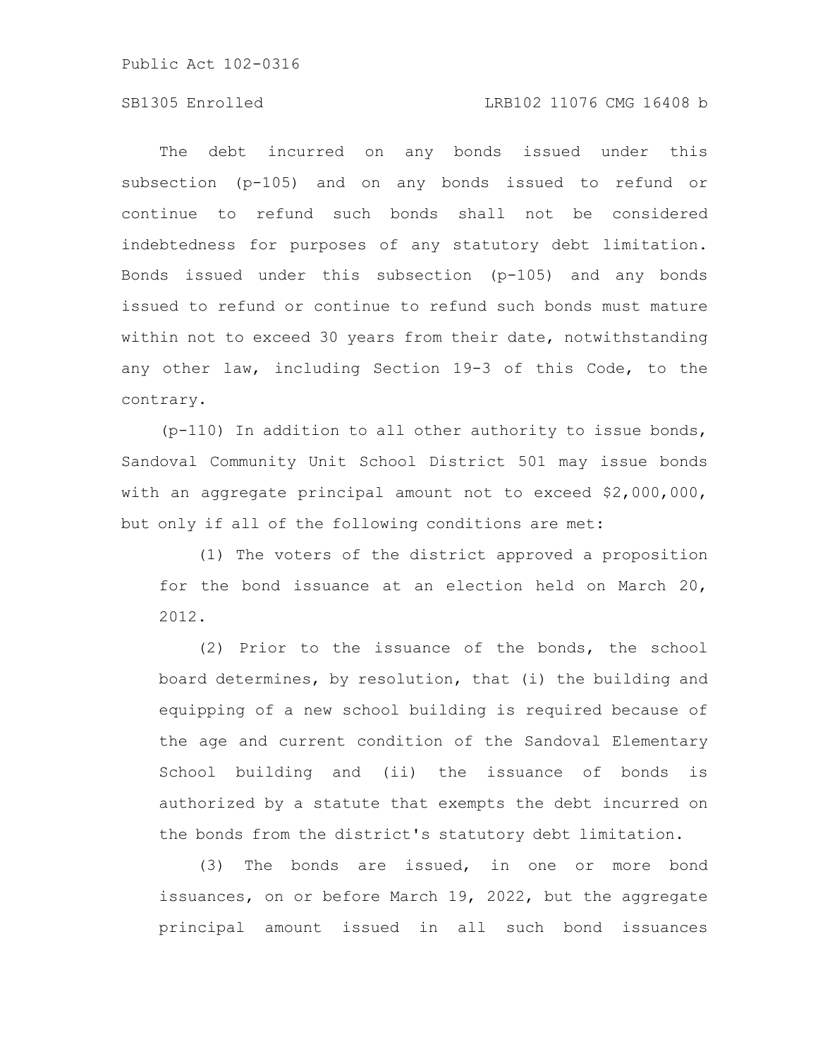The debt incurred on any bonds issued under this subsection (p-105) and on any bonds issued to refund or continue to refund such bonds shall not be considered indebtedness for purposes of any statutory debt limitation. Bonds issued under this subsection (p-105) and any bonds issued to refund or continue to refund such bonds must mature within not to exceed 30 years from their date, notwithstanding any other law, including Section 19-3 of this Code, to the contrary.

(p-110) In addition to all other authority to issue bonds, Sandoval Community Unit School District 501 may issue bonds with an aggregate principal amount not to exceed $2,000,000, but only if all of the following conditions are met:

(1) The voters of the district approved a proposition for the bond issuance at an election held on March 20, 2012.

(2) Prior to the issuance of the bonds, the school board determines, by resolution, that (i) the building and equipping of a new school building is required because of the age and current condition of the Sandoval Elementary School building and (ii) the issuance of bonds is authorized by a statute that exempts the debt incurred on the bonds from the district's statutory debt limitation.

(3) The bonds are issued, in one or more bond issuances, on or before March 19, 2022, but the aggregate principal amount issued in all such bond issuances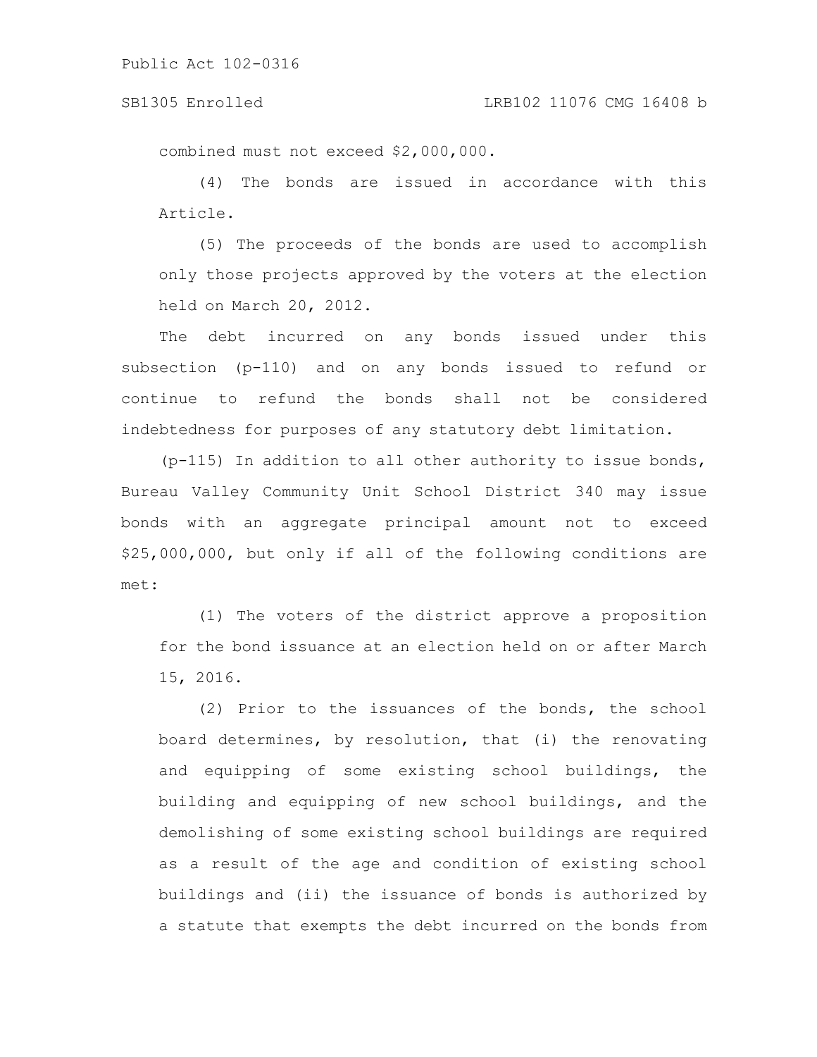combined must not exceed $2,000,000.

(4) The bonds are issued in accordance with this Article.

(5) The proceeds of the bonds are used to accomplish only those projects approved by the voters at the election held on March 20, 2012.

The debt incurred on any bonds issued under this subsection (p-110) and on any bonds issued to refund or continue to refund the bonds shall not be considered indebtedness for purposes of any statutory debt limitation.

(p-115) In addition to all other authority to issue bonds, Bureau Valley Community Unit School District 340 may issue bonds with an aggregate principal amount not to exceed $25,000,000, but only if all of the following conditions are met:

(1) The voters of the district approve a proposition for the bond issuance at an election held on or after March 15, 2016.

(2) Prior to the issuances of the bonds, the school board determines, by resolution, that (i) the renovating and equipping of some existing school buildings, the building and equipping of new school buildings, and the demolishing of some existing school buildings are required as a result of the age and condition of existing school buildings and (ii) the issuance of bonds is authorized by a statute that exempts the debt incurred on the bonds from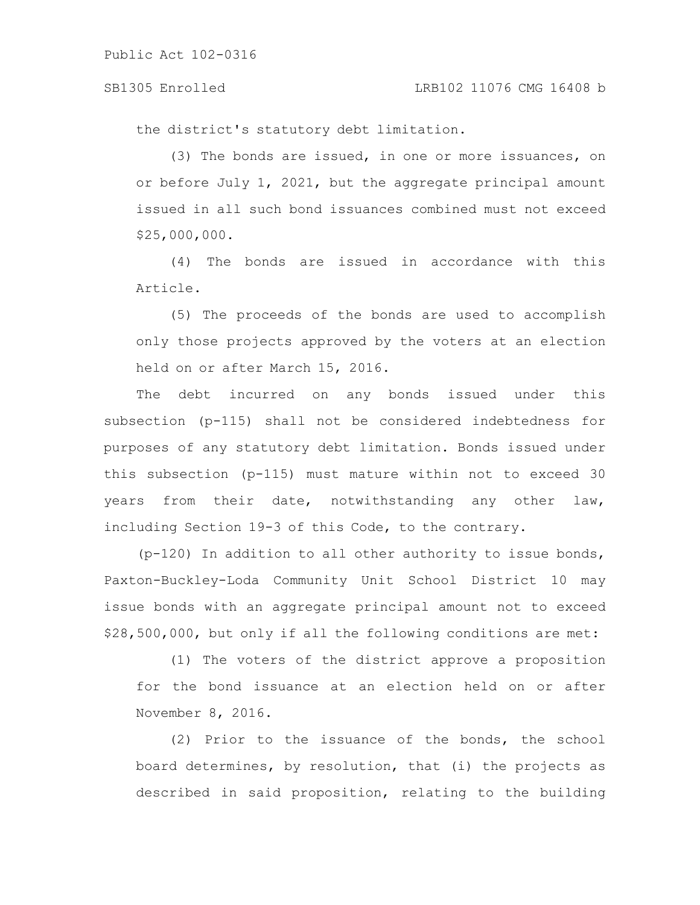the district's statutory debt limitation.

(3) The bonds are issued, in one or more issuances, on or before July 1, 2021, but the aggregate principal amount issued in all such bond issuances combined must not exceed $25,000,000.

(4) The bonds are issued in accordance with this Article.

(5) The proceeds of the bonds are used to accomplish only those projects approved by the voters at an election held on or after March 15, 2016.

The debt incurred on any bonds issued under this subsection (p-115) shall not be considered indebtedness for purposes of any statutory debt limitation. Bonds issued under this subsection (p-115) must mature within not to exceed 30 years from their date, notwithstanding any other law, including Section 19-3 of this Code, to the contrary.

(p-120) In addition to all other authority to issue bonds, Paxton-Buckley-Loda Community Unit School District 10 may issue bonds with an aggregate principal amount not to exceed $28,500,000, but only if all the following conditions are met:

(1) The voters of the district approve a proposition for the bond issuance at an election held on or after November 8, 2016.

(2) Prior to the issuance of the bonds, the school board determines, by resolution, that (i) the projects as described in said proposition, relating to the building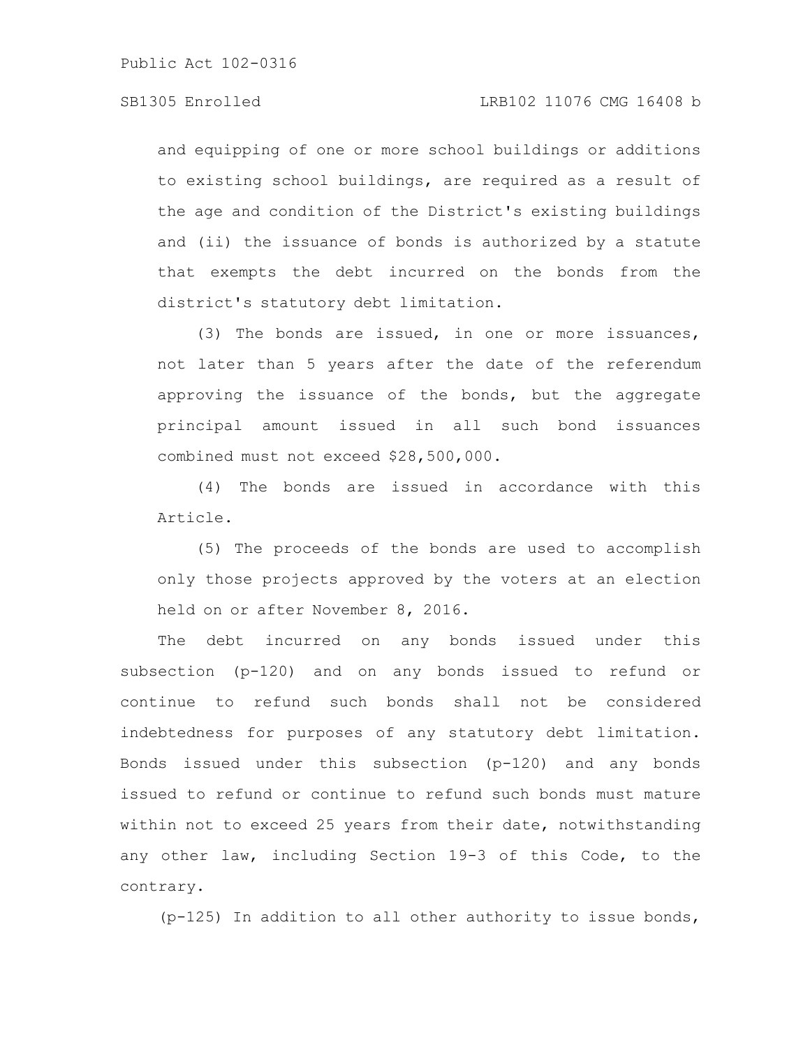and equipping of one or more school buildings or additions to existing school buildings, are required as a result of the age and condition of the District's existing buildings and (ii) the issuance of bonds is authorized by a statute that exempts the debt incurred on the bonds from the district's statutory debt limitation.

(3) The bonds are issued, in one or more issuances, not later than 5 years after the date of the referendum approving the issuance of the bonds, but the aggregate principal amount issued in all such bond issuances combined must not exceed $28,500,000.

(4) The bonds are issued in accordance with this Article.

(5) The proceeds of the bonds are used to accomplish only those projects approved by the voters at an election held on or after November 8, 2016.

The debt incurred on any bonds issued under this subsection (p-120) and on any bonds issued to refund or continue to refund such bonds shall not be considered indebtedness for purposes of any statutory debt limitation. Bonds issued under this subsection (p-120) and any bonds issued to refund or continue to refund such bonds must mature within not to exceed 25 years from their date, notwithstanding any other law, including Section 19-3 of this Code, to the contrary.

(p-125) In addition to all other authority to issue bonds,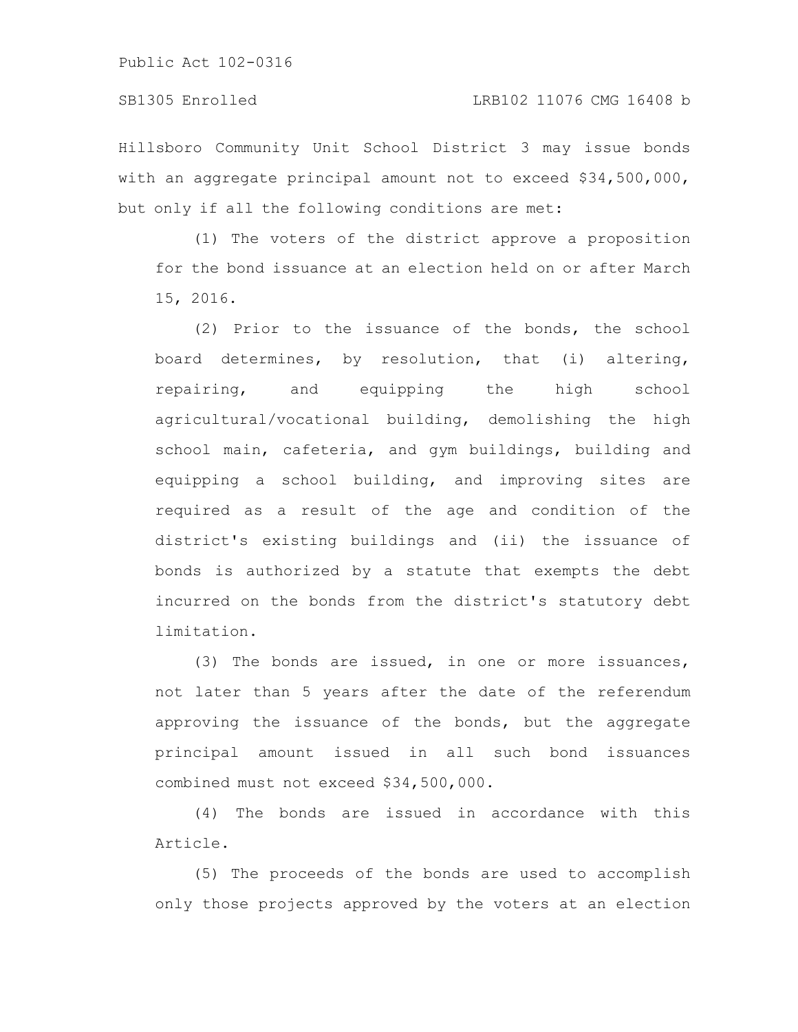Hillsboro Community Unit School District 3 may issue bonds with an aggregate principal amount not to exceed $34,500,000, but only if all the following conditions are met:

(1) The voters of the district approve a proposition for the bond issuance at an election held on or after March 15, 2016.

(2) Prior to the issuance of the bonds, the school board determines, by resolution, that (i) altering, repairing, and equipping the high school agricultural/vocational building, demolishing the high school main, cafeteria, and gym buildings, building and equipping a school building, and improving sites are required as a result of the age and condition of the district's existing buildings and (ii) the issuance of bonds is authorized by a statute that exempts the debt incurred on the bonds from the district's statutory debt limitation.

(3) The bonds are issued, in one or more issuances, not later than 5 years after the date of the referendum approving the issuance of the bonds, but the aggregate principal amount issued in all such bond issuances combined must not exceed $34,500,000.

(4) The bonds are issued in accordance with this Article.

(5) The proceeds of the bonds are used to accomplish only those projects approved by the voters at an election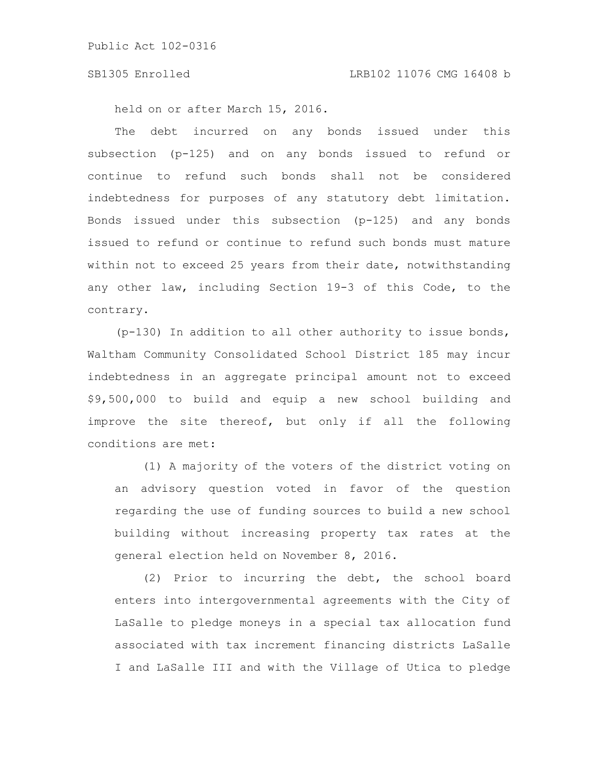held on or after March 15, 2016.

The debt incurred on any bonds issued under this subsection (p-125) and on any bonds issued to refund or continue to refund such bonds shall not be considered indebtedness for purposes of any statutory debt limitation. Bonds issued under this subsection (p-125) and any bonds issued to refund or continue to refund such bonds must mature within not to exceed 25 years from their date, notwithstanding any other law, including Section 19-3 of this Code, to the contrary.

(p-130) In addition to all other authority to issue bonds, Waltham Community Consolidated School District 185 may incur indebtedness in an aggregate principal amount not to exceed $9,500,000 to build and equip a new school building and improve the site thereof, but only if all the following conditions are met:

(1) A majority of the voters of the district voting on an advisory question voted in favor of the question regarding the use of funding sources to build a new school building without increasing property tax rates at the general election held on November 8, 2016.

(2) Prior to incurring the debt, the school board enters into intergovernmental agreements with the City of LaSalle to pledge moneys in a special tax allocation fund associated with tax increment financing districts LaSalle I and LaSalle III and with the Village of Utica to pledge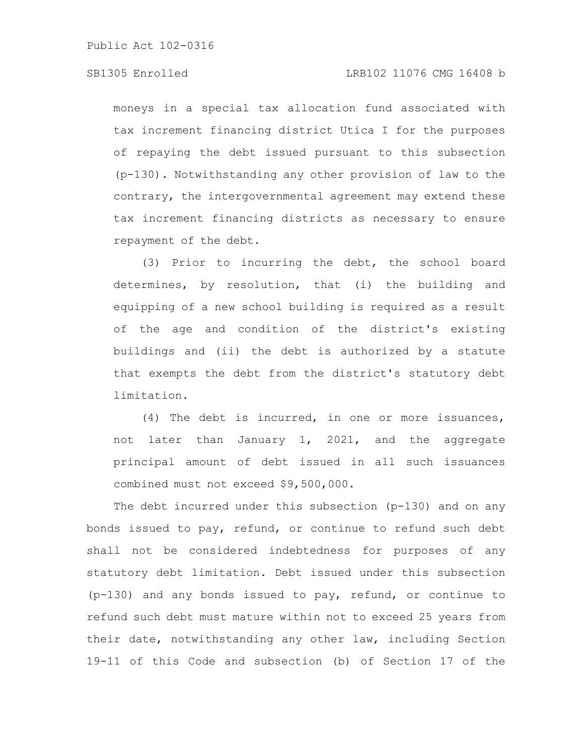moneys in a special tax allocation fund associated with tax increment financing district Utica I for the purposes of repaying the debt issued pursuant to this subsection (p-130). Notwithstanding any other provision of law to the contrary, the intergovernmental agreement may extend these tax increment financing districts as necessary to ensure repayment of the debt.

(3) Prior to incurring the debt, the school board determines, by resolution, that (i) the building and equipping of a new school building is required as a result of the age and condition of the district's existing buildings and (ii) the debt is authorized by a statute that exempts the debt from the district's statutory debt limitation.

(4) The debt is incurred, in one or more issuances, not later than January 1, 2021, and the aggregate principal amount of debt issued in all such issuances combined must not exceed $9,500,000.

The debt incurred under this subsection (p-130) and on any bonds issued to pay, refund, or continue to refund such debt shall not be considered indebtedness for purposes of any statutory debt limitation. Debt issued under this subsection (p-130) and any bonds issued to pay, refund, or continue to refund such debt must mature within not to exceed 25 years from their date, notwithstanding any other law, including Section 19-11 of this Code and subsection (b) of Section 17 of the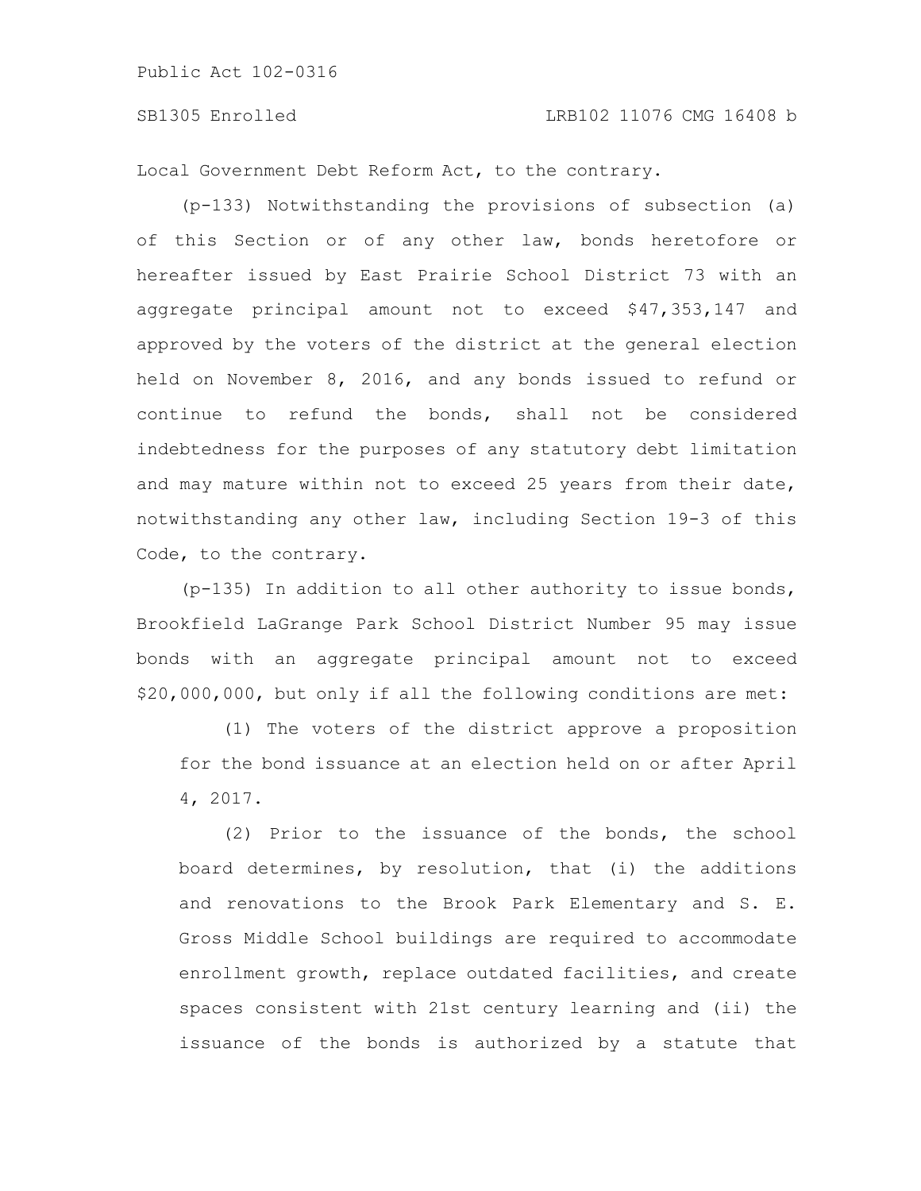Local Government Debt Reform Act, to the contrary.

(p-133) Notwithstanding the provisions of subsection (a) of this Section or of any other law, bonds heretofore or hereafter issued by East Prairie School District 73 with an aggregate principal amount not to exceed $47,353,147 and approved by the voters of the district at the general election held on November 8, 2016, and any bonds issued to refund or continue to refund the bonds, shall not be considered indebtedness for the purposes of any statutory debt limitation and may mature within not to exceed 25 years from their date, notwithstanding any other law, including Section 19-3 of this Code, to the contrary.

(p-135) In addition to all other authority to issue bonds, Brookfield LaGrange Park School District Number 95 may issue bonds with an aggregate principal amount not to exceed $20,000,000, but only if all the following conditions are met:

(1) The voters of the district approve a proposition for the bond issuance at an election held on or after April 4, 2017.

(2) Prior to the issuance of the bonds, the school board determines, by resolution, that (i) the additions and renovations to the Brook Park Elementary and S. E. Gross Middle School buildings are required to accommodate enrollment growth, replace outdated facilities, and create spaces consistent with 21st century learning and (ii) the issuance of the bonds is authorized by a statute that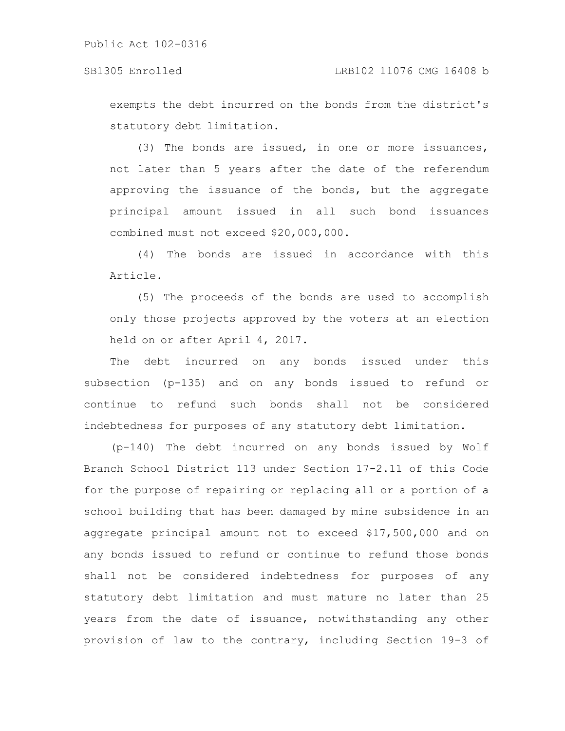exempts the debt incurred on the bonds from the district's statutory debt limitation.

(3) The bonds are issued, in one or more issuances, not later than 5 years after the date of the referendum approving the issuance of the bonds, but the aggregate principal amount issued in all such bond issuances combined must not exceed $20,000,000.

(4) The bonds are issued in accordance with this Article.

(5) The proceeds of the bonds are used to accomplish only those projects approved by the voters at an election held on or after April 4, 2017.

The debt incurred on any bonds issued under this subsection (p-135) and on any bonds issued to refund or continue to refund such bonds shall not be considered indebtedness for purposes of any statutory debt limitation.

(p-140) The debt incurred on any bonds issued by Wolf Branch School District 113 under Section 17-2.11 of this Code for the purpose of repairing or replacing all or a portion of a school building that has been damaged by mine subsidence in an aggregate principal amount not to exceed $17,500,000 and on any bonds issued to refund or continue to refund those bonds shall not be considered indebtedness for purposes of any statutory debt limitation and must mature no later than 25 years from the date of issuance, notwithstanding any other provision of law to the contrary, including Section 19-3 of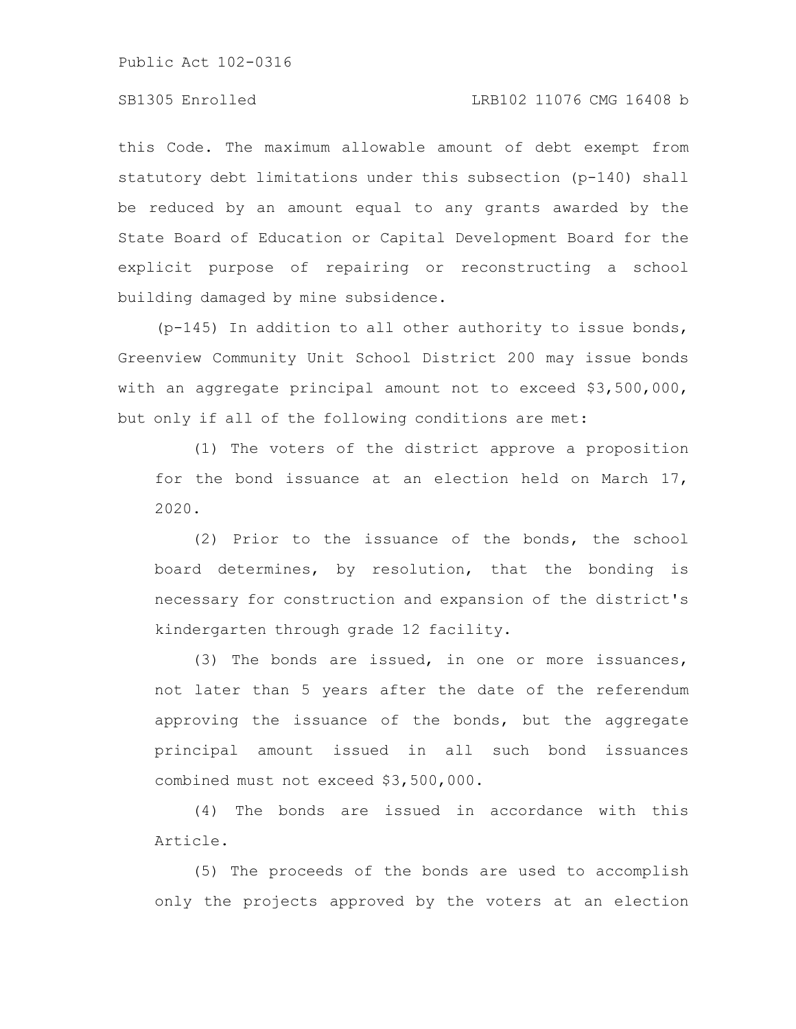this Code. The maximum allowable amount of debt exempt from statutory debt limitations under this subsection (p-140) shall be reduced by an amount equal to any grants awarded by the State Board of Education or Capital Development Board for the explicit purpose of repairing or reconstructing a school building damaged by mine subsidence.

(p-145) In addition to all other authority to issue bonds, Greenview Community Unit School District 200 may issue bonds with an aggregate principal amount not to exceed $3,500,000, but only if all of the following conditions are met:

(1) The voters of the district approve a proposition for the bond issuance at an election held on March 17, 2020.

(2) Prior to the issuance of the bonds, the school board determines, by resolution, that the bonding is necessary for construction and expansion of the district's kindergarten through grade 12 facility.

(3) The bonds are issued, in one or more issuances, not later than 5 years after the date of the referendum approving the issuance of the bonds, but the aggregate principal amount issued in all such bond issuances combined must not exceed $3,500,000.

(4) The bonds are issued in accordance with this Article.

(5) The proceeds of the bonds are used to accomplish only the projects approved by the voters at an election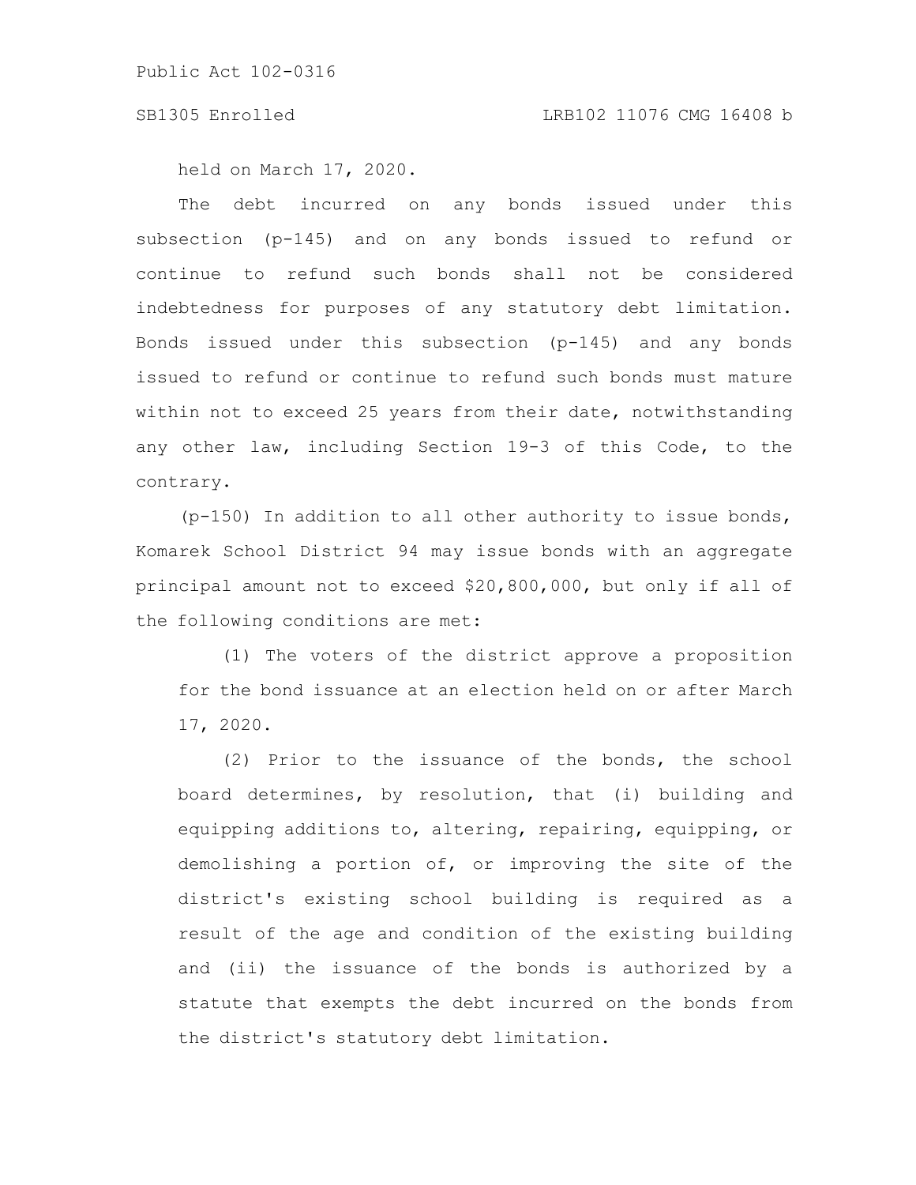held on March 17, 2020.

The debt incurred on any bonds issued under this subsection (p-145) and on any bonds issued to refund or continue to refund such bonds shall not be considered indebtedness for purposes of any statutory debt limitation. Bonds issued under this subsection (p-145) and any bonds issued to refund or continue to refund such bonds must mature within not to exceed 25 years from their date, notwithstanding any other law, including Section 19-3 of this Code, to the contrary.

(p-150) In addition to all other authority to issue bonds, Komarek School District 94 may issue bonds with an aggregate principal amount not to exceed $20,800,000, but only if all of the following conditions are met:

(1) The voters of the district approve a proposition for the bond issuance at an election held on or after March 17, 2020.

(2) Prior to the issuance of the bonds, the school board determines, by resolution, that (i) building and equipping additions to, altering, repairing, equipping, or demolishing a portion of, or improving the site of the district's existing school building is required as a result of the age and condition of the existing building and (ii) the issuance of the bonds is authorized by a statute that exempts the debt incurred on the bonds from the district's statutory debt limitation.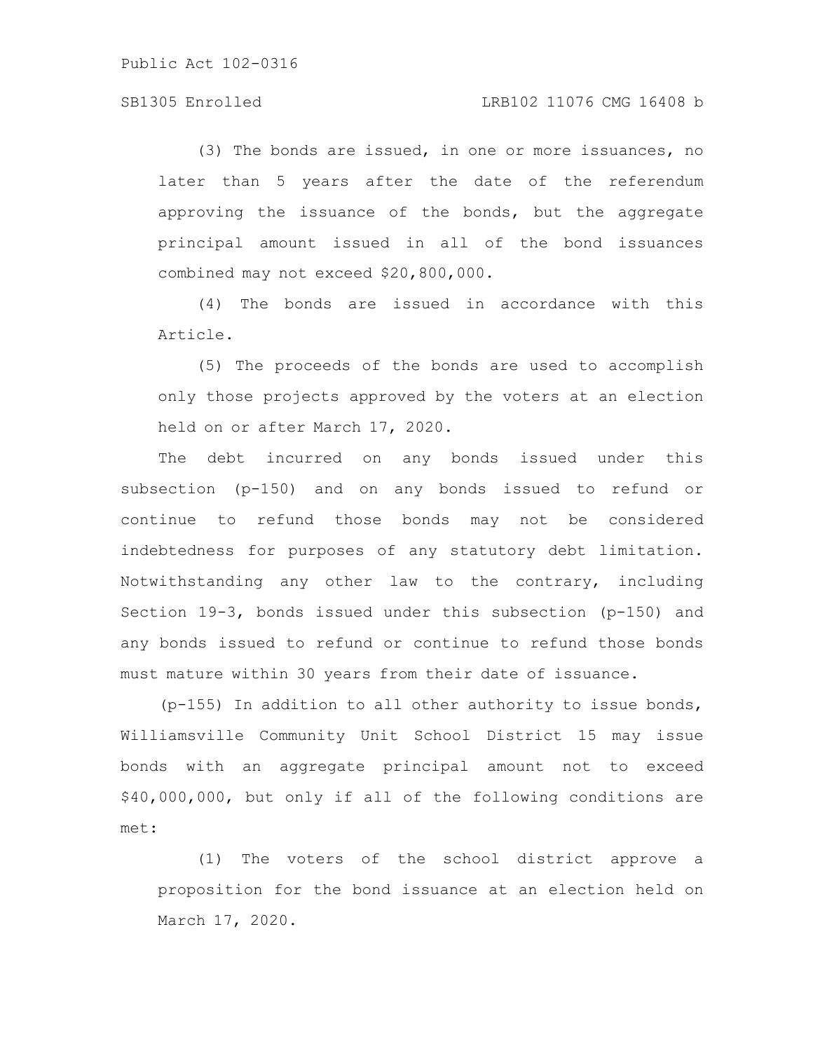(3) The bonds are issued, in one or more issuances, no later than 5 years after the date of the referendum approving the issuance of the bonds, but the aggregate principal amount issued in all of the bond issuances combined may not exceed $20,800,000.

(4) The bonds are issued in accordance with this Article.

(5) The proceeds of the bonds are used to accomplish only those projects approved by the voters at an election held on or after March 17, 2020.

The debt incurred on any bonds issued under this subsection (p-150) and on any bonds issued to refund or continue to refund those bonds may not be considered indebtedness for purposes of any statutory debt limitation. Notwithstanding any other law to the contrary, including Section 19-3, bonds issued under this subsection (p-150) and any bonds issued to refund or continue to refund those bonds must mature within 30 years from their date of issuance.

(p-155) In addition to all other authority to issue bonds, Williamsville Community Unit School District 15 may issue bonds with an aggregate principal amount not to exceed $40,000,000, but only if all of the following conditions are met:

(1) The voters of the school district approve a proposition for the bond issuance at an election held on March 17, 2020.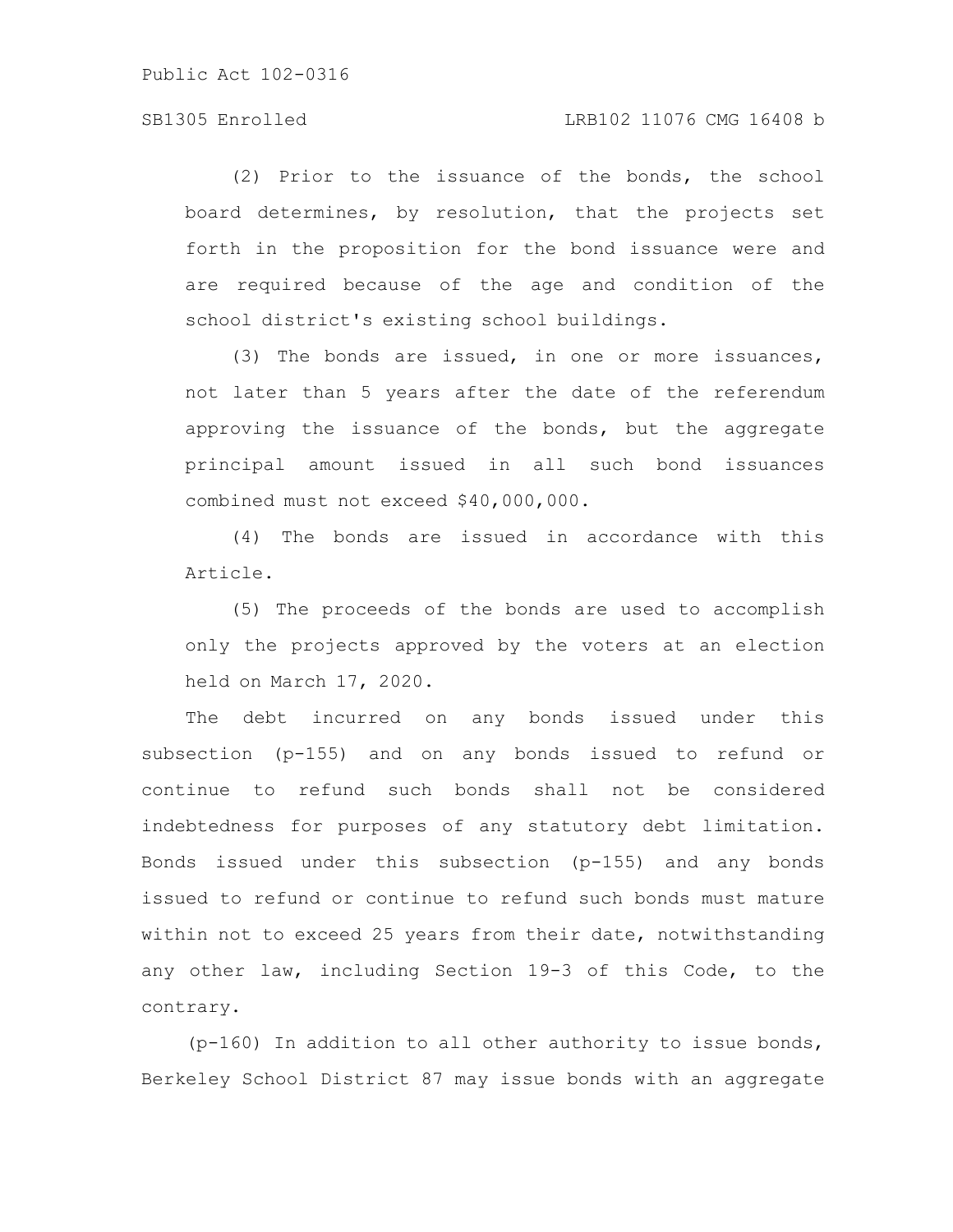(2) Prior to the issuance of the bonds, the school board determines, by resolution, that the projects set forth in the proposition for the bond issuance were and are required because of the age and condition of the school district's existing school buildings.

(3) The bonds are issued, in one or more issuances, not later than 5 years after the date of the referendum approving the issuance of the bonds, but the aggregate principal amount issued in all such bond issuances combined must not exceed $40,000,000.

(4) The bonds are issued in accordance with this Article.

(5) The proceeds of the bonds are used to accomplish only the projects approved by the voters at an election held on March 17, 2020.

The debt incurred on any bonds issued under this subsection (p-155) and on any bonds issued to refund or continue to refund such bonds shall not be considered indebtedness for purposes of any statutory debt limitation. Bonds issued under this subsection (p-155) and any bonds issued to refund or continue to refund such bonds must mature within not to exceed 25 years from their date, notwithstanding any other law, including Section 19-3 of this Code, to the contrary.

(p-160) In addition to all other authority to issue bonds, Berkeley School District 87 may issue bonds with an aggregate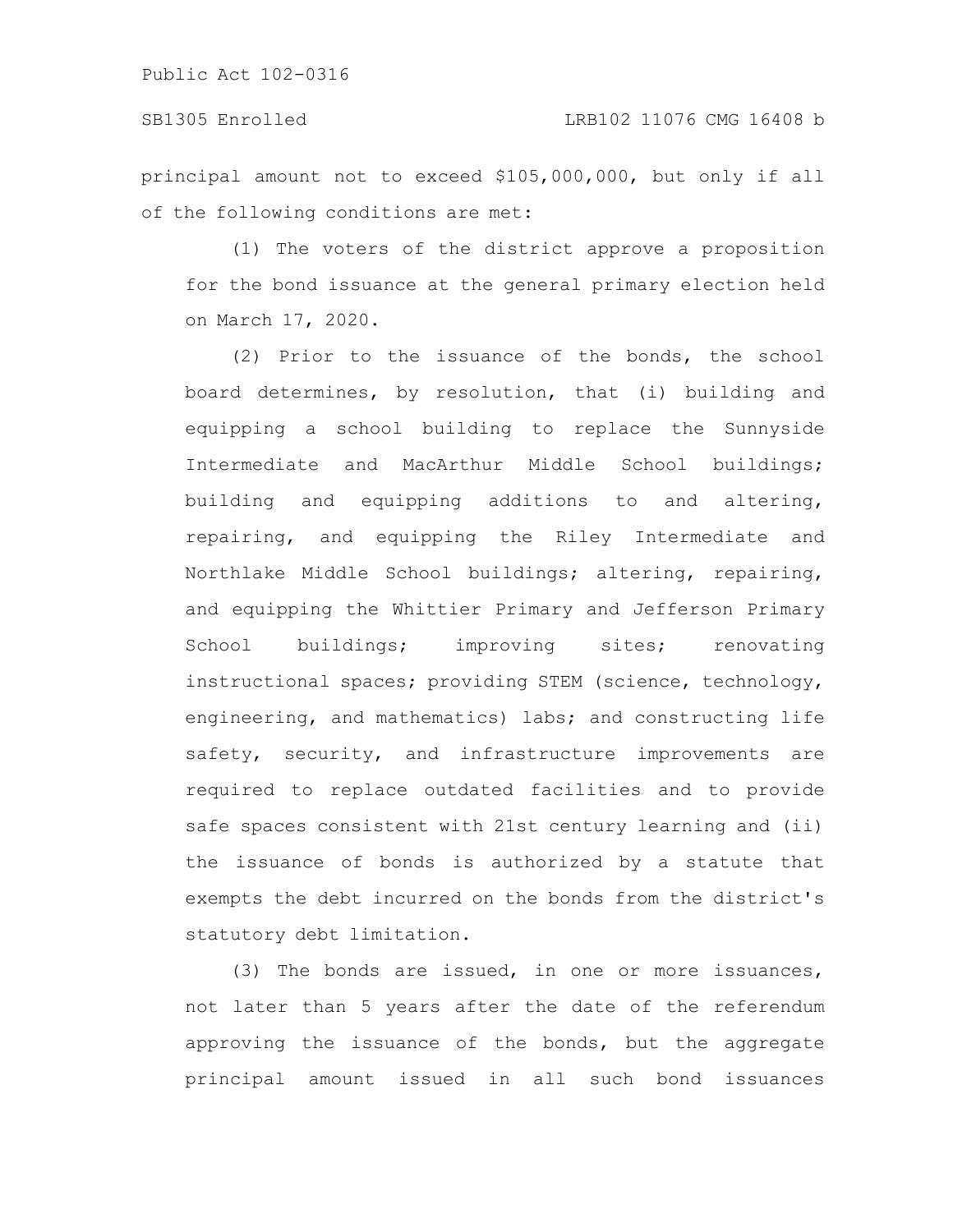principal amount not to exceed $105,000,000, but only if all of the following conditions are met:

(1) The voters of the district approve a proposition for the bond issuance at the general primary election held on March 17, 2020.

(2) Prior to the issuance of the bonds, the school board determines, by resolution, that (i) building and equipping a school building to replace the Sunnyside Intermediate and MacArthur Middle School buildings; building and equipping additions to and altering, repairing, and equipping the Riley Intermediate and Northlake Middle School buildings; altering, repairing, and equipping the Whittier Primary and Jefferson Primary School buildings; improving sites; renovating instructional spaces; providing STEM (science, technology, engineering, and mathematics) labs; and constructing life safety, security, and infrastructure improvements are required to replace outdated facilities and to provide safe spaces consistent with 21st century learning and (ii) the issuance of bonds is authorized by a statute that exempts the debt incurred on the bonds from the district's statutory debt limitation.

(3) The bonds are issued, in one or more issuances, not later than 5 years after the date of the referendum approving the issuance of the bonds, but the aggregate principal amount issued in all such bond issuances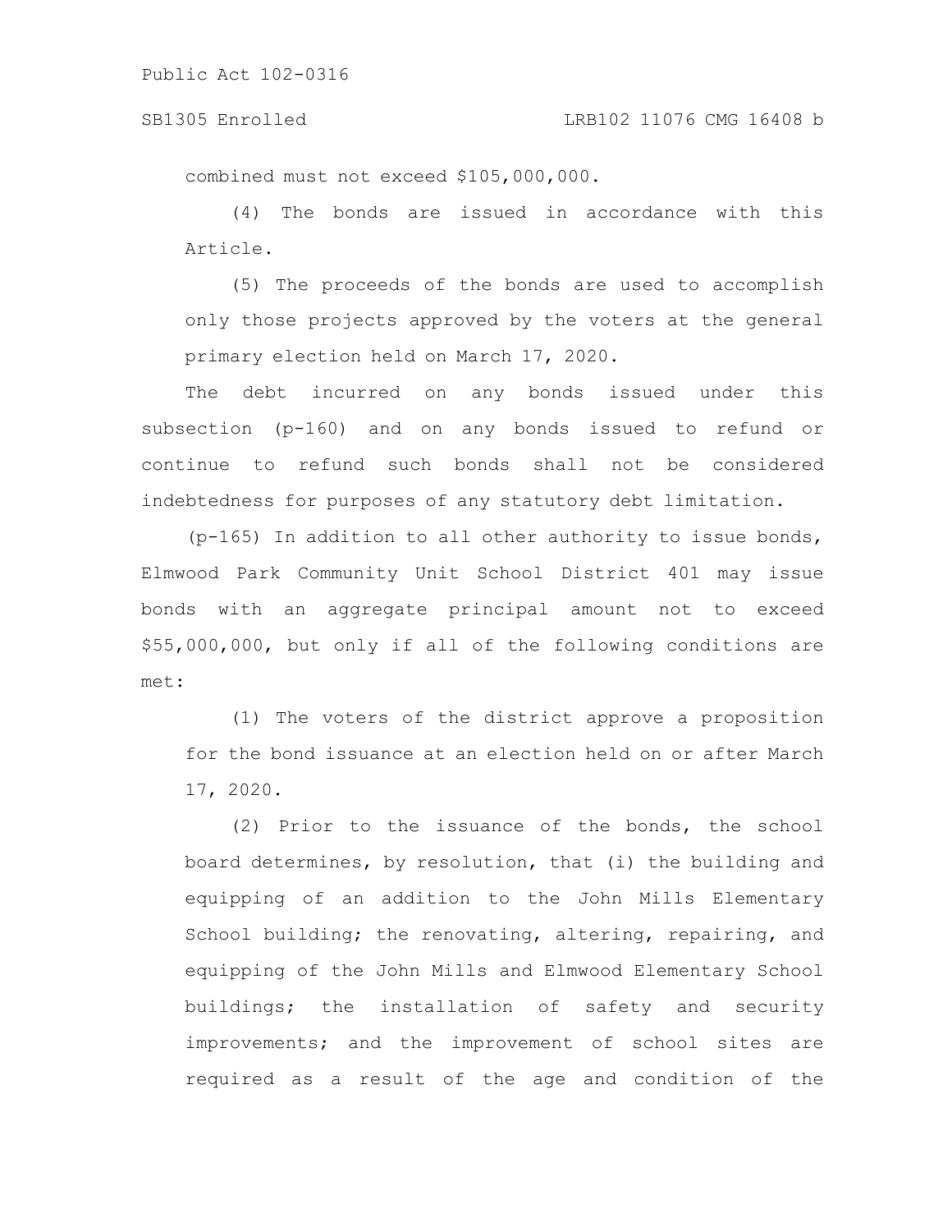combined must not exceed $105,000,000.

(4) The bonds are issued in accordance with this Article.

(5) The proceeds of the bonds are used to accomplish only those projects approved by the voters at the general primary election held on March 17, 2020.

The debt incurred on any bonds issued under this subsection (p-160) and on any bonds issued to refund or continue to refund such bonds shall not be considered indebtedness for purposes of any statutory debt limitation.

(p-165) In addition to all other authority to issue bonds, Elmwood Park Community Unit School District 401 may issue bonds with an aggregate principal amount not to exceed $55,000,000, but only if all of the following conditions are met:

(1) The voters of the district approve a proposition for the bond issuance at an election held on or after March 17, 2020.

(2) Prior to the issuance of the bonds, the school board determines, by resolution, that (i) the building and equipping of an addition to the John Mills Elementary School building; the renovating, altering, repairing, and equipping of the John Mills and Elmwood Elementary School buildings; the installation of safety and security improvements; and the improvement of school sites are required as a result of the age and condition of the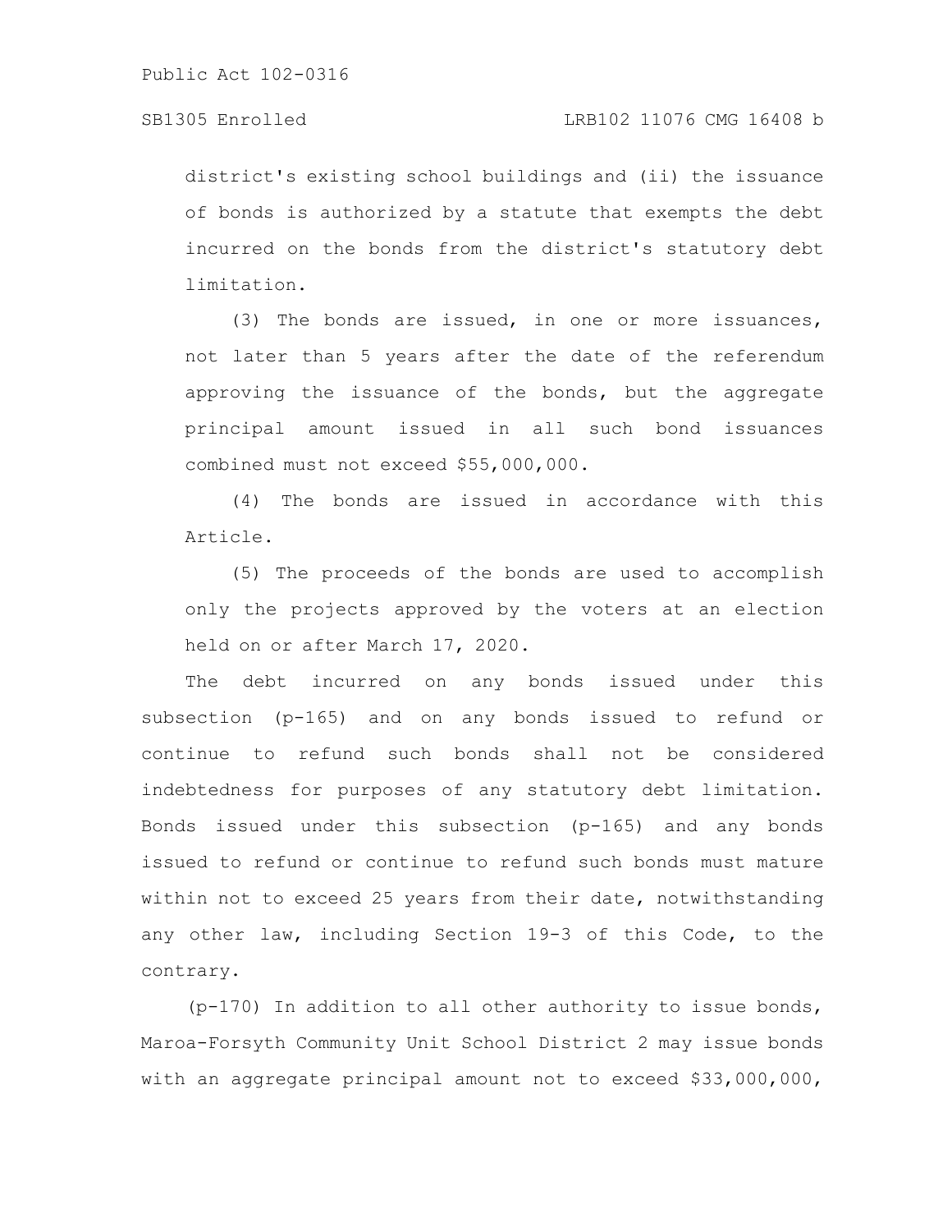district's existing school buildings and (ii) the issuance of bonds is authorized by a statute that exempts the debt incurred on the bonds from the district's statutory debt limitation.

(3) The bonds are issued, in one or more issuances, not later than 5 years after the date of the referendum approving the issuance of the bonds, but the aggregate principal amount issued in all such bond issuances combined must not exceed $55,000,000.

(4) The bonds are issued in accordance with this Article.

(5) The proceeds of the bonds are used to accomplish only the projects approved by the voters at an election held on or after March 17, 2020.

The debt incurred on any bonds issued under this subsection (p-165) and on any bonds issued to refund or continue to refund such bonds shall not be considered indebtedness for purposes of any statutory debt limitation. Bonds issued under this subsection (p-165) and any bonds issued to refund or continue to refund such bonds must mature within not to exceed 25 years from their date, notwithstanding any other law, including Section 19-3 of this Code, to the contrary.

(p-170) In addition to all other authority to issue bonds, Maroa-Forsyth Community Unit School District 2 may issue bonds with an aggregate principal amount not to exceed $33,000,000,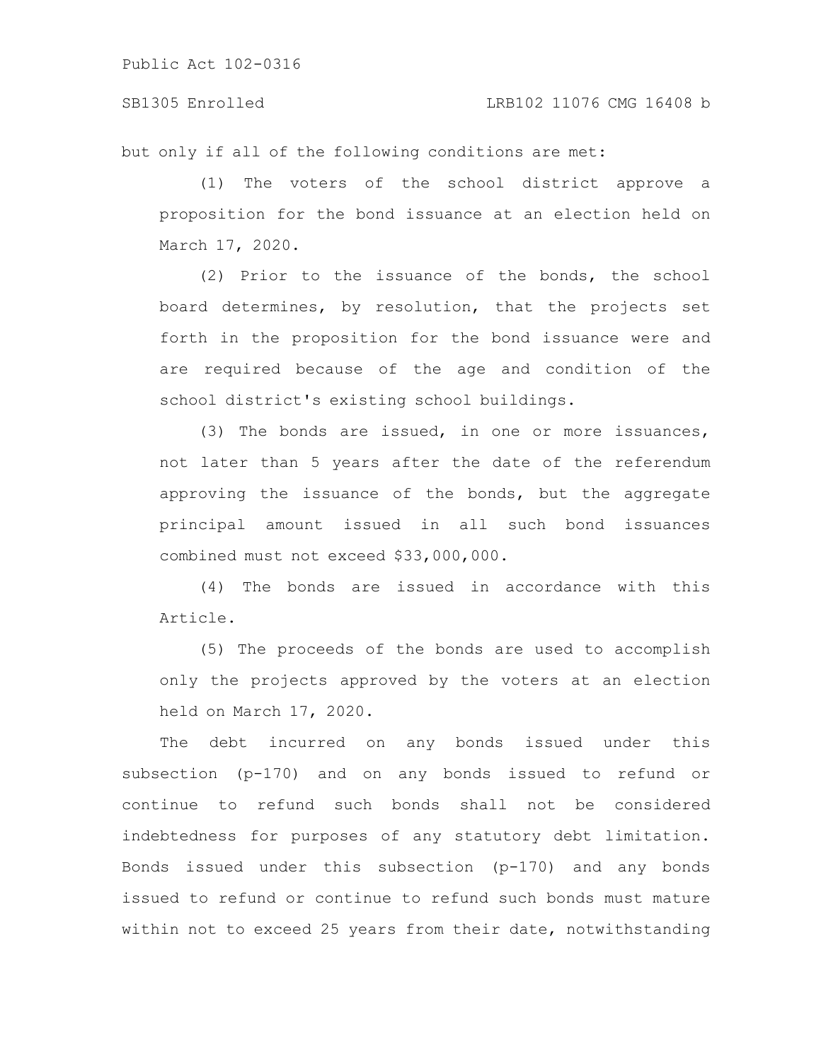but only if all of the following conditions are met:

(1) The voters of the school district approve a proposition for the bond issuance at an election held on March 17, 2020.

(2) Prior to the issuance of the bonds, the school board determines, by resolution, that the projects set forth in the proposition for the bond issuance were and are required because of the age and condition of the school district's existing school buildings.

(3) The bonds are issued, in one or more issuances, not later than 5 years after the date of the referendum approving the issuance of the bonds, but the aggregate principal amount issued in all such bond issuances combined must not exceed $33,000,000.

(4) The bonds are issued in accordance with this Article.

(5) The proceeds of the bonds are used to accomplish only the projects approved by the voters at an election held on March 17, 2020.

The debt incurred on any bonds issued under this subsection (p-170) and on any bonds issued to refund or continue to refund such bonds shall not be considered indebtedness for purposes of any statutory debt limitation. Bonds issued under this subsection (p-170) and any bonds issued to refund or continue to refund such bonds must mature within not to exceed 25 years from their date, notwithstanding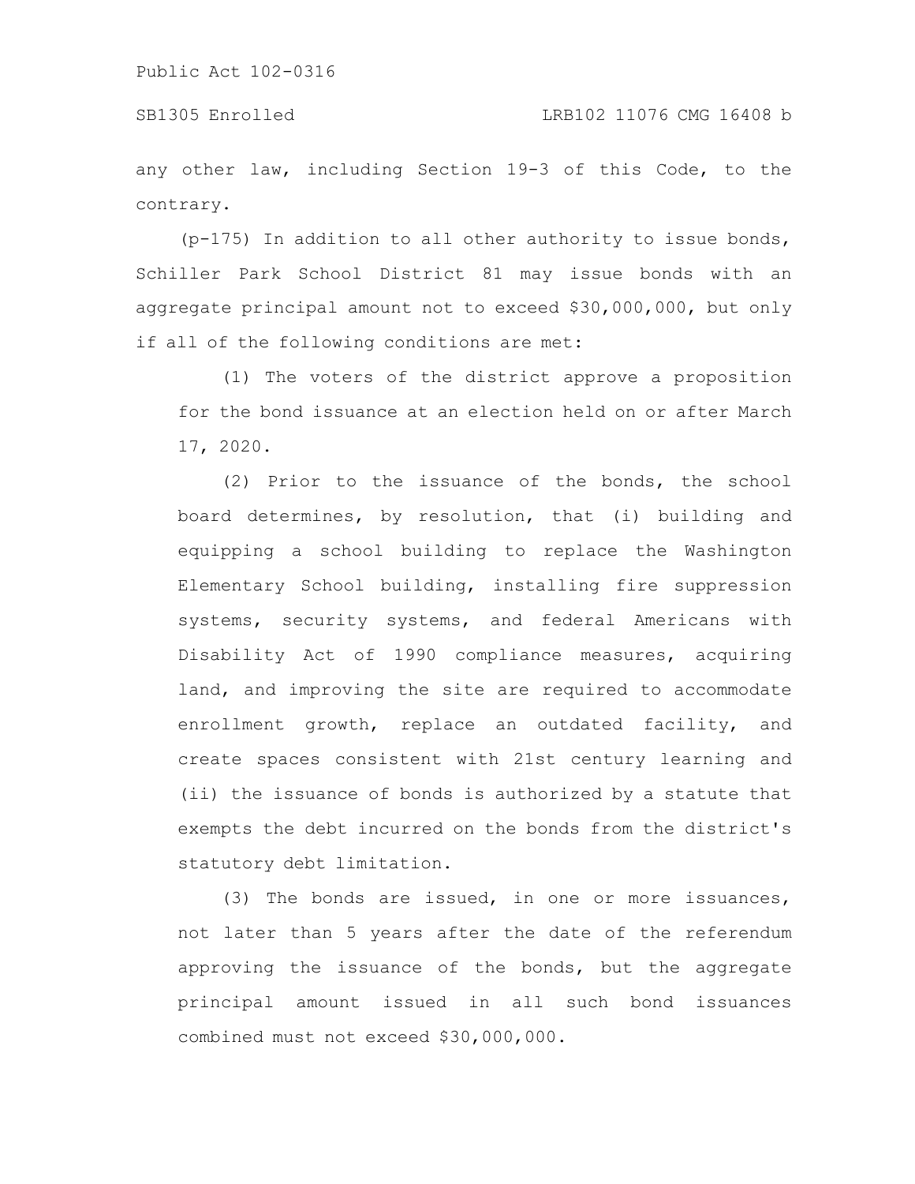any other law, including Section 19-3 of this Code, to the contrary.

(p-175) In addition to all other authority to issue bonds, Schiller Park School District 81 may issue bonds with an aggregate principal amount not to exceed $30,000,000, but only if all of the following conditions are met:

(1) The voters of the district approve a proposition for the bond issuance at an election held on or after March 17, 2020.

(2) Prior to the issuance of the bonds, the school board determines, by resolution, that (i) building and equipping a school building to replace the Washington Elementary School building, installing fire suppression systems, security systems, and federal Americans with Disability Act of 1990 compliance measures, acquiring land, and improving the site are required to accommodate enrollment growth, replace an outdated facility, and create spaces consistent with 21st century learning and (ii) the issuance of bonds is authorized by a statute that exempts the debt incurred on the bonds from the district's statutory debt limitation.

(3) The bonds are issued, in one or more issuances, not later than 5 years after the date of the referendum approving the issuance of the bonds, but the aggregate principal amount issued in all such bond issuances combined must not exceed $30,000,000.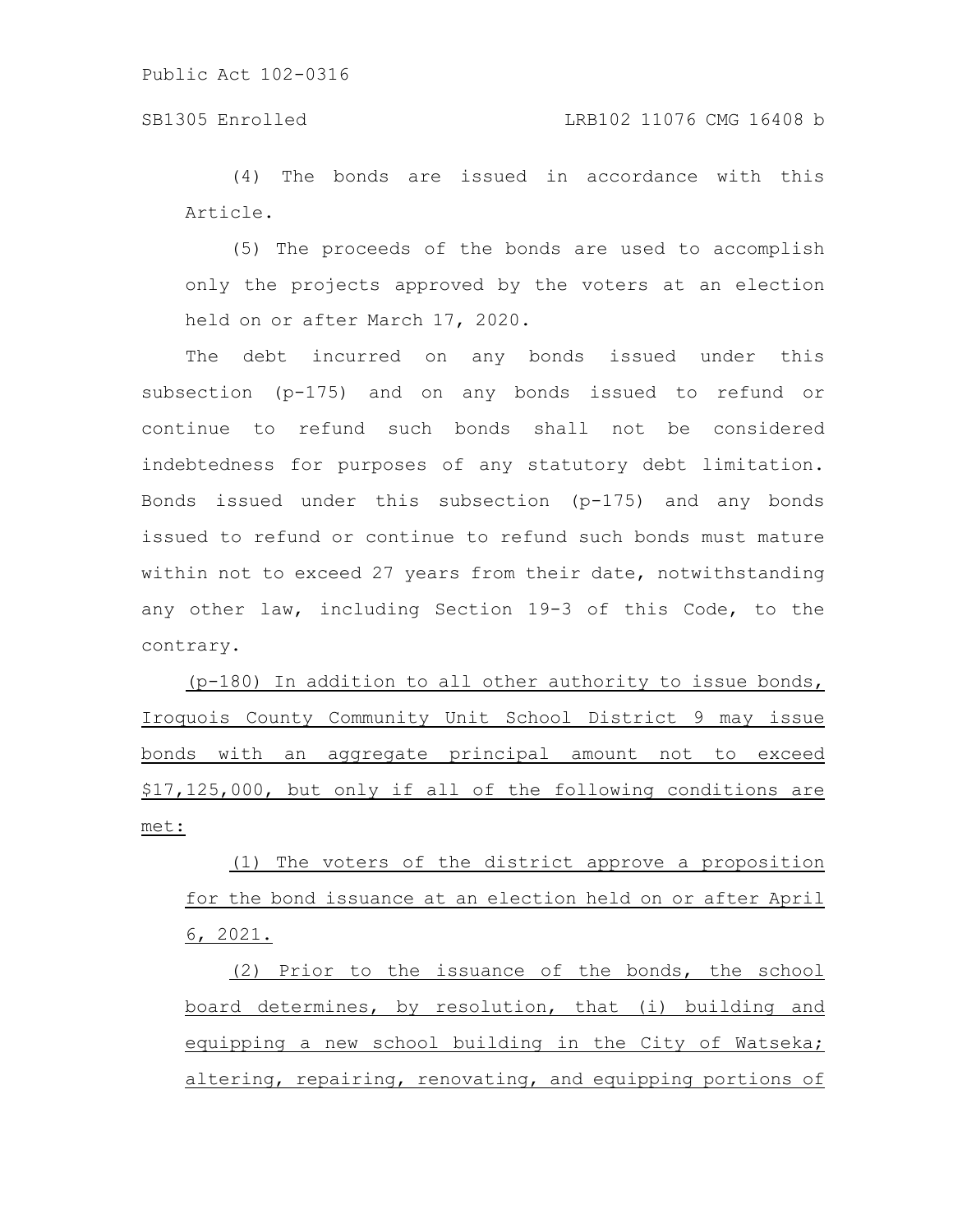(4) The bonds are issued in accordance with this Article.

(5) The proceeds of the bonds are used to accomplish only the projects approved by the voters at an election held on or after March 17, 2020.

The debt incurred on any bonds issued under this subsection (p-175) and on any bonds issued to refund or continue to refund such bonds shall not be considered indebtedness for purposes of any statutory debt limitation. Bonds issued under this subsection (p-175) and any bonds issued to refund or continue to refund such bonds must mature within not to exceed 27 years from their date, notwithstanding any other law, including Section 19-3 of this Code, to the contrary.

(p-180) In addition to all other authority to issue bonds, Iroquois County Community Unit School District 9 may issue bonds with an aggregate principal amount not to exceed $17,125,000, but only if all of the following conditions are met:

(1) The voters of the district approve a proposition for the bond issuance at an election held on or after April 6, 2021.

(2) Prior to the issuance of the bonds, the school board determines, by resolution, that (i) building and equipping a new school building in the City of Watseka; altering, repairing, renovating, and equipping portions of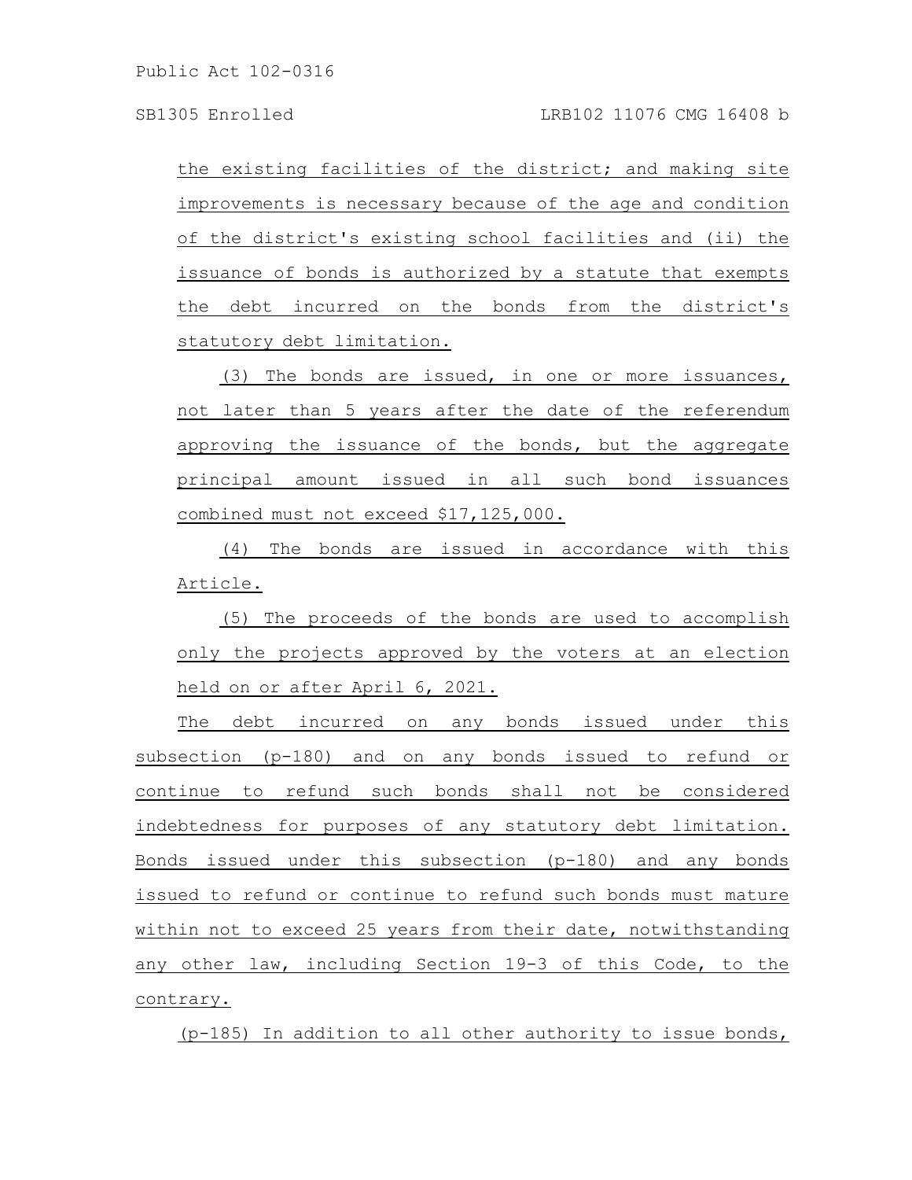the existing facilities of the district; and making site improvements is necessary because of the age and condition of the district's existing school facilities and (ii) the issuance of bonds is authorized by a statute that exempts the debt incurred on the bonds from the district's statutory debt limitation.

(3) The bonds are issued, in one or more issuances, not later than 5 years after the date of the referendum approving the issuance of the bonds, but the aggregate principal amount issued in all such bond issuances combined must not exceed $17,125,000.

(4) The bonds are issued in accordance with this Article.

(5) The proceeds of the bonds are used to accomplish only the projects approved by the voters at an election held on or after April 6, 2021.

The debt incurred on any bonds issued under this subsection (p-180) and on any bonds issued to refund or continue to refund such bonds shall not be considered indebtedness for purposes of any statutory debt limitation. Bonds issued under this subsection (p-180) and any bonds issued to refund or continue to refund such bonds must mature within not to exceed 25 years from their date, notwithstanding any other law, including Section 19-3 of this Code, to the contrary.

(p-185) In addition to all other authority to issue bonds,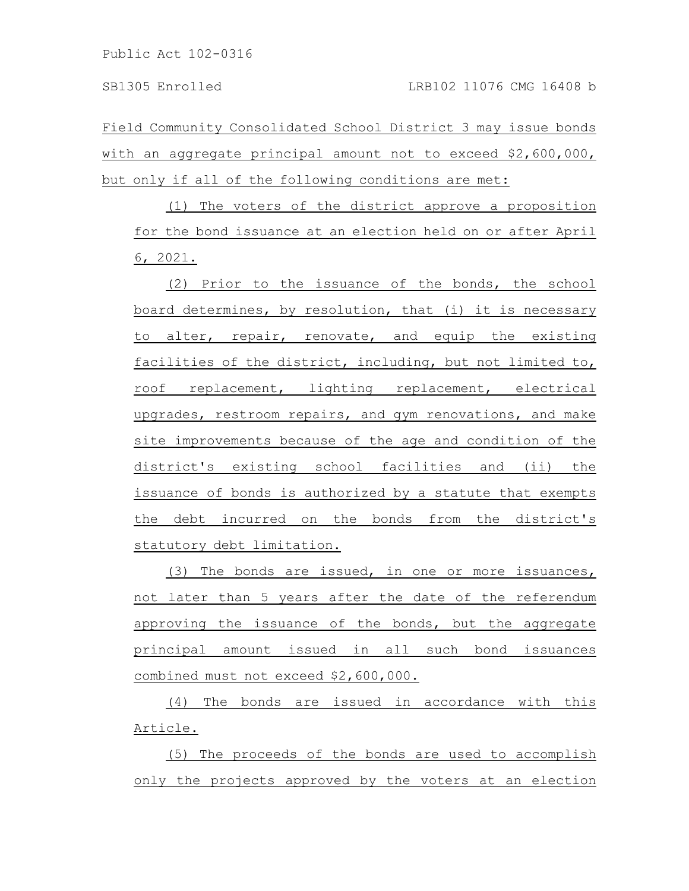Field Community Consolidated School District 3 may issue bonds with an aggregate principal amount not to exceed $2,600,000, but only if all of the following conditions are met:

(1) The voters of the district approve a proposition for the bond issuance at an election held on or after April 6, 2021.

(2) Prior to the issuance of the bonds, the school board determines, by resolution, that (i) it is necessary to alter, repair, renovate, and equip the existing facilities of the district, including, but not limited to, roof replacement, lighting replacement, electrical upgrades, restroom repairs, and gym renovations, and make site improvements because of the age and condition of the district's existing school facilities and (ii) the issuance of bonds is authorized by a statute that exempts the debt incurred on the bonds from the district's statutory debt limitation.

(3) The bonds are issued, in one or more issuances, not later than 5 years after the date of the referendum approving the issuance of the bonds, but the aggregate principal amount issued in all such bond issuances combined must not exceed $2,600,000.

(4) The bonds are issued in accordance with this Article.

(5) The proceeds of the bonds are used to accomplish only the projects approved by the voters at an election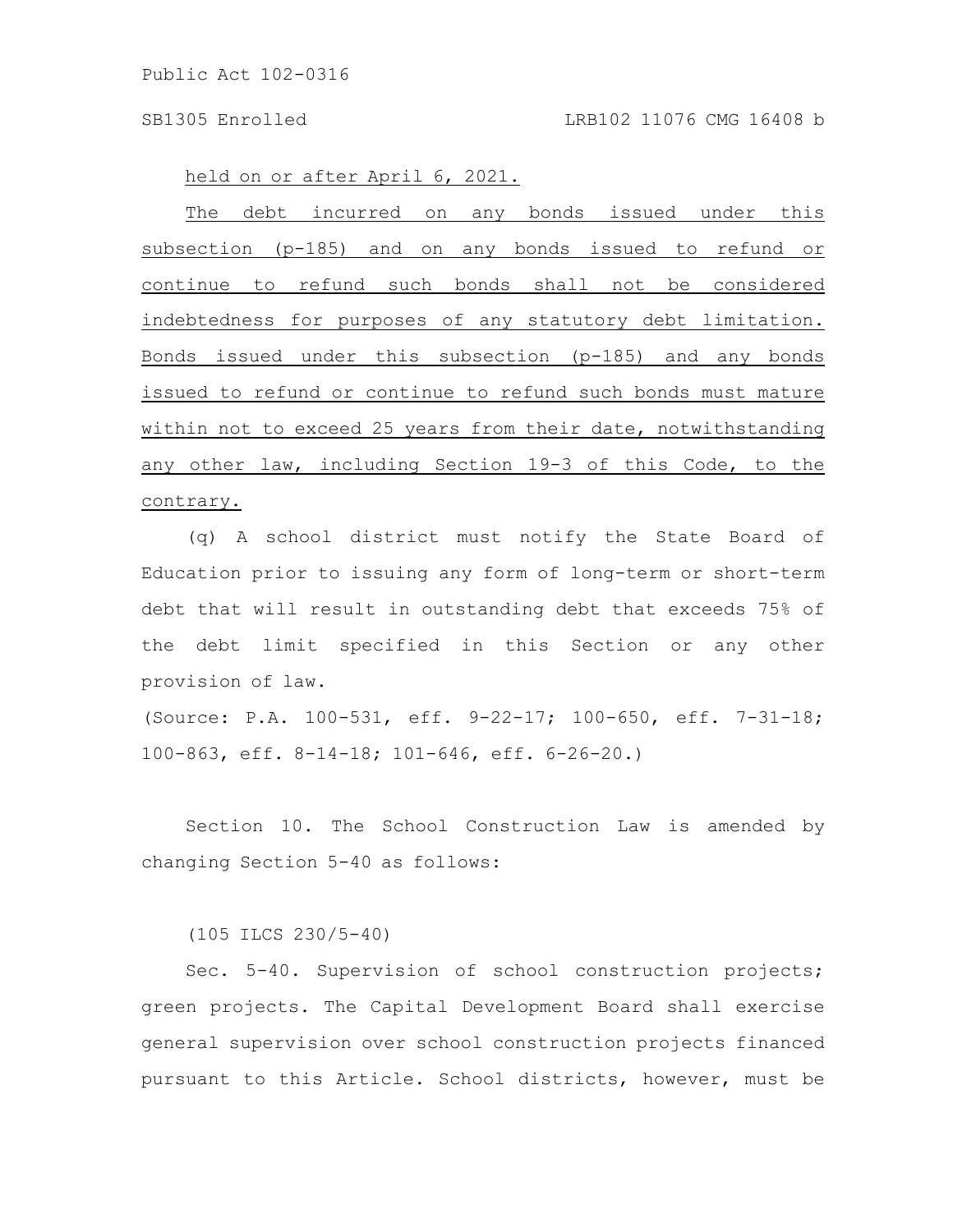held on or after April 6, 2021.

The debt incurred on any bonds issued under this subsection (p-185) and on any bonds issued to refund or continue to refund such bonds shall not be considered indebtedness for purposes of any statutory debt limitation. Bonds issued under this subsection (p-185) and any bonds issued to refund or continue to refund such bonds must mature within not to exceed 25 years from their date, notwithstanding any other law, including Section 19-3 of this Code, to the contrary.

(q) A school district must notify the State Board of Education prior to issuing any form of long-term or short-term debt that will result in outstanding debt that exceeds 75% of the debt limit specified in this Section or any other provision of law.

(Source: P.A. 100-531, eff. 9-22-17; 100-650, eff. 7-31-18; 100-863, eff. 8-14-18; 101-646, eff. 6-26-20.)

Section 10. The School Construction Law is amended by changing Section 5-40 as follows:

(105 ILCS 230/5-40)

Sec. 5-40. Supervision of school construction projects; green projects. The Capital Development Board shall exercise general supervision over school construction projects financed pursuant to this Article. School districts, however, must be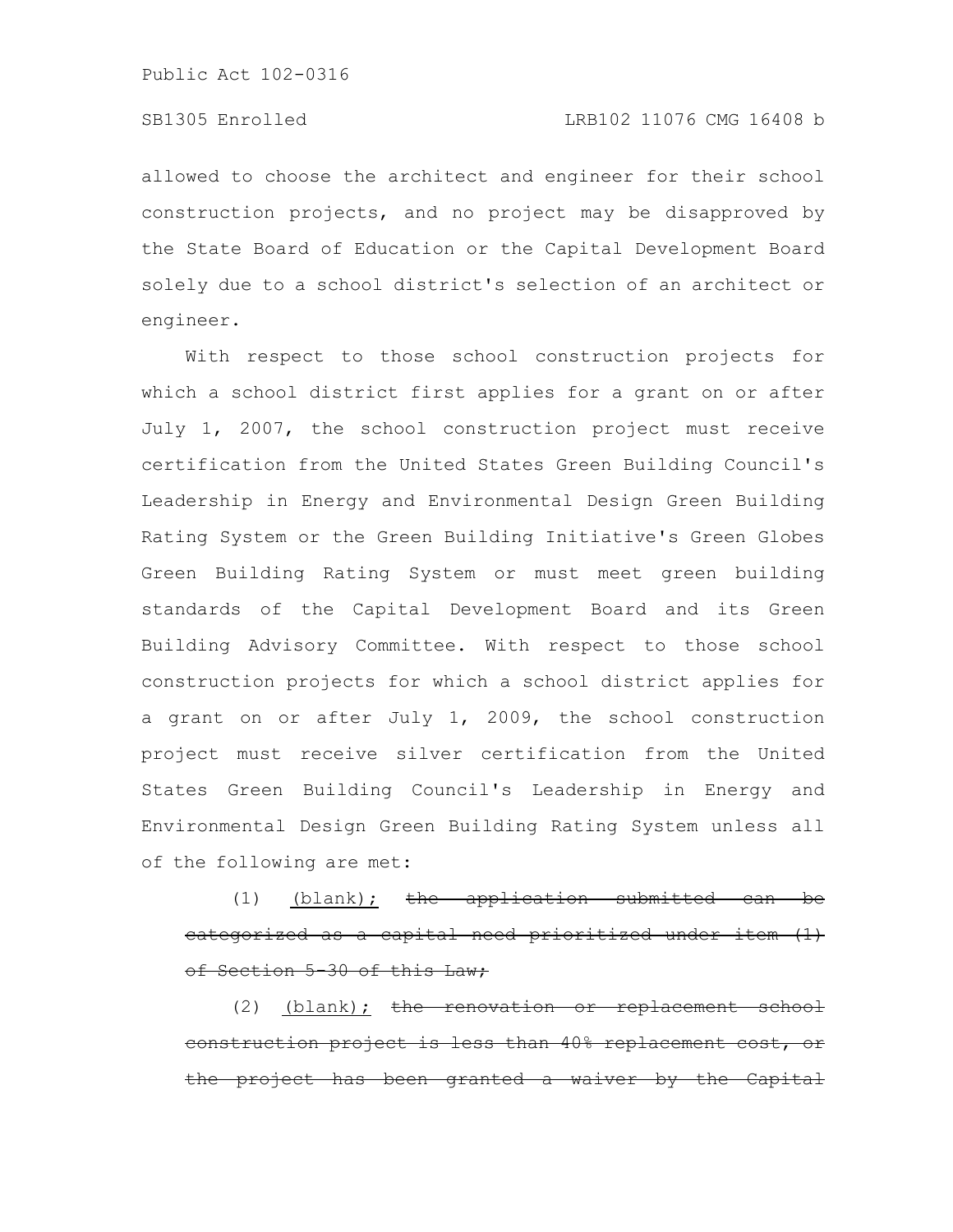allowed to choose the architect and engineer for their school construction projects, and no project may be disapproved by the State Board of Education or the Capital Development Board solely due to a school district's selection of an architect or engineer.

With respect to those school construction projects for which a school district first applies for a grant on or after July 1, 2007, the school construction project must receive certification from the United States Green Building Council's Leadership in Energy and Environmental Design Green Building Rating System or the Green Building Initiative's Green Globes Green Building Rating System or must meet green building standards of the Capital Development Board and its Green Building Advisory Committee. With respect to those school construction projects for which a school district applies for a grant on or after July 1, 2009, the school construction project must receive silver certification from the United States Green Building Council's Leadership in Energy and Environmental Design Green Building Rating System unless all of the following are met:

(1) <u>(blank);</u> ~~the application submitted can be categorized as a capital need prioritized under item (1) of Section 5-30 of this Law;~~

(2) <u>(blank);</u> ~~the renovation or replacement school construction project is less than 40% replacement cost, or the project has been granted a waiver by the Capital~~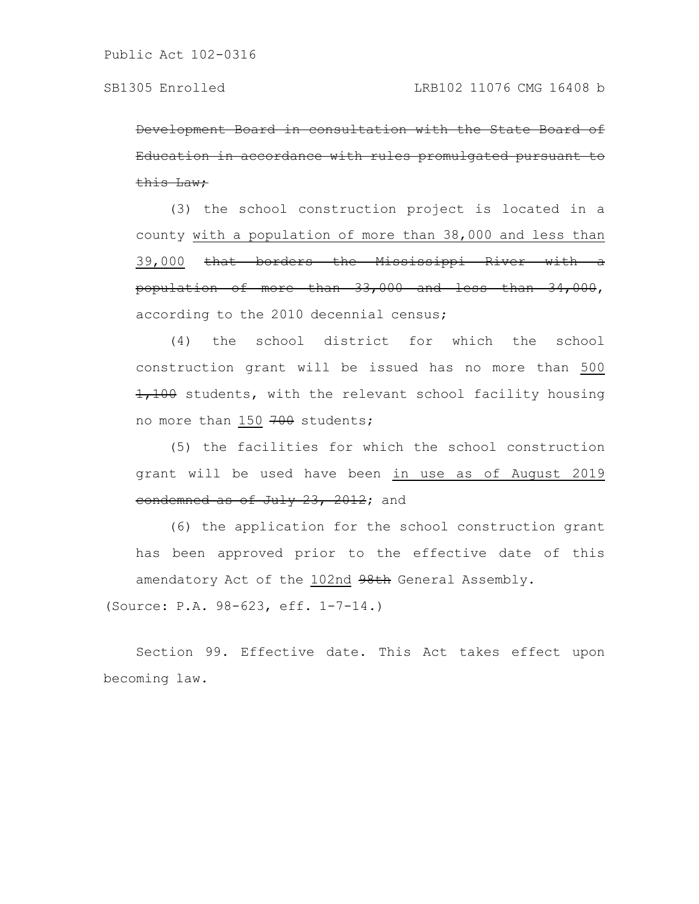~~Development Board in consultation with the State Board of Education in accordance with rules promulgated pursuant to this Law;~~

(3) the school construction project is located in a county <u>with a population of more than 38,000 and less than 39,000</u> ~~that borders the Mississippi River with a population of more than 33,000 and less than 34,000~~, according to the 2010 decennial census;

(4) the school district for which the school construction grant will be issued has no more than <u>500</u> ~~1,100~~ students, with the relevant school facility housing no more than <u>150</u> ~~700~~ students;

(5) the facilities for which the school construction grant will be used have been <u>in use as of August 2019</u> ~~condemned as of July 23, 2012~~; and

(6) the application for the school construction grant has been approved prior to the effective date of this amendatory Act of the <u>102nd</u> ~~98th~~ General Assembly.

(Source: P.A. 98-623, eff. 1-7-14.)

Section 99. Effective date. This Act takes effect upon becoming law.